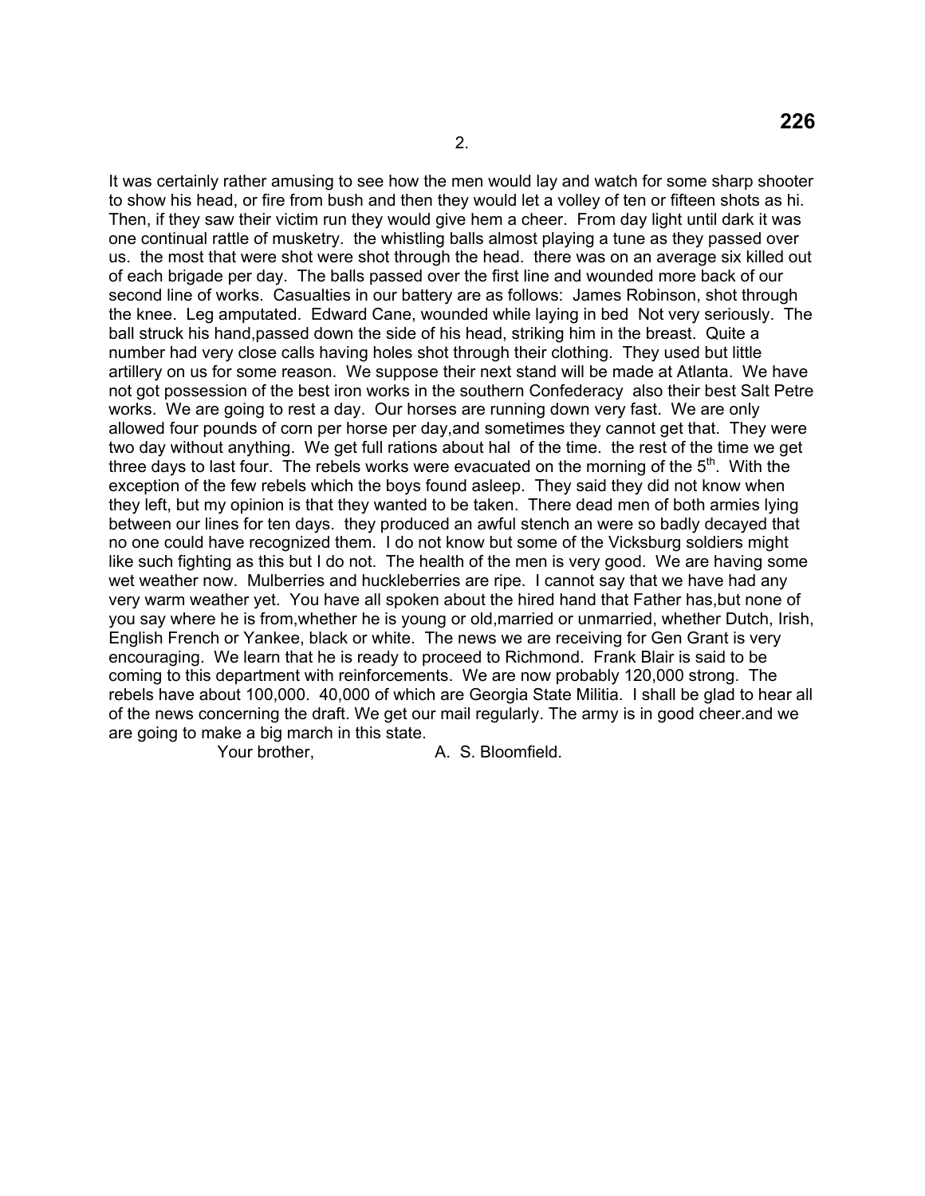2.

It was certainly rather amusing to see how the men would lay and watch for some sharp shooter to show his head, or fire from bush and then they would let a volley of ten or fifteen shots as hi. Then, if they saw their victim run they would give hem a cheer. From day light until dark it was one continual rattle of musketry. the whistling balls almost playing a tune as they passed over us. the most that were shot were shot through the head. there was on an average six killed out of each brigade per day. The balls passed over the first line and wounded more back of our second line of works. Casualties in our battery are as follows: James Robinson, shot through the knee. Leg amputated. Edward Cane, wounded while laying in bed Not very seriously. The ball struck his hand,passed down the side of his head, striking him in the breast. Quite a number had very close calls having holes shot through their clothing. They used but little artillery on us for some reason. We suppose their next stand will be made at Atlanta. We have not got possession of the best iron works in the southern Confederacy also their best Salt Petre works. We are going to rest a day. Our horses are running down very fast. We are only allowed four pounds of corn per horse per day,and sometimes they cannot get that. They were two day without anything. We get full rations about hal of the time. the rest of the time we get three days to last four. The rebels works were evacuated on the morning of the 5th. With the exception of the few rebels which the boys found asleep. They said they did not know when they left, but my opinion is that they wanted to be taken. There dead men of both armies lying between our lines for ten days. they produced an awful stench an were so badly decayed that no one could have recognized them. I do not know but some of the Vicksburg soldiers might like such fighting as this but I do not. The health of the men is very good. We are having some wet weather now. Mulberries and huckleberries are ripe. I cannot say that we have had any very warm weather yet. You have all spoken about the hired hand that Father has,but none of you say where he is from,whether he is young or old,married or unmarried, whether Dutch, Irish, English French or Yankee, black or white. The news we are receiving for Gen Grant is very encouraging. We learn that he is ready to proceed to Richmond. Frank Blair is said to be coming to this department with reinforcements. We are now probably 120,000 strong. The rebels have about 100,000. 40,000 of which are Georgia State Militia. I shall be glad to hear all of the news concerning the draft. We get our mail regularly. The army is in good cheer.and we are going to make a big march in this state.

Your brother, A. S. Bloomfield.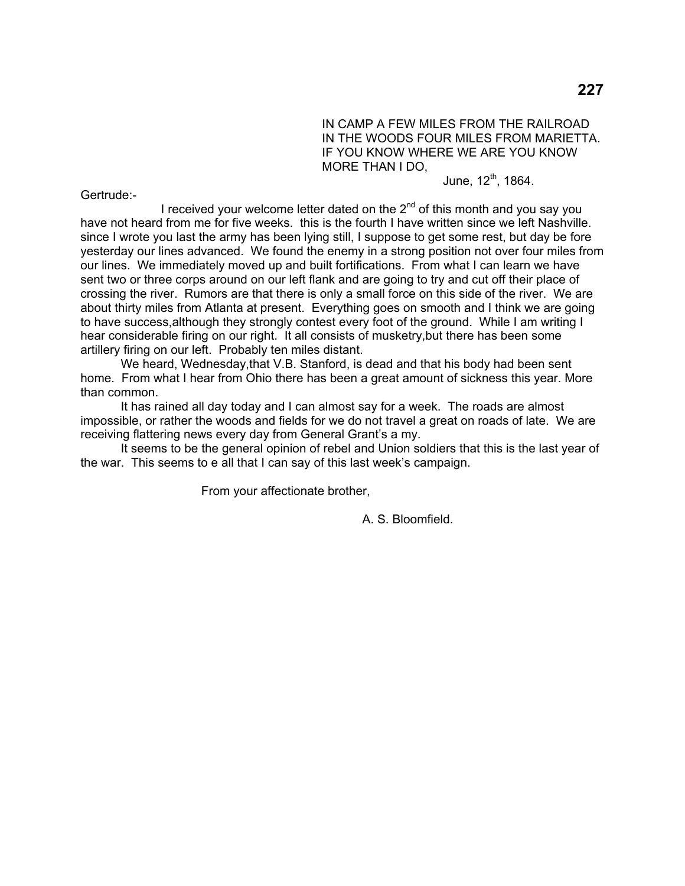IN CAMP A FEW MILES FROM THE RAILROAD
IN THE WOODS FOUR MILES FROM MARIETTA.
IF YOU KNOW WHERE WE ARE YOU KNOW
MORE THAN I DO,

June, 12th, 1864.

Gertrude:-

I received your welcome letter dated on the 2nd of this month and you say you have not heard from me for five weeks. this is the fourth I have written since we left Nashville. since I wrote you last the army has been lying still, I suppose to get some rest, but day be fore yesterday our lines advanced. We found the enemy in a strong position not over four miles from our lines. We immediately moved up and built fortifications. From what I can learn we have sent two or three corps around on our left flank and are going to try and cut off their place of crossing the river. Rumors are that there is only a small force on this side of the river. We are about thirty miles from Atlanta at present. Everything goes on smooth and I think we are going to have success,although they strongly contest every foot of the ground. While I am writing I hear considerable firing on our right. It all consists of musketry,but there has been some artillery firing on our left. Probably ten miles distant.

We heard, Wednesday,that V.B. Stanford, is dead and that his body had been sent home. From what I hear from Ohio there has been a great amount of sickness this year. More than common.

It has rained all day today and I can almost say for a week. The roads are almost impossible, or rather the woods and fields for we do not travel a great on roads of late. We are receiving flattering news every day from General Grant's a my.

It seems to be the general opinion of rebel and Union soldiers that this is the last year of the war. This seems to e all that I can say of this last week's campaign.

From your affectionate brother,

A. S. Bloomfield.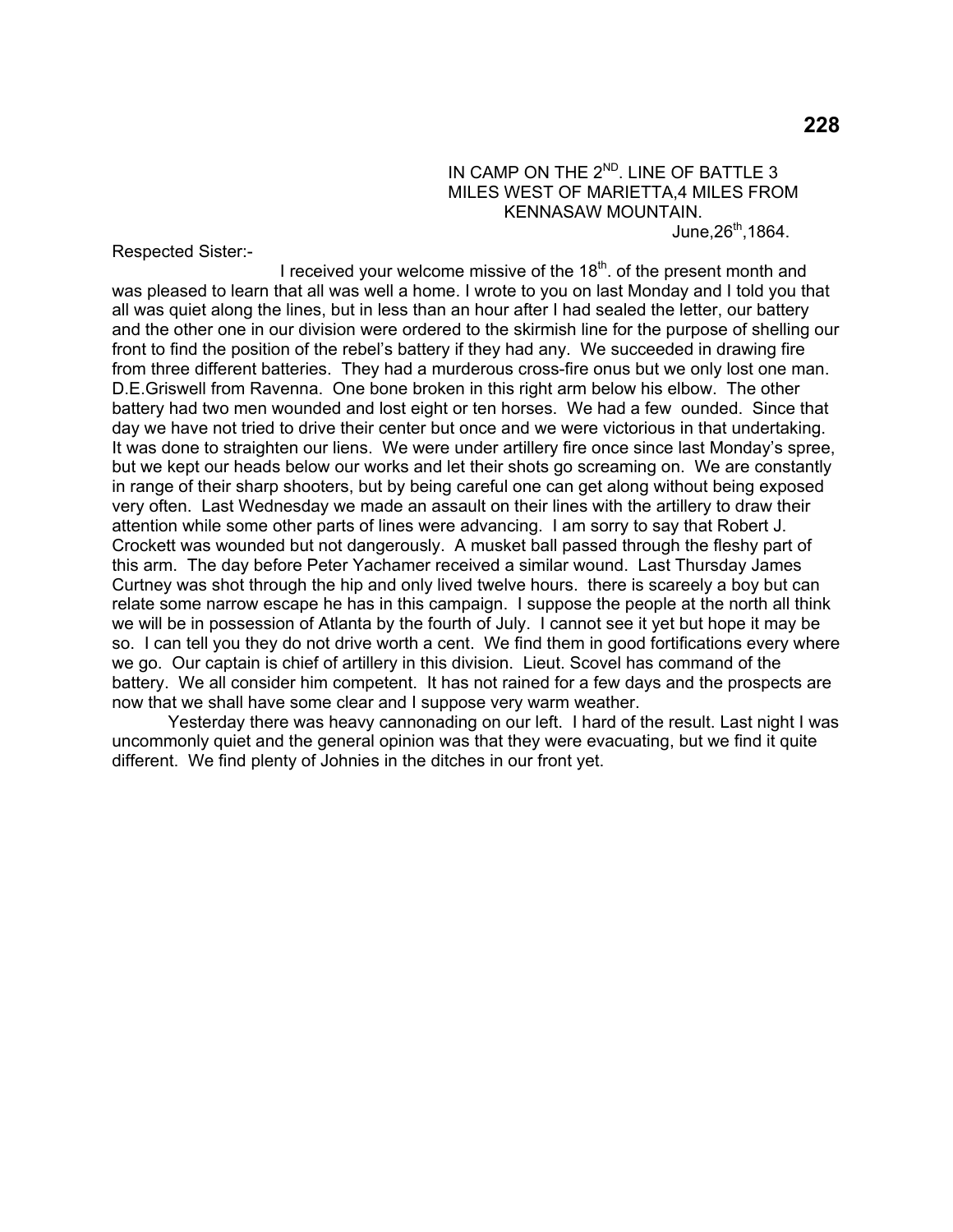IN CAMP ON THE 2ND. LINE OF BATTLE 3
MILES WEST OF MARIETTA,4 MILES FROM
KENNASAW MOUNTAIN.
June,26th,1864.

Respected Sister:-

I received your welcome missive of the 18th. of the present month and was pleased to learn that all was well a home. I wrote to you on last Monday and I told you that all was quiet along the lines, but in less than an hour after I had sealed the letter, our battery and the other one in our division were ordered to the skirmish line for the purpose of shelling our front to find the position of the rebel's battery if they had any. We succeeded in drawing fire from three different batteries. They had a murderous cross-fire onus but we only lost one man. D.E.Griswell from Ravenna. One bone broken in this right arm below his elbow. The other battery had two men wounded and lost eight or ten horses. We had a few ounded. Since that day we have not tried to drive their center but once and we were victorious in that undertaking. It was done to straighten our liens. We were under artillery fire once since last Monday's spree, but we kept our heads below our works and let their shots go screaming on. We are constantly in range of their sharp shooters, but by being careful one can get along without being exposed very often. Last Wednesday we made an assault on their lines with the artillery to draw their attention while some other parts of lines were advancing. I am sorry to say that Robert J. Crockett was wounded but not dangerously. A musket ball passed through the fleshy part of this arm. The day before Peter Yachamer received a similar wound. Last Thursday James Curtney was shot through the hip and only lived twelve hours. there is scareely a boy but can relate some narrow escape he has in this campaign. I suppose the people at the north all think we will be in possession of Atlanta by the fourth of July. I cannot see it yet but hope it may be so. I can tell you they do not drive worth a cent. We find them in good fortifications every where we go. Our captain is chief of artillery in this division. Lieut. Scovel has command of the battery. We all consider him competent. It has not rained for a few days and the prospects are now that we shall have some clear and I suppose very warm weather.

Yesterday there was heavy cannonading on our left. I hard of the result. Last night I was uncommonly quiet and the general opinion was that they were evacuating, but we find it quite different. We find plenty of Johnies in the ditches in our front yet.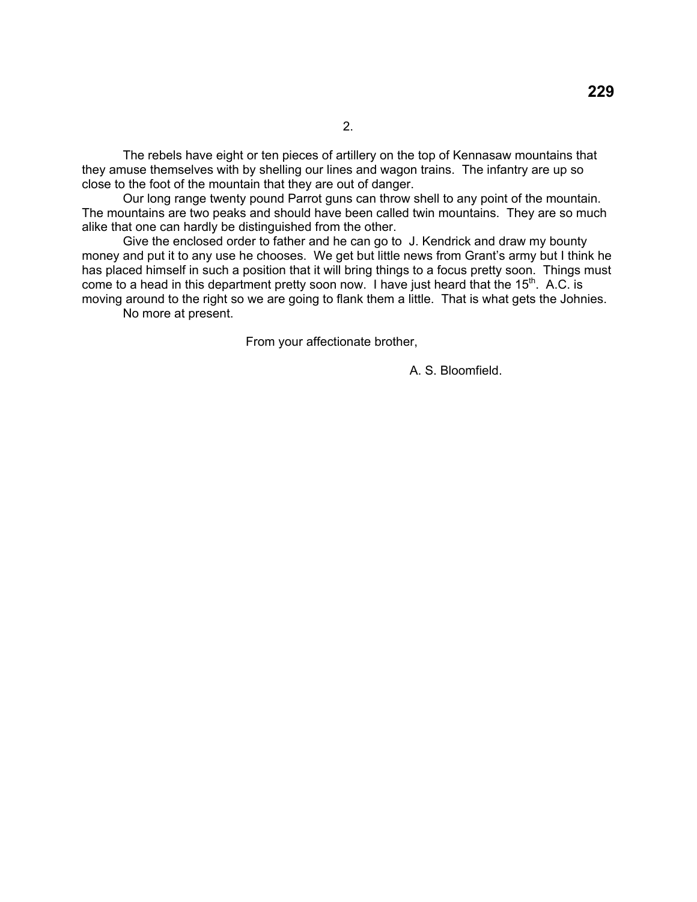2.

The rebels have eight or ten pieces of artillery on the top of Kennasaw mountains that they amuse themselves with by shelling our lines and wagon trains. The infantry are up so close to the foot of the mountain that they are out of danger.

Our long range twenty pound Parrot guns can throw shell to any point of the mountain. The mountains are two peaks and should have been called twin mountains. They are so much alike that one can hardly be distinguished from the other.

Give the enclosed order to father and he can go to J. Kendrick and draw my bounty money and put it to any use he chooses. We get but little news from Grant's army but I think he has placed himself in such a position that it will bring things to a focus pretty soon. Things must come to a head in this department pretty soon now. I have just heard that the 15th. A.C. is moving around to the right so we are going to flank them a little. That is what gets the Johnies.

No more at present.

From your affectionate brother,

A. S. Bloomfield.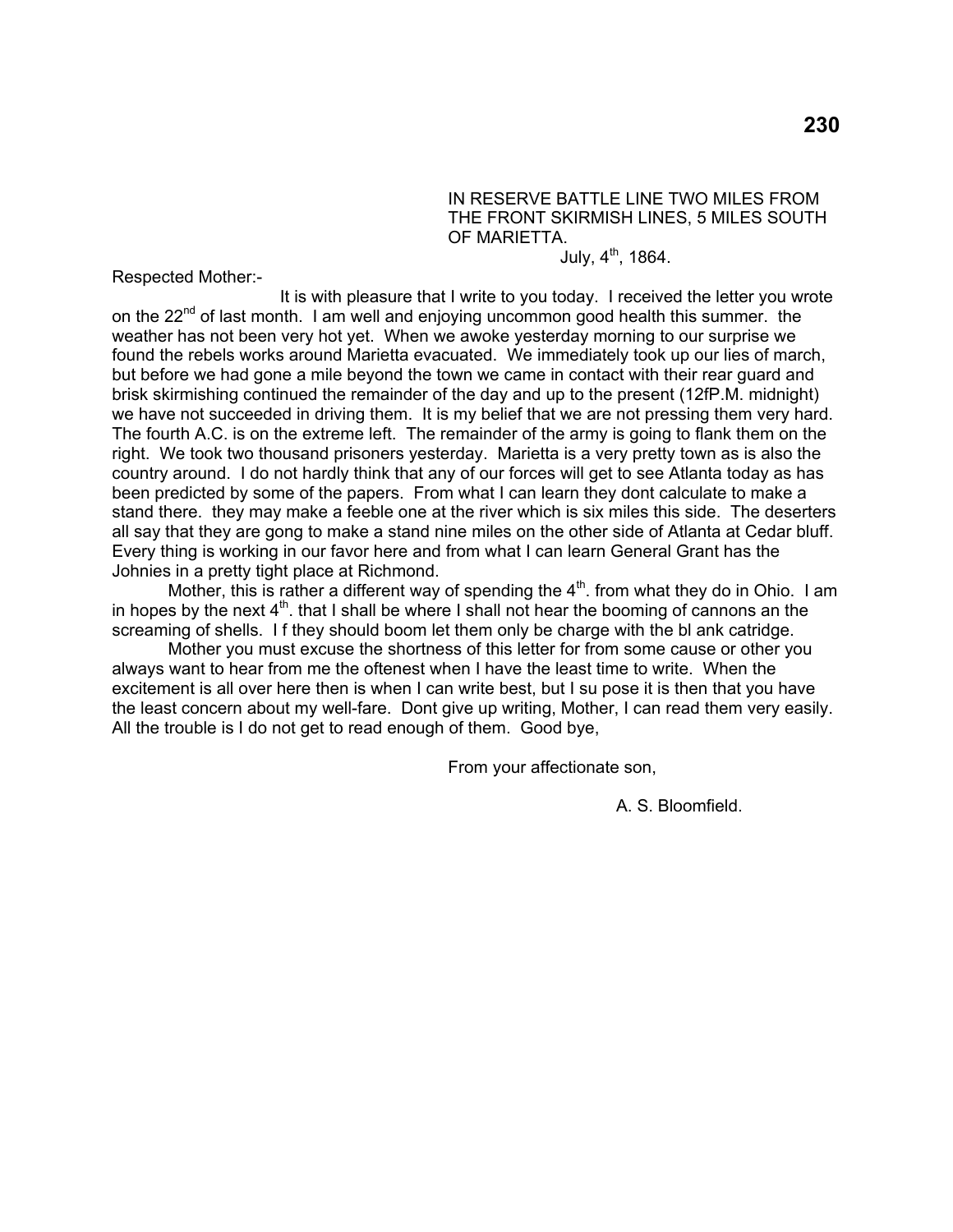IN RESERVE BATTLE LINE TWO MILES FROM THE FRONT SKIRMISH LINES, 5 MILES SOUTH OF MARIETTA.
July, 4th, 1864.

Respected Mother:-

It is with pleasure that I write to you today. I received the letter you wrote on the 22nd of last month. I am well and enjoying uncommon good health this summer. the weather has not been very hot yet. When we awoke yesterday morning to our surprise we found the rebels works around Marietta evacuated. We immediately took up our lies of march, but before we had gone a mile beyond the town we came in contact with their rear guard and brisk skirmishing continued the remainder of the day and up to the present (12fP.M. midnight) we have not succeeded in driving them. It is my belief that we are not pressing them very hard. The fourth A.C. is on the extreme left. The remainder of the army is going to flank them on the right. We took two thousand prisoners yesterday. Marietta is a very pretty town as is also the country around. I do not hardly think that any of our forces will get to see Atlanta today as has been predicted by some of the papers. From what I can learn they dont calculate to make a stand there. they may make a feeble one at the river which is six miles this side. The deserters all say that they are gong to make a stand nine miles on the other side of Atlanta at Cedar bluff. Every thing is working in our favor here and from what I can learn General Grant has the Johnies in a pretty tight place at Richmond.

Mother, this is rather a different way of spending the 4th. from what they do in Ohio. I am in hopes by the next 4th. that I shall be where I shall not hear the booming of cannons an the screaming of shells. I f they should boom let them only be charge with the bl ank catridge.

Mother you must excuse the shortness of this letter for from some cause or other you always want to hear from me the oftenest when I have the least time to write. When the excitement is all over here then is when I can write best, but I su pose it is then that you have the least concern about my well-fare. Dont give up writing, Mother, I can read them very easily. All the trouble is I do not get to read enough of them. Good bye,

From your affectionate son,

A. S. Bloomfield.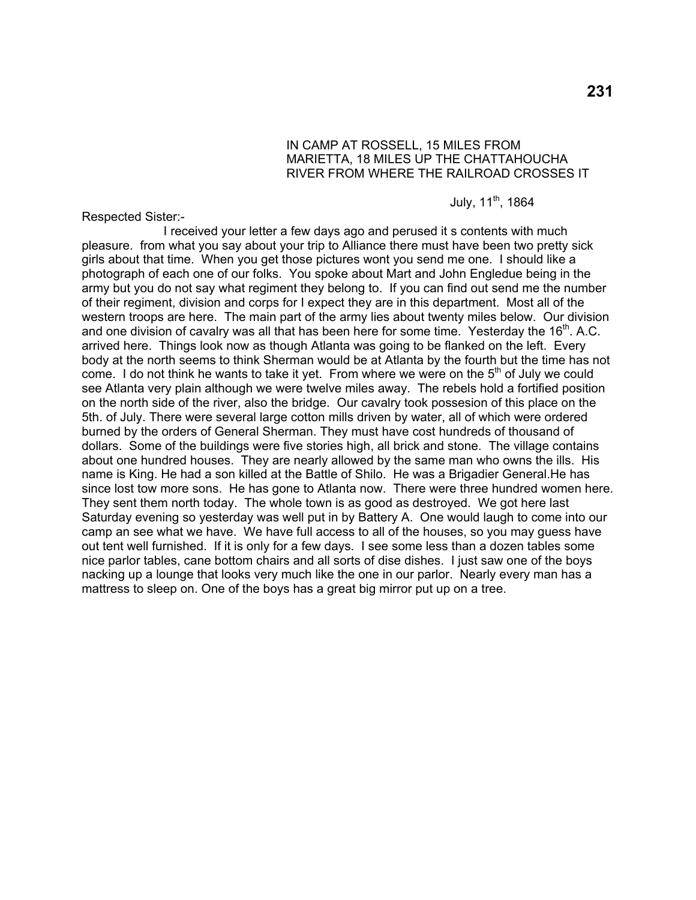IN CAMP AT ROSSELL, 15 MILES FROM MARIETTA, 18 MILES UP THE CHATTAHOUCHA RIVER FROM WHERE THE RAILROAD CROSSES IT

July, 11th, 1864

Respected Sister:-

I received your letter a few days ago and perused it s contents with much pleasure. from what you say about your trip to Alliance there must have been two pretty sick girls about that time. When you get those pictures wont you send me one. I should like a photograph of each one of our folks. You spoke about Mart and John Engledue being in the army but you do not say what regiment they belong to. If you can find out send me the number of their regiment, division and corps for I expect they are in this department. Most all of the western troops are here. The main part of the army lies about twenty miles below. Our division and one division of cavalry was all that has been here for some time. Yesterday the 16th. A.C. arrived here. Things look now as though Atlanta was going to be flanked on the left. Every body at the north seems to think Sherman would be at Atlanta by the fourth but the time has not come. I do not think he wants to take it yet. From where we were on the 5th of July we could see Atlanta very plain although we were twelve miles away. The rebels hold a fortified position on the north side of the river, also the bridge. Our cavalry took possesion of this place on the 5th. of July. There were several large cotton mills driven by water, all of which were ordered burned by the orders of General Sherman. They must have cost hundreds of thousand of dollars. Some of the buildings were five stories high, all brick and stone. The village contains about one hundred houses. They are nearly allowed by the same man who owns the ills. His name is King. He had a son killed at the Battle of Shilo. He was a Brigadier General.He has since lost tow more sons. He has gone to Atlanta now. There were three hundred women here. They sent them north today. The whole town is as good as destroyed. We got here last Saturday evening so yesterday was well put in by Battery A. One would laugh to come into our camp an see what we have. We have full access to all of the houses, so you may guess have out tent well furnished. If it is only for a few days. I see some less than a dozen tables some nice parlor tables, cane bottom chairs and all sorts of dise dishes. I just saw one of the boys nacking up a lounge that looks very much like the one in our parlor. Nearly every man has a mattress to sleep on. One of the boys has a great big mirror put up on a tree.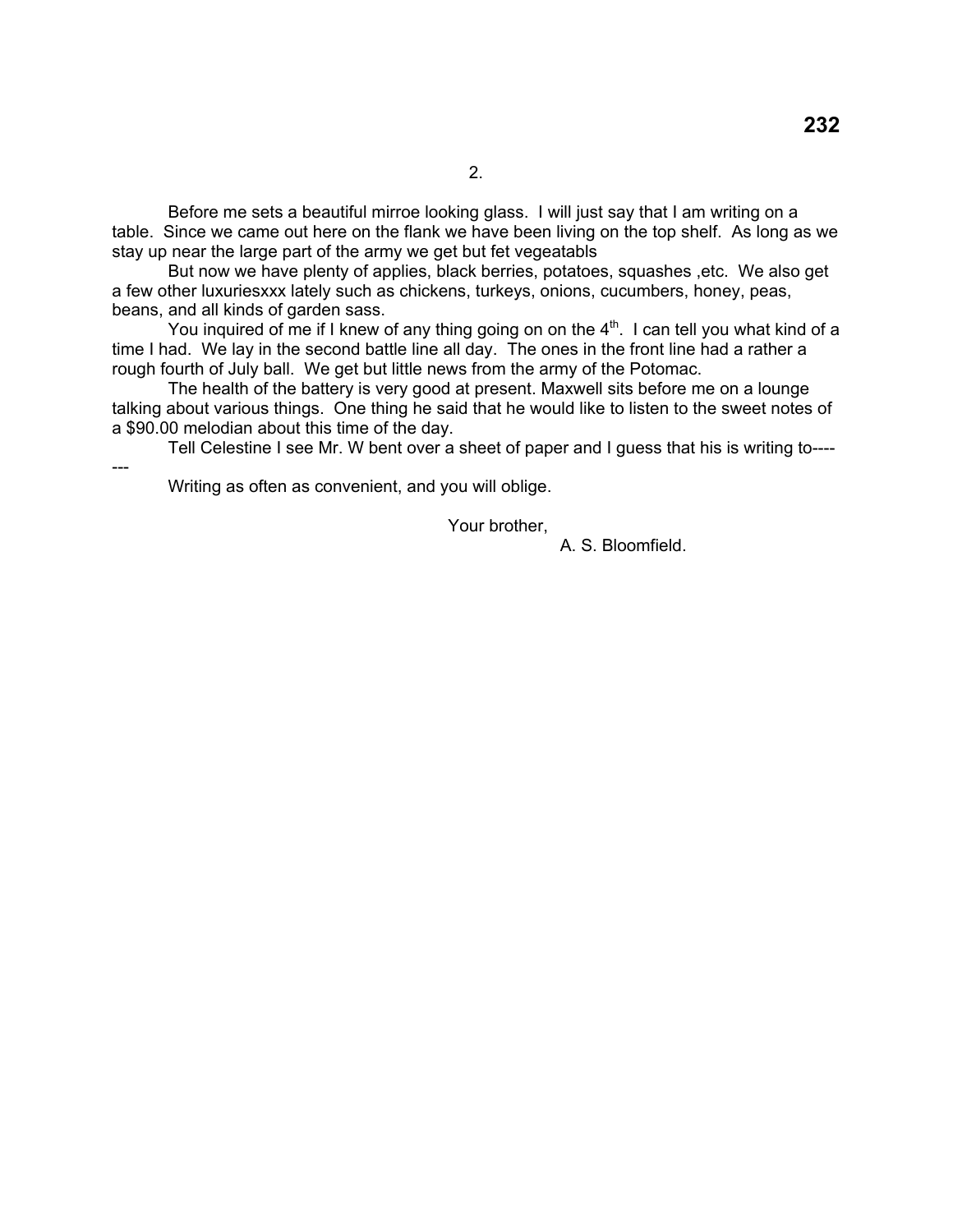2.

Before me sets a beautiful mirroe looking glass. I will just say that I am writing on a table. Since we came out here on the flank we have been living on the top shelf. As long as we stay up near the large part of the army we get but fet vegeatabls

But now we have plenty of applies, black berries, potatoes, squashes ,etc. We also get a few other luxuriesxxx lately such as chickens, turkeys, onions, cucumbers, honey, peas, beans, and all kinds of garden sass.

You inquired of me if I knew of any thing going on on the 4th. I can tell you what kind of a time I had. We lay in the second battle line all day. The ones in the front line had a rather a rough fourth of July ball. We get but little news from the army of the Potomac.

The health of the battery is very good at present. Maxwell sits before me on a lounge talking about various things. One thing he said that he would like to listen to the sweet notes of a $90.00 melodian about this time of the day.

Tell Celestine I see Mr. W bent over a sheet of paper and I guess that his is writing to-------

Writing as often as convenient, and you will oblige.

Your brother,

A. S. Bloomfield.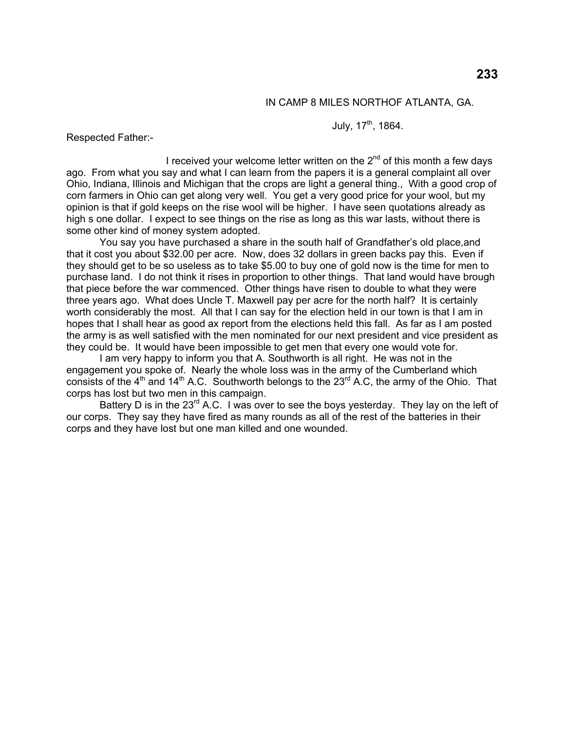IN CAMP 8 MILES NORTHOF ATLANTA, GA.

July, 17th, 1864.

Respected Father:-

I received your welcome letter written on the 2nd of this month a few days ago. From what you say and what I can learn from the papers it is a general complaint all over Ohio, Indiana, Illinois and Michigan that the crops are light a general thing., With a good crop of corn farmers in Ohio can get along very well. You get a very good price for your wool, but my opinion is that if gold keeps on the rise wool will be higher. I have seen quotations already as high s one dollar. I expect to see things on the rise as long as this war lasts, without there is some other kind of money system adopted.

You say you have purchased a share in the south half of Grandfather's old place,and that it cost you about $32.00 per acre. Now, does 32 dollars in green backs pay this. Even if they should get to be so useless as to take $5.00 to buy one of gold now is the time for men to purchase land. I do not think it rises in proportion to other things. That land would have brough that piece before the war commenced. Other things have risen to double to what they were three years ago. What does Uncle T. Maxwell pay per acre for the north half? It is certainly worth considerably the most. All that I can say for the election held in our town is that I am in hopes that I shall hear as good ax report from the elections held this fall. As far as I am posted the army is as well satisfied with the men nominated for our next president and vice president as they could be. It would have been impossible to get men that every one would vote for.

I am very happy to inform you that A. Southworth is all right. He was not in the engagement you spoke of. Nearly the whole loss was in the army of the Cumberland which consists of the 4th and 14th A.C. Southworth belongs to the 23rd A.C, the army of the Ohio. That corps has lost but two men in this campaign.

Battery D is in the 23rd A.C. I was over to see the boys yesterday. They lay on the left of our corps. They say they have fired as many rounds as all of the rest of the batteries in their corps and they have lost but one man killed and one wounded.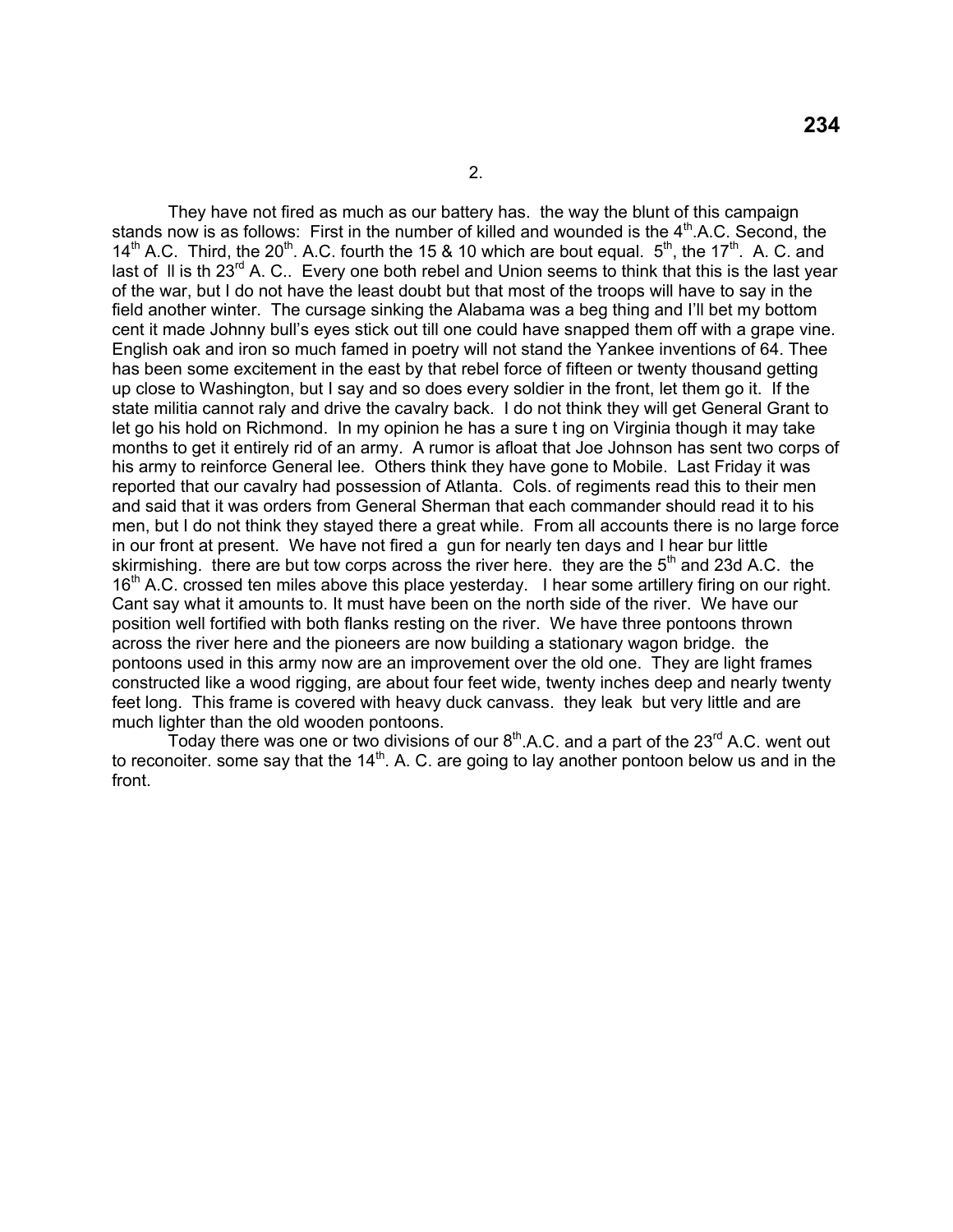2.

They have not fired as much as our battery has. the way the blunt of this campaign stands now is as follows: First in the number of killed and wounded is the 4th.A.C. Second, the 14th A.C. Third, the 20th. A.C. fourth the 15 & 10 which are bout equal. 5th, the 17th. A. C. and last of ll is th 23rd A. C.. Every one both rebel and Union seems to think that this is the last year of the war, but I do not have the least doubt but that most of the troops will have to say in the field another winter. The cursage sinking the Alabama was a beg thing and I'll bet my bottom cent it made Johnny bull's eyes stick out till one could have snapped them off with a grape vine. English oak and iron so much famed in poetry will not stand the Yankee inventions of 64. Thee has been some excitement in the east by that rebel force of fifteen or twenty thousand getting up close to Washington, but I say and so does every soldier in the front, let them go it. If the state militia cannot raly and drive the cavalry back. I do not think they will get General Grant to let go his hold on Richmond. In my opinion he has a sure t ing on Virginia though it may take months to get it entirely rid of an army. A rumor is afloat that Joe Johnson has sent two corps of his army to reinforce General lee. Others think they have gone to Mobile. Last Friday it was reported that our cavalry had possession of Atlanta. Cols. of regiments read this to their men and said that it was orders from General Sherman that each commander should read it to his men, but I do not think they stayed there a great while. From all accounts there is no large force in our front at present. We have not fired a gun for nearly ten days and I hear bur little skirmishing. there are but tow corps across the river here. they are the 5th and 23d A.C. the 16th A.C. crossed ten miles above this place yesterday. I hear some artillery firing on our right. Cant say what it amounts to. It must have been on the north side of the river. We have our position well fortified with both flanks resting on the river. We have three pontoons thrown across the river here and the pioneers are now building a stationary wagon bridge. the pontoons used in this army now are an improvement over the old one. They are light frames constructed like a wood rigging, are about four feet wide, twenty inches deep and nearly twenty feet long. This frame is covered with heavy duck canvass. they leak but very little and are much lighter than the old wooden pontoons.

Today there was one or two divisions of our 8th.A.C. and a part of the 23rd A.C. went out to reconoiter. some say that the 14th. A. C. are going to lay another pontoon below us and in the front.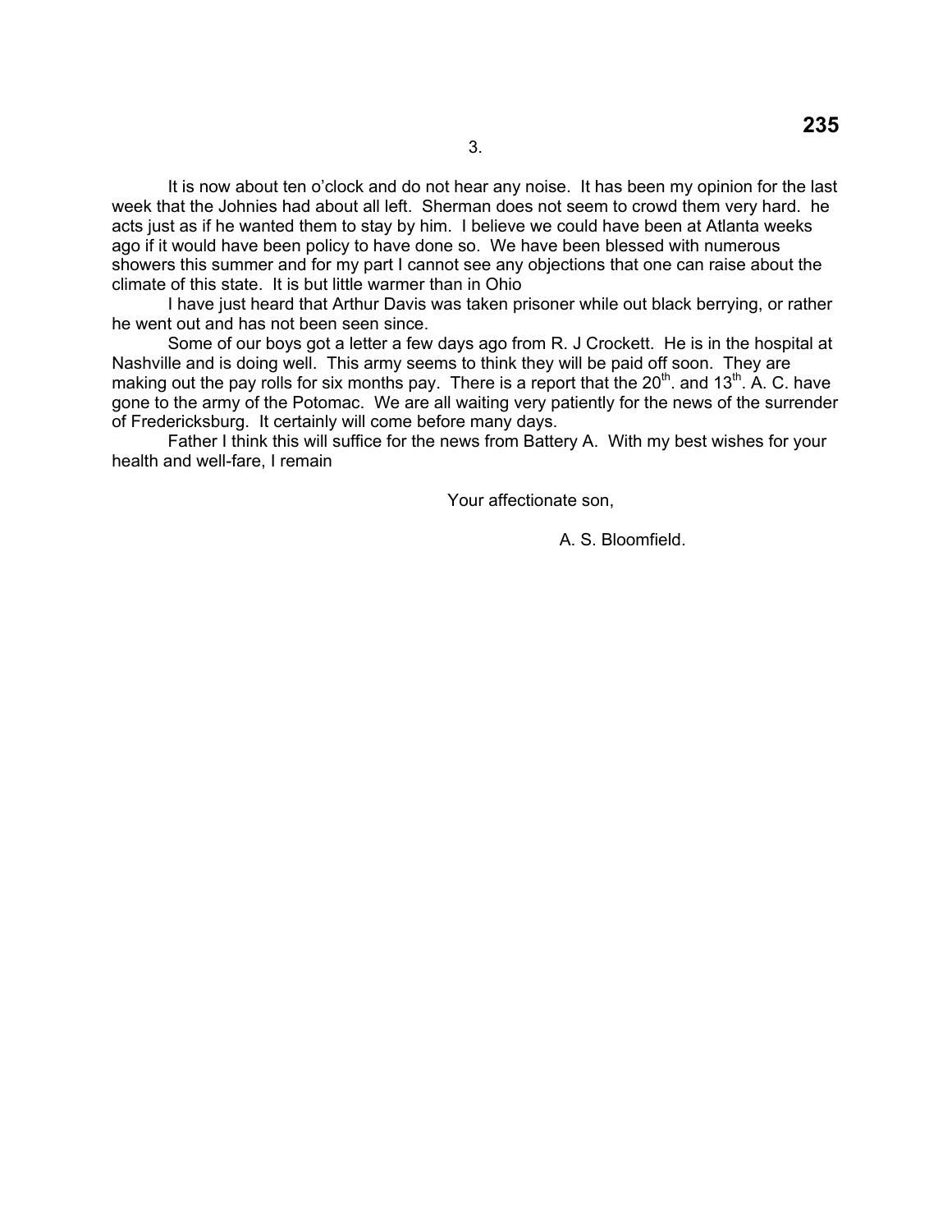3.

It is now about ten o'clock and do not hear any noise. It has been my opinion for the last week that the Johnies had about all left. Sherman does not seem to crowd them very hard. he acts just as if he wanted them to stay by him. I believe we could have been at Atlanta weeks ago if it would have been policy to have done so. We have been blessed with numerous showers this summer and for my part I cannot see any objections that one can raise about the climate of this state. It is but little warmer than in Ohio

I have just heard that Arthur Davis was taken prisoner while out black berrying, or rather he went out and has not been seen since.

Some of our boys got a letter a few days ago from R. J Crockett. He is in the hospital at Nashville and is doing well. This army seems to think they will be paid off soon. They are making out the pay rolls for six months pay. There is a report that the 20th. and 13th. A. C. have gone to the army of the Potomac. We are all waiting very patiently for the news of the surrender of Fredericksburg. It certainly will come before many days.

Father I think this will suffice for the news from Battery A. With my best wishes for your health and well-fare, I remain

Your affectionate son,

A. S. Bloomfield.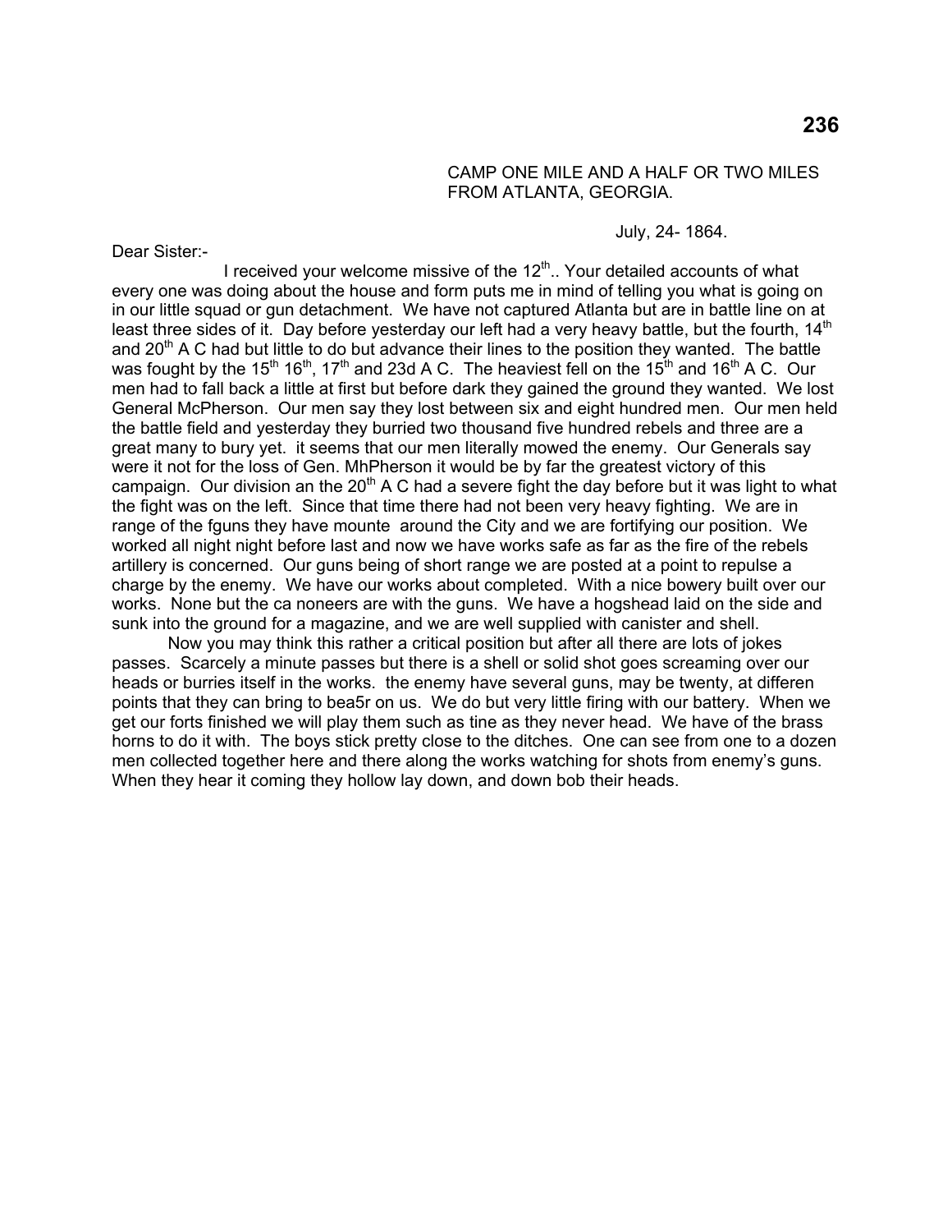CAMP ONE MILE AND A HALF OR TWO MILES FROM ATLANTA, GEORGIA.

July, 24- 1864.

Dear Sister:-

I received your welcome missive of the 12th.. Your detailed accounts of what every one was doing about the house and form puts me in mind of telling you what is going on in our little squad or gun detachment. We have not captured Atlanta but are in battle line on at least three sides of it. Day before yesterday our left had a very heavy battle, but the fourth, 14th and 20th A C had but little to do but advance their lines to the position they wanted. The battle was fought by the 15th 16th, 17th and 23d A C. The heaviest fell on the 15th and 16th A C. Our men had to fall back a little at first but before dark they gained the ground they wanted. We lost General McPherson. Our men say they lost between six and eight hundred men. Our men held the battle field and yesterday they burried two thousand five hundred rebels and three are a great many to bury yet. it seems that our men literally mowed the enemy. Our Generals say were it not for the loss of Gen. MhPherson it would be by far the greatest victory of this campaign. Our division an the 20th A C had a severe fight the day before but it was light to what the fight was on the left. Since that time there had not been very heavy fighting. We are in range of the fguns they have mounte around the City and we are fortifying our position. We worked all night night before last and now we have works safe as far as the fire of the rebels artillery is concerned. Our guns being of short range we are posted at a point to repulse a charge by the enemy. We have our works about completed. With a nice bowery built over our works. None but the ca noneers are with the guns. We have a hogshead laid on the side and sunk into the ground for a magazine, and we are well supplied with canister and shell.

Now you may think this rather a critical position but after all there are lots of jokes passes. Scarcely a minute passes but there is a shell or solid shot goes screaming over our heads or burries itself in the works. the enemy have several guns, may be twenty, at differen points that they can bring to bea5r on us. We do but very little firing with our battery. When we get our forts finished we will play them such as tine as they never head. We have of the brass horns to do it with. The boys stick pretty close to the ditches. One can see from one to a dozen men collected together here and there along the works watching for shots from enemy's guns. When they hear it coming they hollow lay down, and down bob their heads.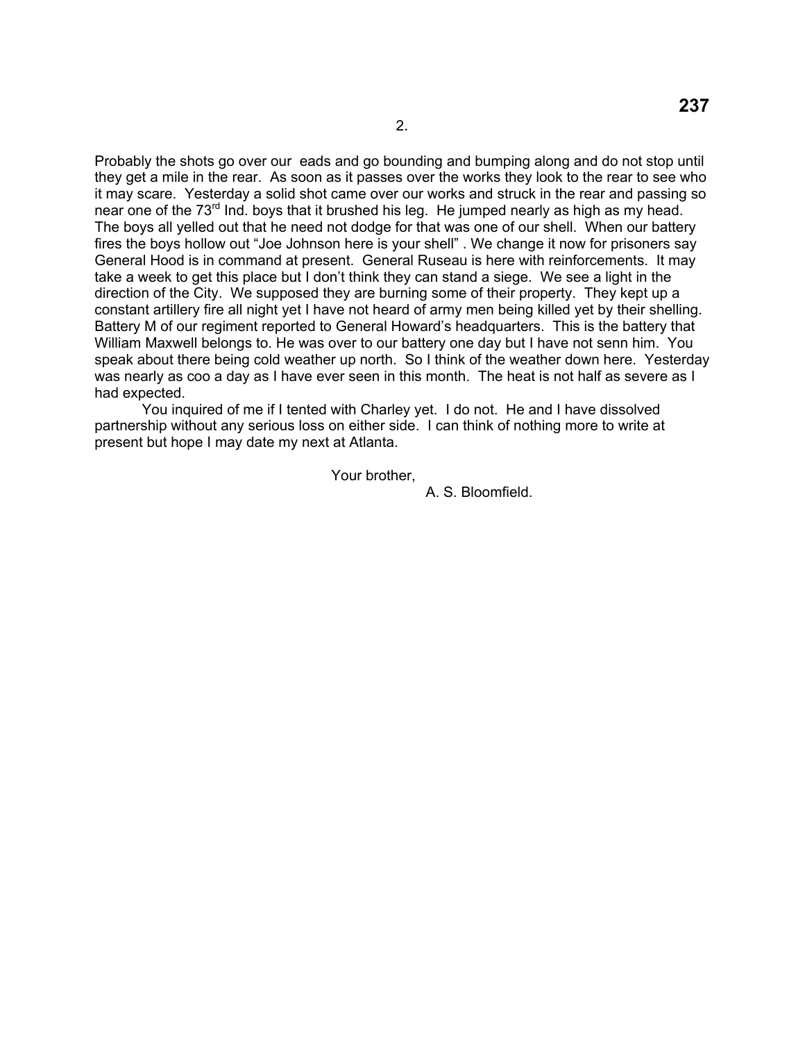Probably the shots go over our  eads and go bounding and bumping along and do not stop until they get a mile in the rear.  As soon as it passes over the works they look to the rear to see who it may scare.  Yesterday a solid shot came over our works and struck in the rear and passing so near one of the 73rd Ind. boys that it brushed his leg.  He jumped nearly as high as my head.  The boys all yelled out that he need not dodge for that was one of our shell.  When our battery fires the boys hollow out "Joe Johnson here is your shell" .  We change it now for prisoners say General Hood is in command at present.  General Ruseau is here with reinforcements.  It may take a week to get this place but I don't think they can stand a siege.  We see a light in the direction of the City.  We supposed they are burning some of their property.  They kept up a constant artillery fire all night yet I have not heard of army men being killed yet by their shelling.  Battery M of our regiment reported to General Howard's headquarters.  This is the battery that William Maxwell belongs to.  He was over to our battery one day but I have not senn him.  You speak about there being cold weather up north.  So I think of the weather down here.  Yesterday was nearly as coo a day as I have ever seen in this month.  The heat is not half as severe as I had expected.

You inquired of me if I tented with Charley yet.  I do not.  He and I have dissolved partnership without any serious loss on either side.  I can think of nothing more to write at present but hope I may date my next at Atlanta.

Your brother,

A. S. Bloomfield.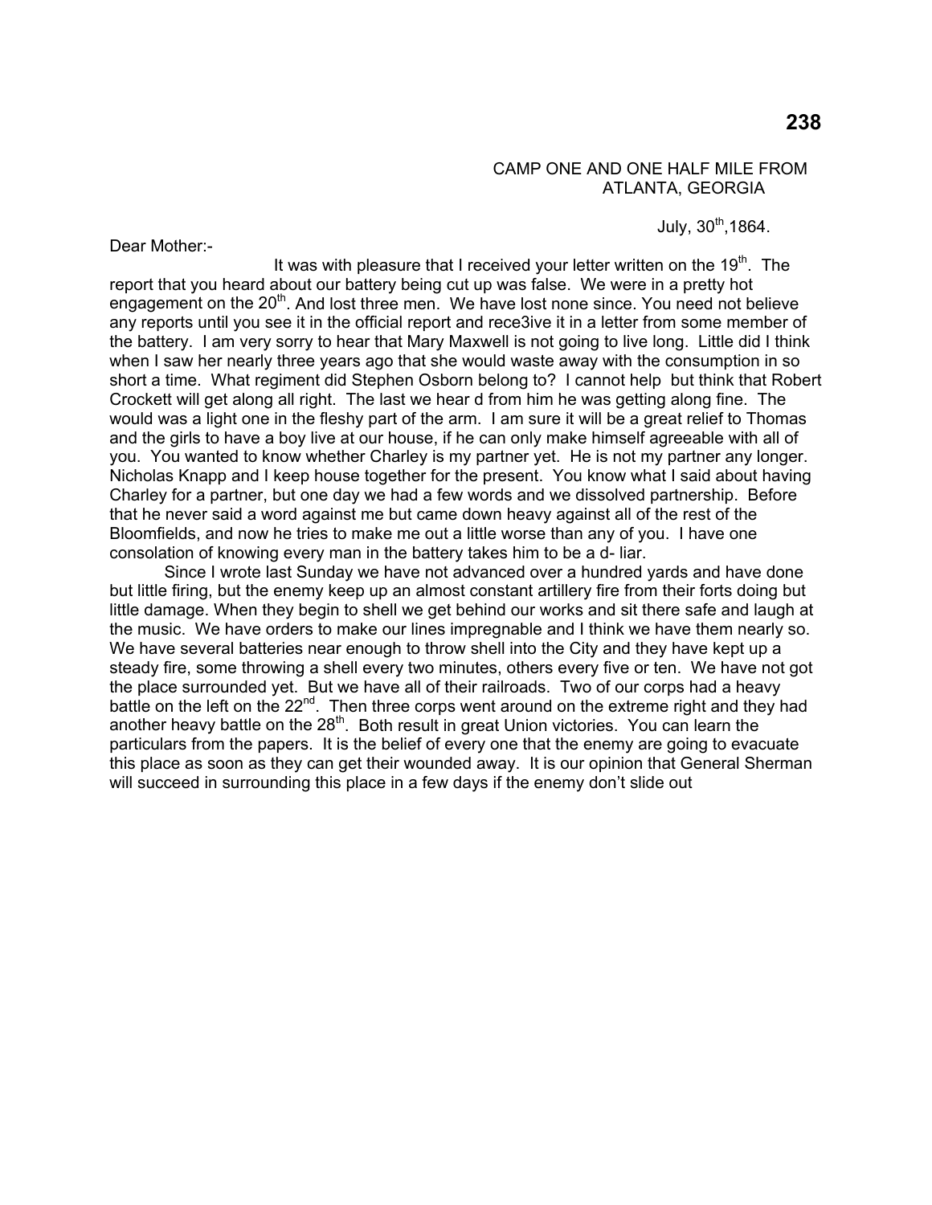CAMP ONE AND ONE HALF MILE FROM ATLANTA, GEORGIA

July, 30th,1864.

Dear Mother:-

It was with pleasure that I received your letter written on the 19th. The report that you heard about our battery being cut up was false. We were in a pretty hot engagement on the 20th. And lost three men. We have lost none since. You need not believe any reports until you see it in the official report and rece3ive it in a letter from some member of the battery. I am very sorry to hear that Mary Maxwell is not going to live long. Little did I think when I saw her nearly three years ago that she would waste away with the consumption in so short a time. What regiment did Stephen Osborn belong to? I cannot help but think that Robert Crockett will get along all right. The last we hear d from him he was getting along fine. The would was a light one in the fleshy part of the arm. I am sure it will be a great relief to Thomas and the girls to have a boy live at our house, if he can only make himself agreeable with all of you. You wanted to know whether Charley is my partner yet. He is not my partner any longer. Nicholas Knapp and I keep house together for the present. You know what I said about having Charley for a partner, but one day we had a few words and we dissolved partnership. Before that he never said a word against me but came down heavy against all of the rest of the Bloomfields, and now he tries to make me out a little worse than any of you. I have one consolation of knowing every man in the battery takes him to be a d- liar.

Since I wrote last Sunday we have not advanced over a hundred yards and have done but little firing, but the enemy keep up an almost constant artillery fire from their forts doing but little damage. When they begin to shell we get behind our works and sit there safe and laugh at the music. We have orders to make our lines impregnable and I think we have them nearly so. We have several batteries near enough to throw shell into the City and they have kept up a steady fire, some throwing a shell every two minutes, others every five or ten. We have not got the place surrounded yet. But we have all of their railroads. Two of our corps had a heavy battle on the left on the 22nd. Then three corps went around on the extreme right and they had another heavy battle on the 28th. Both result in great Union victories. You can learn the particulars from the papers. It is the belief of every one that the enemy are going to evacuate this place as soon as they can get their wounded away. It is our opinion that General Sherman will succeed in surrounding this place in a few days if the enemy don't slide out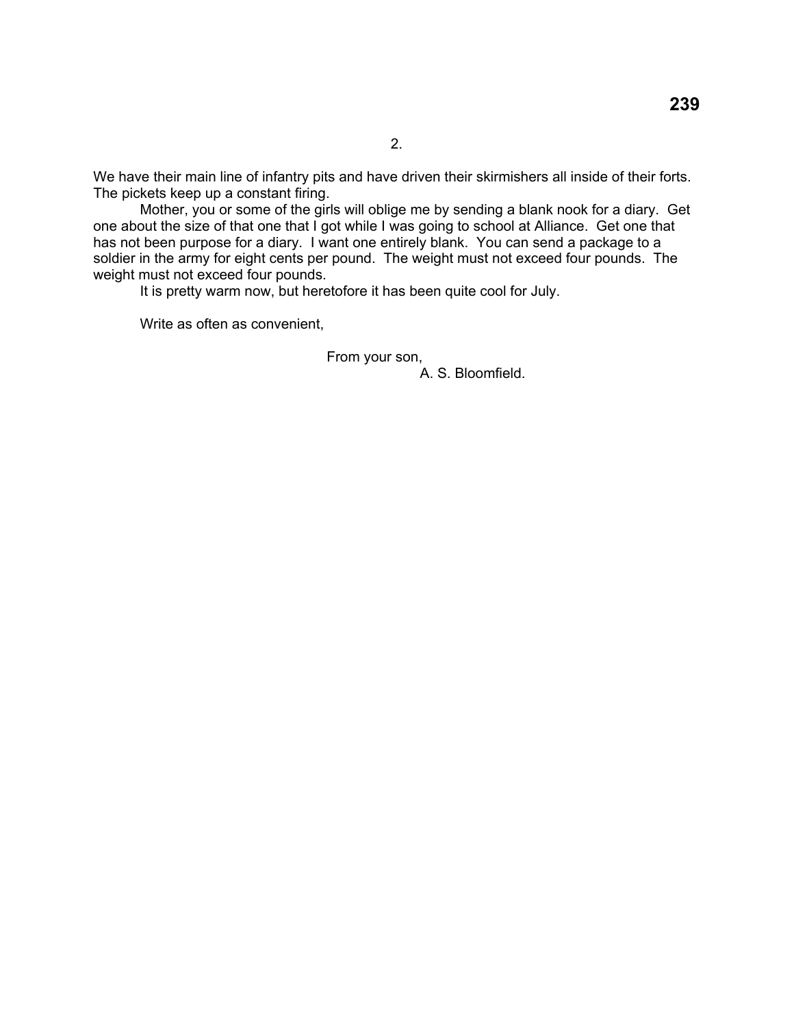2.

We have their main line of infantry pits and have driven their skirmishers all inside of their forts. The pickets keep up a constant firing.

Mother, you or some of the girls will oblige me by sending a blank nook for a diary. Get one about the size of that one that I got while I was going to school at Alliance. Get one that has not been purpose for a diary. I want one entirely blank. You can send a package to a soldier in the army for eight cents per pound. The weight must not exceed four pounds. The weight must not exceed four pounds.

It is pretty warm now, but heretofore it has been quite cool for July.

Write as often as convenient,

From your son,
A. S. Bloomfield.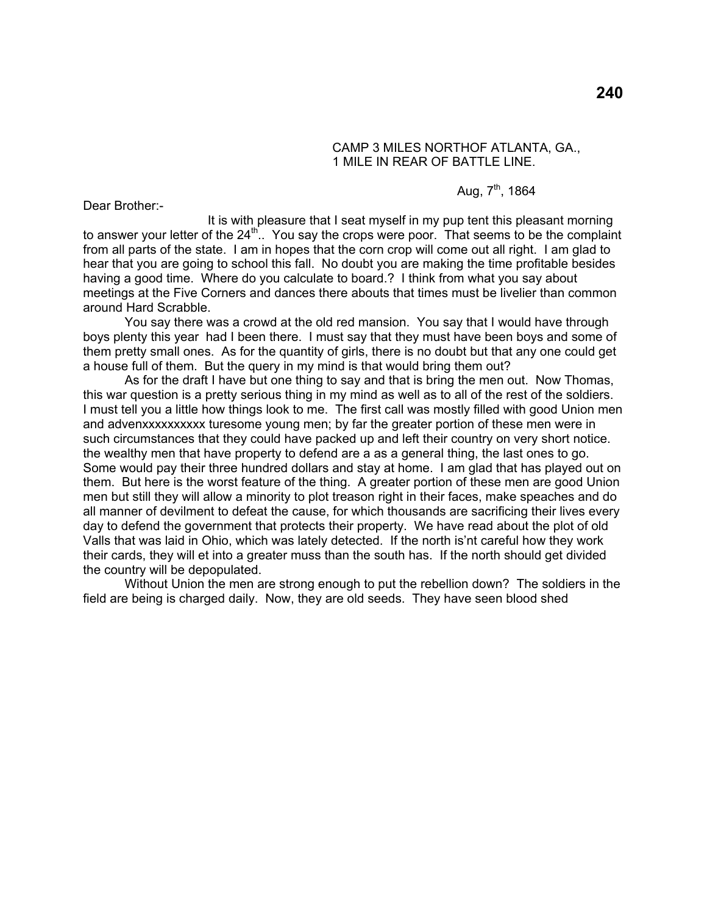CAMP 3 MILES NORTHOF ATLANTA, GA.,
1 MILE IN REAR OF BATTLE LINE.

Aug, 7th, 1864

Dear Brother:-

It is with pleasure that I seat myself in my pup tent this pleasant morning to answer your letter of the 24th.. You say the crops were poor. That seems to be the complaint from all parts of the state. I am in hopes that the corn crop will come out all right. I am glad to hear that you are going to school this fall. No doubt you are making the time profitable besides having a good time. Where do you calculate to board.? I think from what you say about meetings at the Five Corners and dances there abouts that times must be livelier than common around Hard Scrabble.

You say there was a crowd at the old red mansion. You say that I would have through boys plenty this year had I been there. I must say that they must have been boys and some of them pretty small ones. As for the quantity of girls, there is no doubt but that any one could get a house full of them. But the query in my mind is that would bring them out?

As for the draft I have but one thing to say and that is bring the men out. Now Thomas, this war question is a pretty serious thing in my mind as well as to all of the rest of the soldiers. I must tell you a little how things look to me. The first call was mostly filled with good Union men and advenxxxxxxxxxx turesome young men; by far the greater portion of these men were in such circumstances that they could have packed up and left their country on very short notice. the wealthy men that have property to defend are a as a general thing, the last ones to go. Some would pay their three hundred dollars and stay at home. I am glad that has played out on them. But here is the worst feature of the thing. A greater portion of these men are good Union men but still they will allow a minority to plot treason right in their faces, make speaches and do all manner of devilment to defeat the cause, for which thousands are sacrificing their lives every day to defend the government that protects their property. We have read about the plot of old Valls that was laid in Ohio, which was lately detected. If the north is'nt careful how they work their cards, they will et into a greater muss than the south has. If the north should get divided the country will be depopulated.

Without Union the men are strong enough to put the rebellion down? The soldiers in the field are being is charged daily. Now, they are old seeds. They have seen blood shed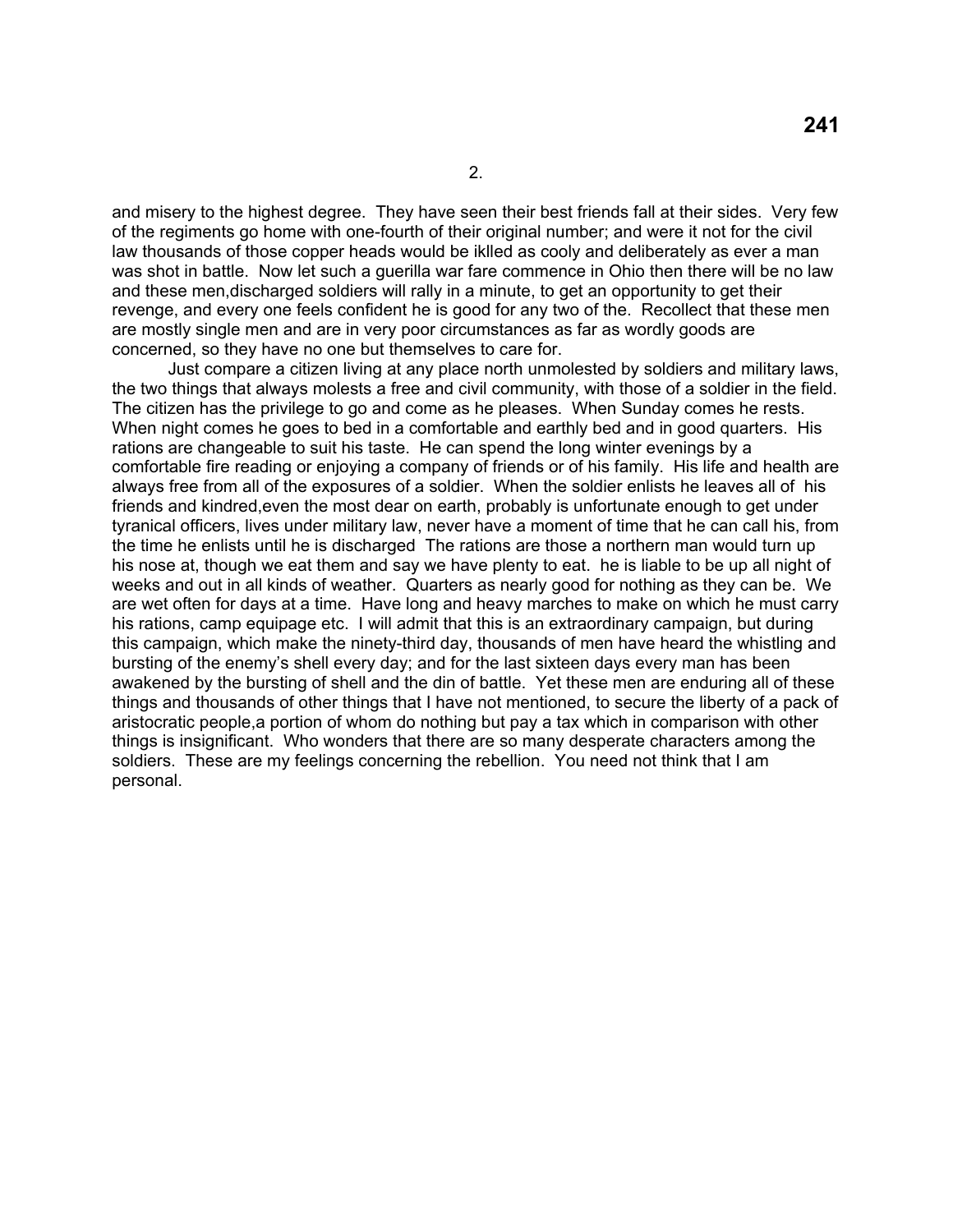and misery to the highest degree. They have seen their best friends fall at their sides. Very few of the regiments go home with one-fourth of their original number; and were it not for the civil law thousands of those copper heads would be iklled as cooly and deliberately as ever a man was shot in battle. Now let such a guerilla war fare commence in Ohio then there will be no law and these men,discharged soldiers will rally in a minute, to get an opportunity to get their revenge, and every one feels confident he is good for any two of the. Recollect that these men are mostly single men and are in very poor circumstances as far as wordly goods are concerned, so they have no one but themselves to care for.

Just compare a citizen living at any place north unmolested by soldiers and military laws, the two things that always molests a free and civil community, with those of a soldier in the field. The citizen has the privilege to go and come as he pleases. When Sunday comes he rests. When night comes he goes to bed in a comfortable and earthly bed and in good quarters. His rations are changeable to suit his taste. He can spend the long winter evenings by a comfortable fire reading or enjoying a company of friends or of his family. His life and health are always free from all of the exposures of a soldier. When the soldier enlists he leaves all of his friends and kindred,even the most dear on earth, probably is unfortunate enough to get under tyranical officers, lives under military law, never have a moment of time that he can call his, from the time he enlists until he is discharged The rations are those a northern man would turn up his nose at, though we eat them and say we have plenty to eat. he is liable to be up all night of weeks and out in all kinds of weather. Quarters as nearly good for nothing as they can be. We are wet often for days at a time. Have long and heavy marches to make on which he must carry his rations, camp equipage etc. I will admit that this is an extraordinary campaign, but during this campaign, which make the ninety-third day, thousands of men have heard the whistling and bursting of the enemy's shell every day; and for the last sixteen days every man has been awakened by the bursting of shell and the din of battle. Yet these men are enduring all of these things and thousands of other things that I have not mentioned, to secure the liberty of a pack of aristocratic people,a portion of whom do nothing but pay a tax which in comparison with other things is insignificant. Who wonders that there are so many desperate characters among the soldiers. These are my feelings concerning the rebellion. You need not think that I am personal.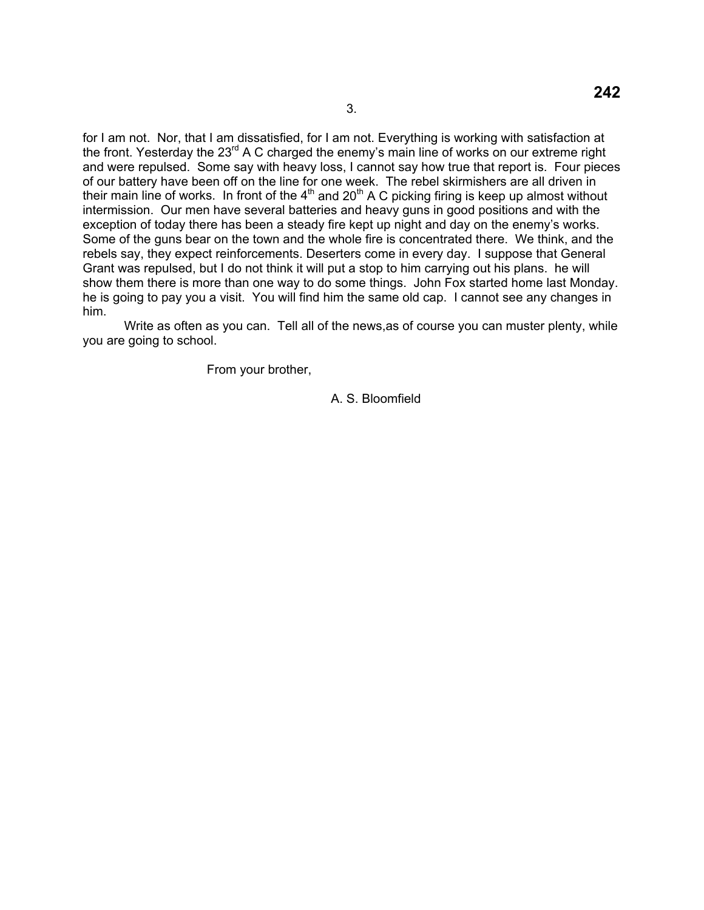for I am not. Nor, that I am dissatisfied, for I am not. Everything is working with satisfaction at the front. Yesterday the 23rd A C charged the enemy's main line of works on our extreme right and were repulsed. Some say with heavy loss, I cannot say how true that report is. Four pieces of our battery have been off on the line for one week. The rebel skirmishers are all driven in their main line of works. In front of the 4th and 20th A C picking firing is keep up almost without intermission. Our men have several batteries and heavy guns in good positions and with the exception of today there has been a steady fire kept up night and day on the enemy's works. Some of the guns bear on the town and the whole fire is concentrated there. We think, and the rebels say, they expect reinforcements. Deserters come in every day. I suppose that General Grant was repulsed, but I do not think it will put a stop to him carrying out his plans. he will show them there is more than one way to do some things. John Fox started home last Monday. he is going to pay you a visit. You will find him the same old cap. I cannot see any changes in him.

Write as often as you can. Tell all of the news,as of course you can muster plenty, while you are going to school.

From your brother,

A. S. Bloomfield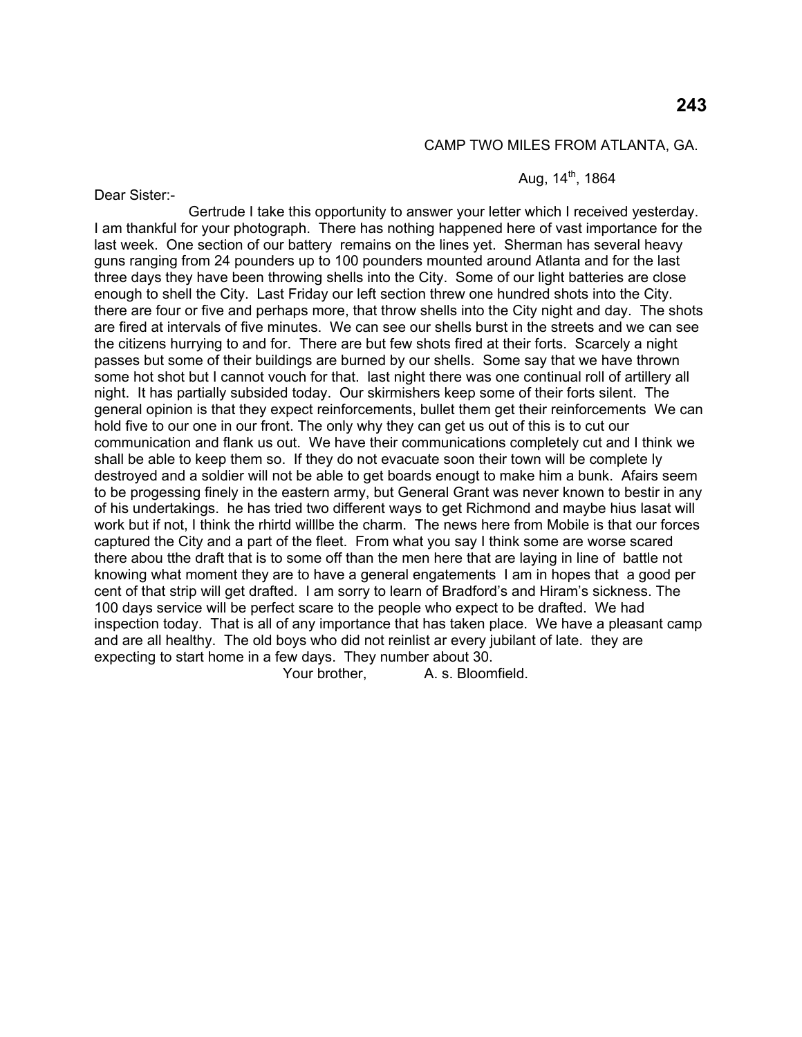CAMP TWO MILES FROM ATLANTA, GA.

Aug, 14th, 1864

Dear Sister:-

Gertrude I take this opportunity to answer your letter which I received yesterday. I am thankful for your photograph. There has nothing happened here of vast importance for the last week. One section of our battery remains on the lines yet. Sherman has several heavy guns ranging from 24 pounders up to 100 pounders mounted around Atlanta and for the last three days they have been throwing shells into the City. Some of our light batteries are close enough to shell the City. Last Friday our left section threw one hundred shots into the City. there are four or five and perhaps more, that throw shells into the City night and day. The shots are fired at intervals of five minutes. We can see our shells burst in the streets and we can see the citizens hurrying to and for. There are but few shots fired at their forts. Scarcely a night passes but some of their buildings are burned by our shells. Some say that we have thrown some hot shot but I cannot vouch for that. last night there was one continual roll of artillery all night. It has partially subsided today. Our skirmishers keep some of their forts silent. The general opinion is that they expect reinforcements, bullet them get their reinforcements We can hold five to our one in our front. The only why they can get us out of this is to cut our communication and flank us out. We have their communications completely cut and I think we shall be able to keep them so. If they do not evacuate soon their town will be complete ly destroyed and a soldier will not be able to get boards enougt to make him a bunk. Afairs seem to be progessing finely in the eastern army, but General Grant was never known to bestir in any of his undertakings. he has tried two different ways to get Richmond and maybe hius lasat will work but if not, I think the rhirtd willlbe the charm. The news here from Mobile is that our forces captured the City and a part of the fleet. From what you say I think some are worse scared there abou tthe draft that is to some off than the men here that are laying in line of battle not knowing what moment they are to have a general engatements I am in hopes that a good per cent of that strip will get drafted. I am sorry to learn of Bradford's and Hiram's sickness. The 100 days service will be perfect scare to the people who expect to be drafted. We had inspection today. That is all of any importance that has taken place. We have a pleasant camp and are all healthy. The old boys who did not reinlist ar every jubilant of late. they are expecting to start home in a few days. They number about 30.

Your brother, A. s. Bloomfield.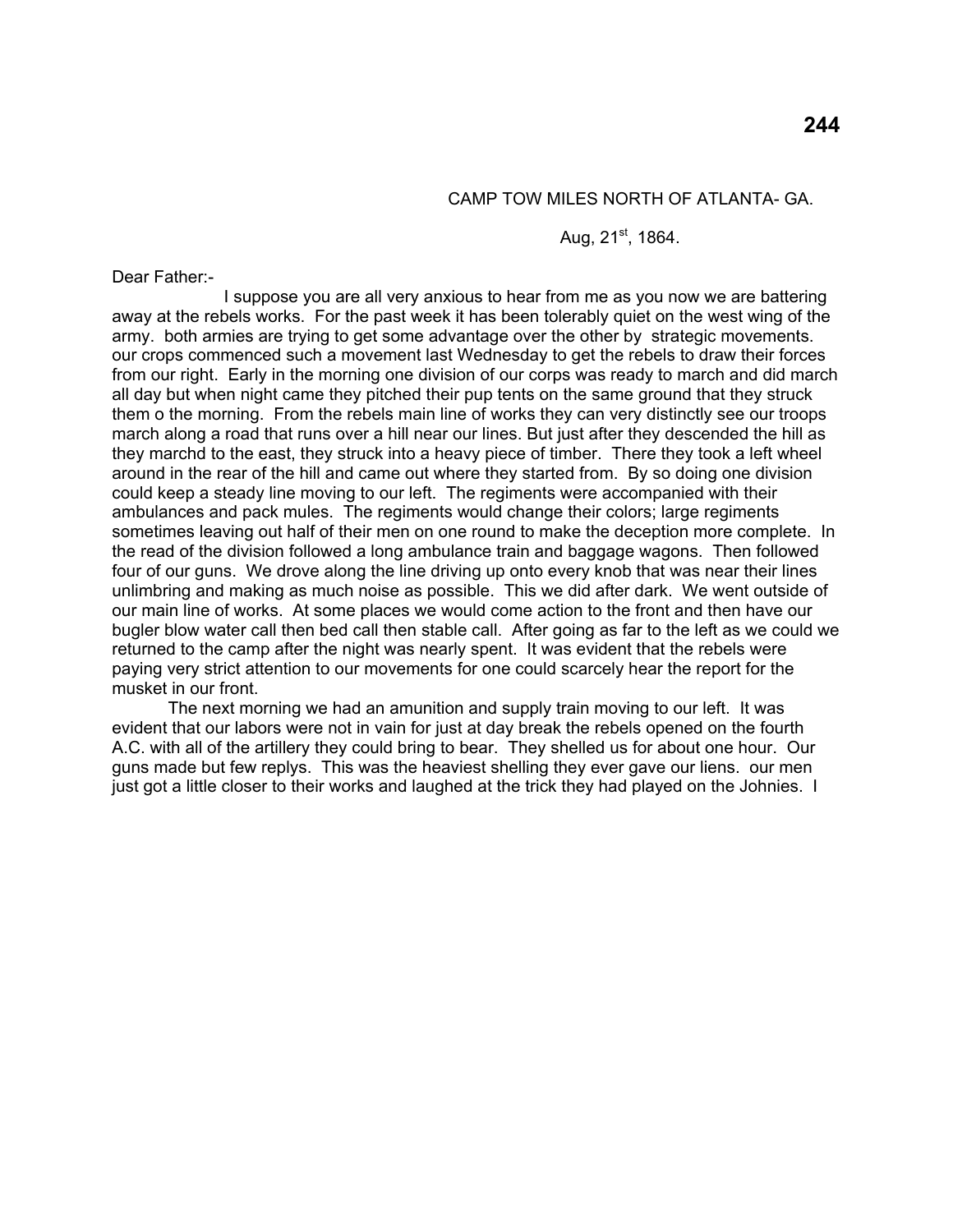CAMP TOW MILES NORTH OF ATLANTA- GA.

Aug, 21st, 1864.

Dear Father:-

I suppose you are all very anxious to hear from me as you now we are battering away at the rebels works. For the past week it has been tolerably quiet on the west wing of the army. both armies are trying to get some advantage over the other by strategic movements. our crops commenced such a movement last Wednesday to get the rebels to draw their forces from our right. Early in the morning one division of our corps was ready to march and did march all day but when night came they pitched their pup tents on the same ground that they struck them o the morning. From the rebels main line of works they can very distinctly see our troops march along a road that runs over a hill near our lines. But just after they descended the hill as they marchd to the east, they struck into a heavy piece of timber. There they took a left wheel around in the rear of the hill and came out where they started from. By so doing one division could keep a steady line moving to our left. The regiments were accompanied with their ambulances and pack mules. The regiments would change their colors; large regiments sometimes leaving out half of their men on one round to make the deception more complete. In the read of the division followed a long ambulance train and baggage wagons. Then followed four of our guns. We drove along the line driving up onto every knob that was near their lines unlimbring and making as much noise as possible. This we did after dark. We went outside of our main line of works. At some places we would come action to the front and then have our bugler blow water call then bed call then stable call. After going as far to the left as we could we returned to the camp after the night was nearly spent. It was evident that the rebels were paying very strict attention to our movements for one could scarcely hear the report for the musket in our front.

The next morning we had an amunition and supply train moving to our left. It was evident that our labors were not in vain for just at day break the rebels opened on the fourth A.C. with all of the artillery they could bring to bear. They shelled us for about one hour. Our guns made but few replys. This was the heaviest shelling they ever gave our liens. our men just got a little closer to their works and laughed at the trick they had played on the Johnies. I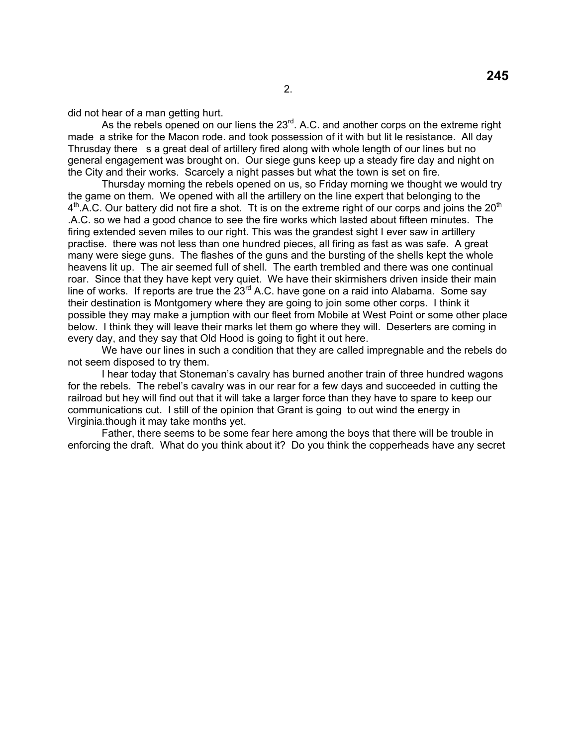did not hear of a man getting hurt.

As the rebels opened on our liens the 23rd. A.C. and another corps on the extreme right made a strike for the Macon rode. and took possession of it with but lit le resistance. All day Thrusday there s a great deal of artillery fired along with whole length of our lines but no general engagement was brought on. Our siege guns keep up a steady fire day and night on the City and their works. Scarcely a night passes but what the town is set on fire.

Thursday morning the rebels opened on us, so Friday morning we thought we would try the game on them. We opened with all the artillery on the line expert that belonging to the 4th.A.C. Our battery did not fire a shot. Tt is on the extreme right of our corps and joins the 20th .A.C. so we had a good chance to see the fire works which lasted about fifteen minutes. The firing extended seven miles to our right. This was the grandest sight I ever saw in artillery practise. there was not less than one hundred pieces, all firing as fast as was safe. A great many were siege guns. The flashes of the guns and the bursting of the shells kept the whole heavens lit up. The air seemed full of shell. The earth trembled and there was one continual roar. Since that they have kept very quiet. We have their skirmishers driven inside their main line of works. If reports are true the 23rd A.C. have gone on a raid into Alabama. Some say their destination is Montgomery where they are going to join some other corps. I think it possible they may make a jumption with our fleet from Mobile at West Point or some other place below. I think they will leave their marks let them go where they will. Deserters are coming in every day, and they say that Old Hood is going to fight it out here.

We have our lines in such a condition that they are called impregnable and the rebels do not seem disposed to try them.

I hear today that Stoneman's cavalry has burned another train of three hundred wagons for the rebels. The rebel's cavalry was in our rear for a few days and succeeded in cutting the railroad but hey will find out that it will take a larger force than they have to spare to keep our communications cut. I still of the opinion that Grant is going to out wind the energy in Virginia.though it may take months yet.

Father, there seems to be some fear here among the boys that there will be trouble in enforcing the draft. What do you think about it? Do you think the copperheads have any secret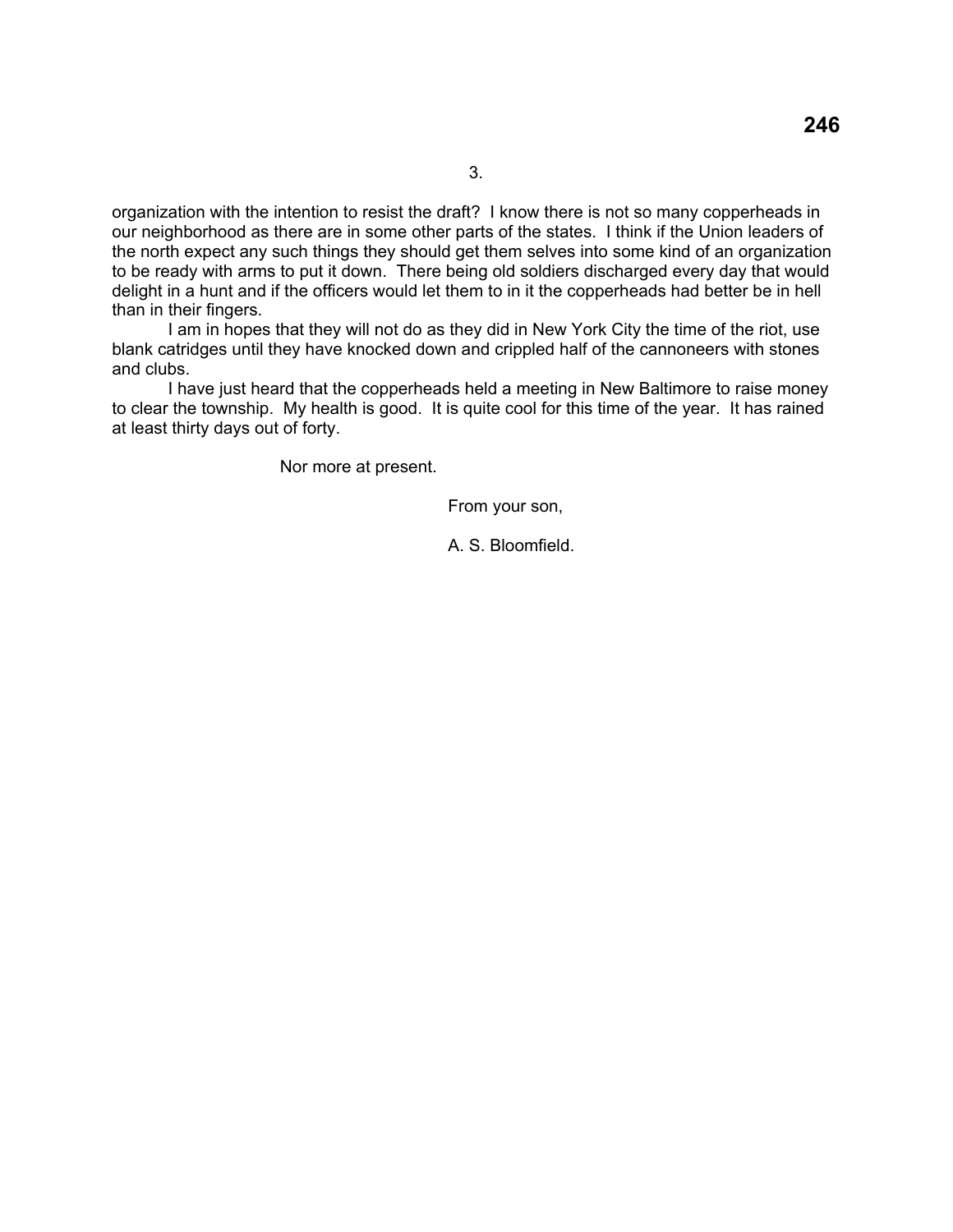3.

organization with the intention to resist the draft? I know there is not so many copperheads in our neighborhood as there are in some other parts of the states. I think if the Union leaders of the north expect any such things they should get them selves into some kind of an organization to be ready with arms to put it down. There being old soldiers discharged every day that would delight in a hunt and if the officers would let them to in it the copperheads had better be in hell than in their fingers.

I am in hopes that they will not do as they did in New York City the time of the riot, use blank catridges until they have knocked down and crippled half of the cannoneers with stones and clubs.

I have just heard that the copperheads held a meeting in New Baltimore to raise money to clear the township. My health is good. It is quite cool for this time of the year. It has rained at least thirty days out of forty.

Nor more at present.

From your son,

A. S. Bloomfield.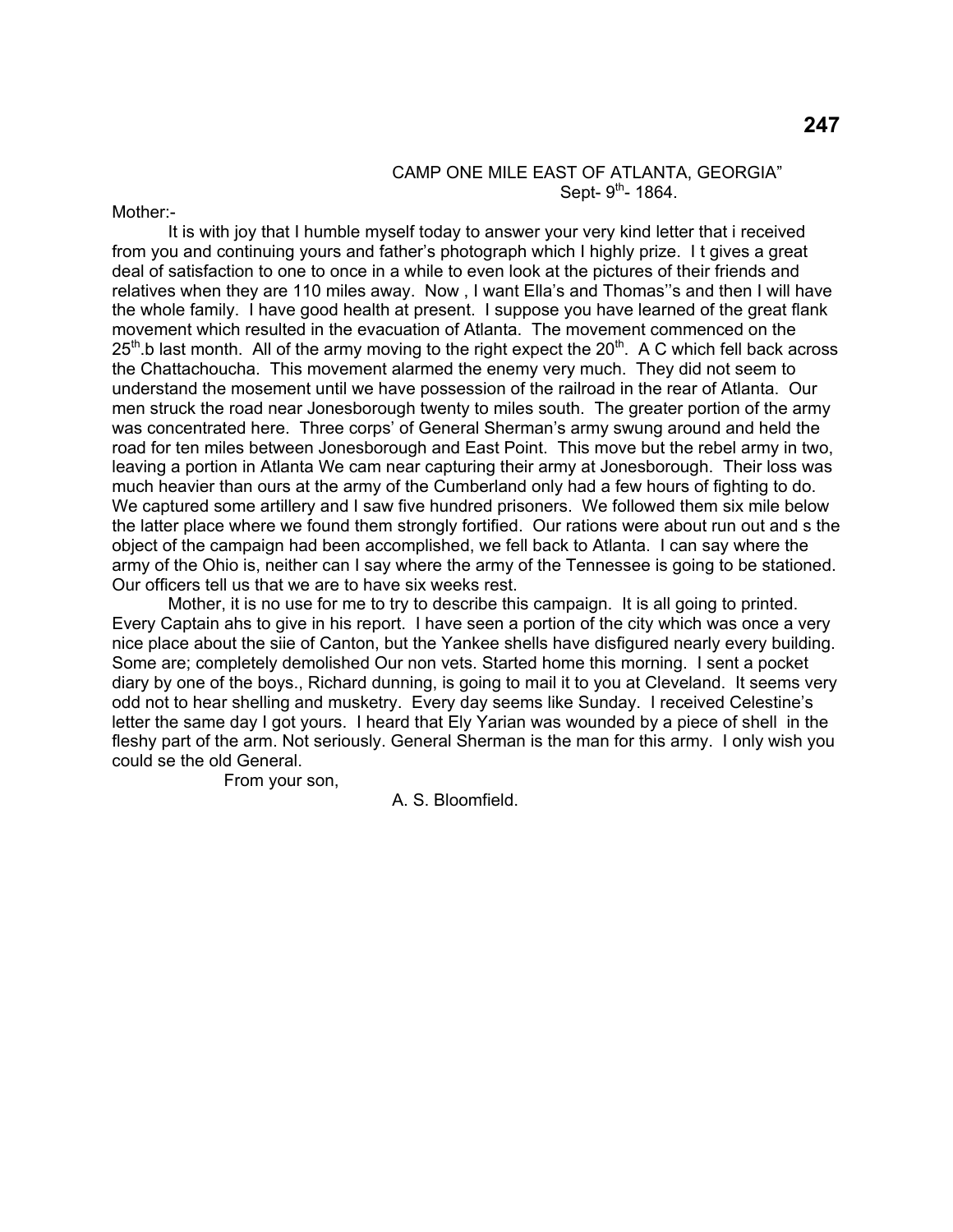CAMP ONE MILE EAST OF ATLANTA, GEORGIA"
Sept- 9th- 1864.

Mother:-

It is with joy that I humble myself today to answer your very kind letter that i received from you and continuing yours and father's photograph which I highly prize. I t gives a great deal of satisfaction to one to once in a while to even look at the pictures of their friends and relatives when they are 110 miles away. Now , I want Ella's and Thomas''s and then I will have the whole family. I have good health at present. I suppose you have learned of the great flank movement which resulted in the evacuation of Atlanta. The movement commenced on the 25th.b last month. All of the army moving to the right expect the 20th. A C which fell back across the Chattachoucha. This movement alarmed the enemy very much. They did not seem to understand the mosement until we have possession of the railroad in the rear of Atlanta. Our men struck the road near Jonesborough twenty to miles south. The greater portion of the army was concentrated here. Three corps' of General Sherman's army swung around and held the road for ten miles between Jonesborough and East Point. This move but the rebel army in two, leaving a portion in Atlanta We cam near capturing their army at Jonesborough. Their loss was much heavier than ours at the army of the Cumberland only had a few hours of fighting to do. We captured some artillery and I saw five hundred prisoners. We followed them six mile below the latter place where we found them strongly fortified. Our rations were about run out and s the object of the campaign had been accomplished, we fell back to Atlanta. I can say where the army of the Ohio is, neither can I say where the army of the Tennessee is going to be stationed. Our officers tell us that we are to have six weeks rest.

Mother, it is no use for me to try to describe this campaign. It is all going to printed. Every Captain ahs to give in his report. I have seen a portion of the city which was once a very nice place about the siie of Canton, but the Yankee shells have disfigured nearly every building. Some are; completely demolished Our non vets. Started home this morning. I sent a pocket diary by one of the boys., Richard dunning, is going to mail it to you at Cleveland. It seems very odd not to hear shelling and musketry. Every day seems like Sunday. I received Celestine's letter the same day I got yours. I heard that Ely Yarian was wounded by a piece of shell in the fleshy part of the arm. Not seriously. General Sherman is the man for this army. I only wish you could se the old General.

From your son,

A. S. Bloomfield.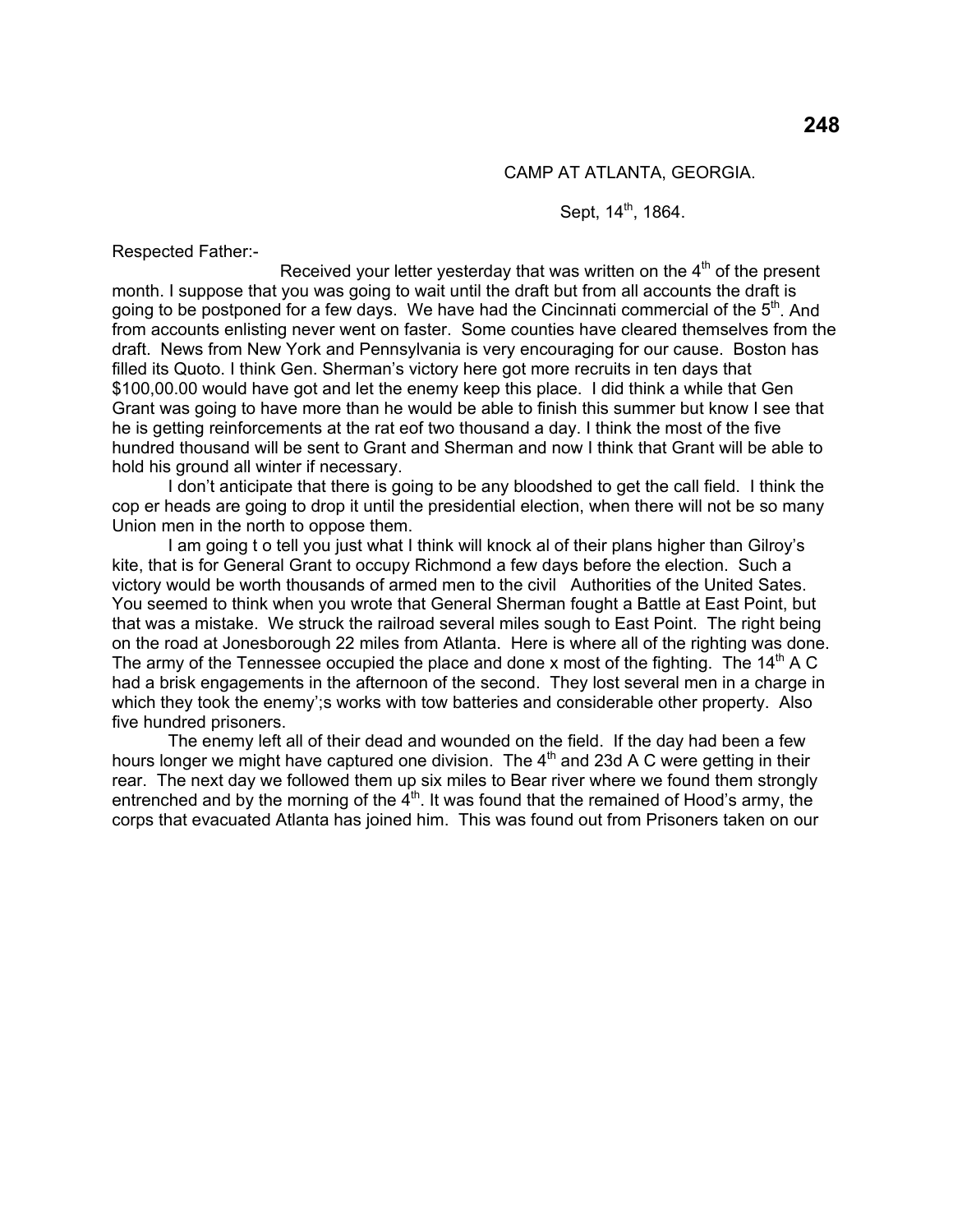CAMP AT ATLANTA, GEORGIA.

Sept, 14th, 1864.

Respected Father:-

Received your letter yesterday that was written on the 4th of the present month. I suppose that you was going to wait until the draft but from all accounts the draft is going to be postponed for a few days. We have had the Cincinnati commercial of the 5th. And from accounts enlisting never went on faster. Some counties have cleared themselves from the draft. News from New York and Pennsylvania is very encouraging for our cause. Boston has filled its Quoto. I think Gen. Sherman's victory here got more recruits in ten days that $100,00.00 would have got and let the enemy keep this place. I did think a while that Gen Grant was going to have more than he would be able to finish this summer but know I see that he is getting reinforcements at the rat eof two thousand a day. I think the most of the five hundred thousand will be sent to Grant and Sherman and now I think that Grant will be able to hold his ground all winter if necessary.

I don't anticipate that there is going to be any bloodshed to get the call field. I think the cop er heads are going to drop it until the presidential election, when there will not be so many Union men in the north to oppose them.

I am going t o tell you just what I think will knock al of their plans higher than Gilroy's kite, that is for General Grant to occupy Richmond a few days before the election. Such a victory would be worth thousands of armed men to the civil Authorities of the United Sates. You seemed to think when you wrote that General Sherman fought a Battle at East Point, but that was a mistake. We struck the railroad several miles sough to East Point. The right being on the road at Jonesborough 22 miles from Atlanta. Here is where all of the righting was done. The army of the Tennessee occupied the place and done x most of the fighting. The 14th A C had a brisk engagements in the afternoon of the second. They lost several men in a charge in which they took the enemy';s works with tow batteries and considerable other property. Also five hundred prisoners.

The enemy left all of their dead and wounded on the field. If the day had been a few hours longer we might have captured one division. The 4th and 23d A C were getting in their rear. The next day we followed them up six miles to Bear river where we found them strongly entrenched and by the morning of the 4th. It was found that the remained of Hood's army, the corps that evacuated Atlanta has joined him. This was found out from Prisoners taken on our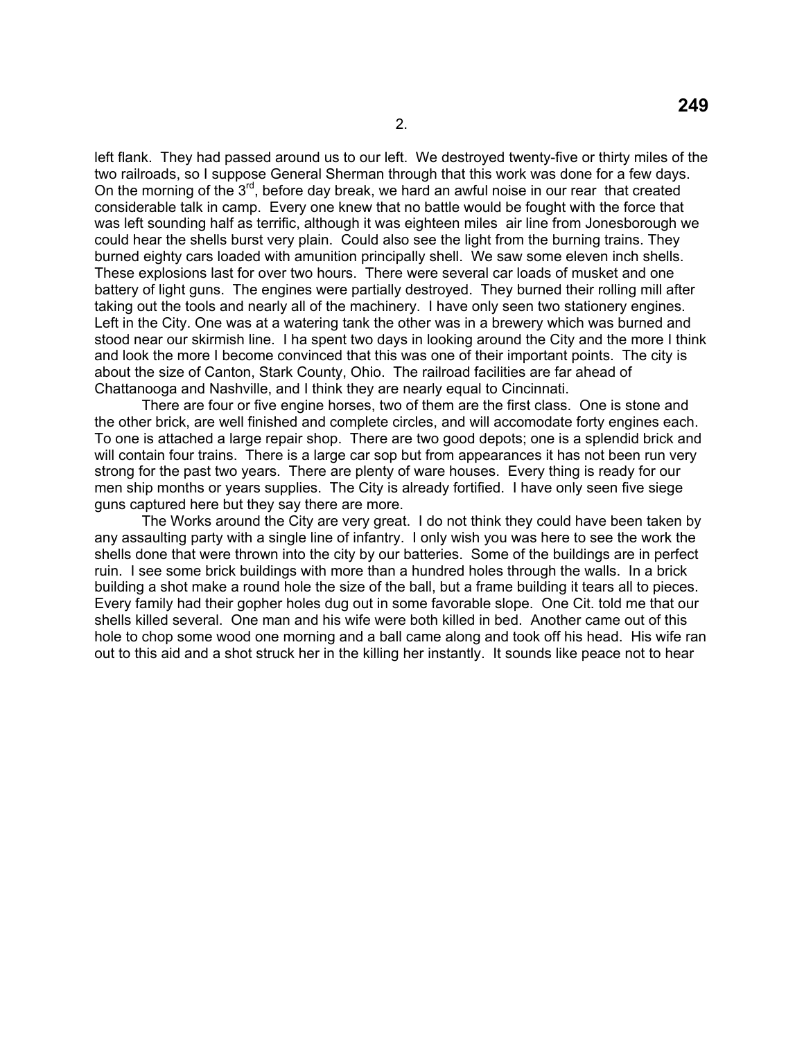left flank. They had passed around us to our left. We destroyed twenty-five or thirty miles of the two railroads, so I suppose General Sherman through that this work was done for a few days. On the morning of the 3rd, before day break, we hard an awful noise in our rear that created considerable talk in camp. Every one knew that no battle would be fought with the force that was left sounding half as terrific, although it was eighteen miles air line from Jonesborough we could hear the shells burst very plain. Could also see the light from the burning trains. They burned eighty cars loaded with amunition principally shell. We saw some eleven inch shells. These explosions last for over two hours. There were several car loads of musket and one battery of light guns. The engines were partially destroyed. They burned their rolling mill after taking out the tools and nearly all of the machinery. I have only seen two stationery engines. Left in the City. One was at a watering tank the other was in a brewery which was burned and stood near our skirmish line. I ha spent two days in looking around the City and the more I think and look the more I become convinced that this was one of their important points. The city is about the size of Canton, Stark County, Ohio. The railroad facilities are far ahead of Chattanooga and Nashville, and I think they are nearly equal to Cincinnati.

There are four or five engine horses, two of them are the first class. One is stone and the other brick, are well finished and complete circles, and will accomodate forty engines each. To one is attached a large repair shop. There are two good depots; one is a splendid brick and will contain four trains. There is a large car sop but from appearances it has not been run very strong for the past two years. There are plenty of ware houses. Every thing is ready for our men ship months or years supplies. The City is already fortified. I have only seen five siege guns captured here but they say there are more.

The Works around the City are very great. I do not think they could have been taken by any assaulting party with a single line of infantry. I only wish you was here to see the work the shells done that were thrown into the city by our batteries. Some of the buildings are in perfect ruin. I see some brick buildings with more than a hundred holes through the walls. In a brick building a shot make a round hole the size of the ball, but a frame building it tears all to pieces. Every family had their gopher holes dug out in some favorable slope. One Cit. told me that our shells killed several. One man and his wife were both killed in bed. Another came out of this hole to chop some wood one morning and a ball came along and took off his head. His wife ran out to this aid and a shot struck her in the killing her instantly. It sounds like peace not to hear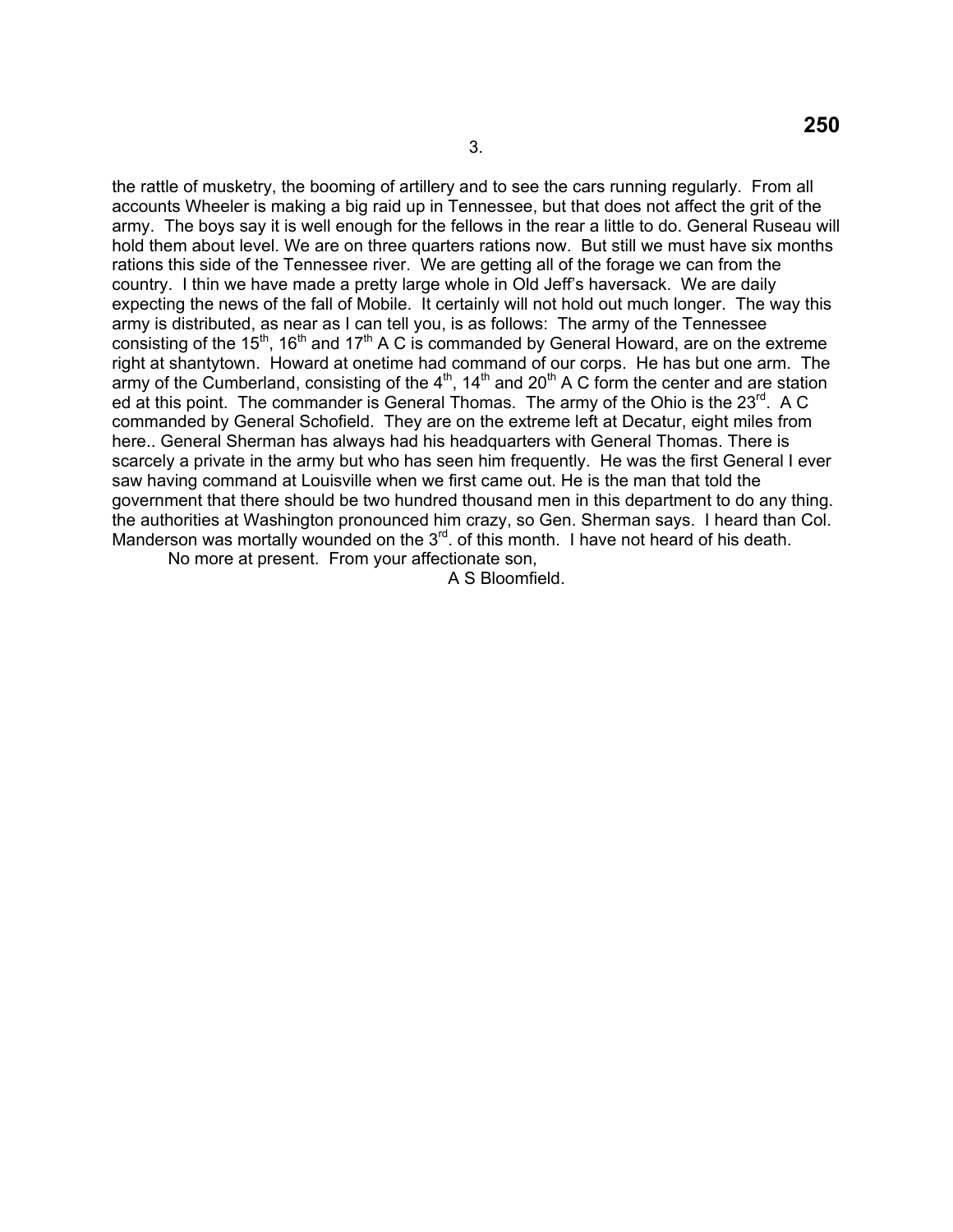3.

the rattle of musketry, the booming of artillery and to see the cars running regularly. From all accounts Wheeler is making a big raid up in Tennessee, but that does not affect the grit of the army. The boys say it is well enough for the fellows in the rear a little to do. General Ruseau will hold them about level. We are on three quarters rations now. But still we must have six months rations this side of the Tennessee river. We are getting all of the forage we can from the country. I thin we have made a pretty large whole in Old Jeff's haversack. We are daily expecting the news of the fall of Mobile. It certainly will not hold out much longer. The way this army is distributed, as near as I can tell you, is as follows: The army of the Tennessee consisting of the 15th, 16th and 17th A C is commanded by General Howard, are on the extreme right at shantytown. Howard at onetime had command of our corps. He has but one arm. The army of the Cumberland, consisting of the 4th, 14th and 20th A C form the center and are station ed at this point. The commander is General Thomas. The army of the Ohio is the 23rd. A C commanded by General Schofield. They are on the extreme left at Decatur, eight miles from here.. General Sherman has always had his headquarters with General Thomas. There is scarcely a private in the army but who has seen him frequently. He was the first General I ever saw having command at Louisville when we first came out. He is the man that told the government that there should be two hundred thousand men in this department to do any thing. the authorities at Washington pronounced him crazy, so Gen. Sherman says. I heard than Col. Manderson was mortally wounded on the 3rd. of this month. I have not heard of his death.

No more at present. From your affectionate son,

A S Bloomfield.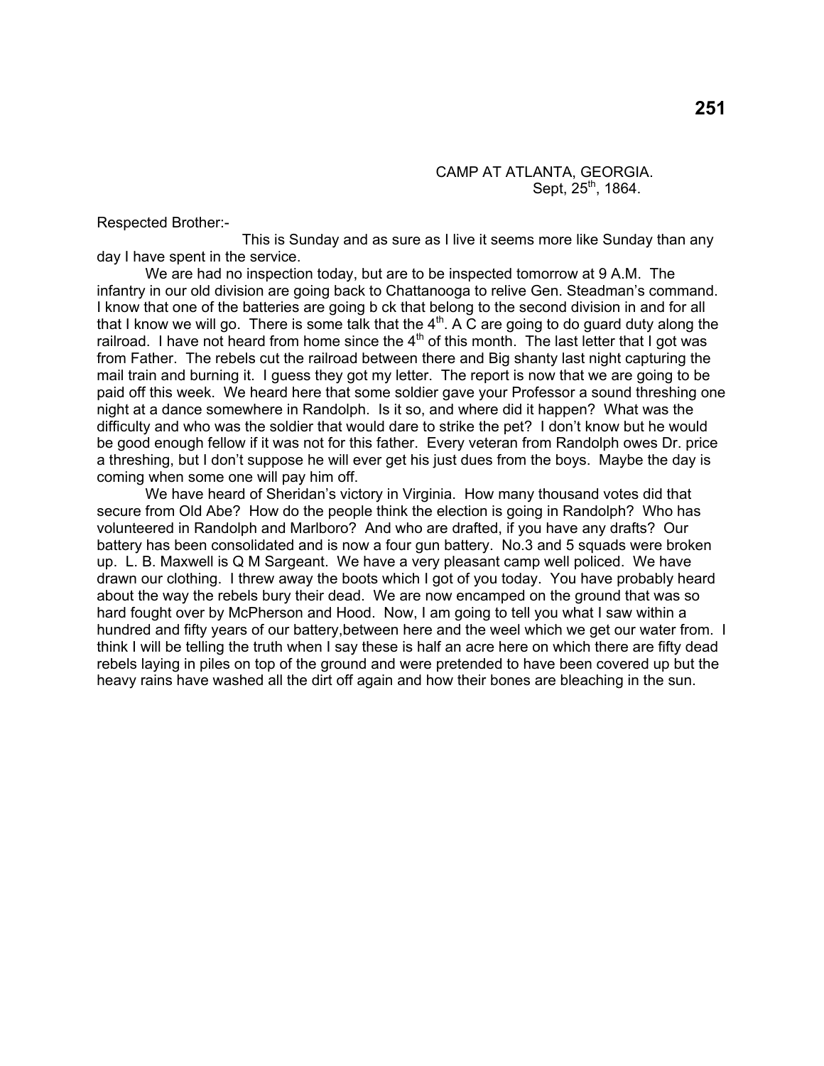CAMP AT ATLANTA, GEORGIA.
Sept, 25th, 1864.

Respected Brother:-

This is Sunday and as sure as I live it seems more like Sunday than any day I have spent in the service.

We are had no inspection today, but are to be inspected tomorrow at 9 A.M. The infantry in our old division are going back to Chattanooga to relive Gen. Steadman's command. I know that one of the batteries are going b ck that belong to the second division in and for all that I know we will go. There is some talk that the 4th. A C are going to do guard duty along the railroad. I have not heard from home since the 4th of this month. The last letter that I got was from Father. The rebels cut the railroad between there and Big shanty last night capturing the mail train and burning it. I guess they got my letter. The report is now that we are going to be paid off this week. We heard here that some soldier gave your Professor a sound threshing one night at a dance somewhere in Randolph. Is it so, and where did it happen? What was the difficulty and who was the soldier that would dare to strike the pet? I don't know but he would be good enough fellow if it was not for this father. Every veteran from Randolph owes Dr. price a threshing, but I don't suppose he will ever get his just dues from the boys. Maybe the day is coming when some one will pay him off.

We have heard of Sheridan's victory in Virginia. How many thousand votes did that secure from Old Abe? How do the people think the election is going in Randolph? Who has volunteered in Randolph and Marlboro? And who are drafted, if you have any drafts? Our battery has been consolidated and is now a four gun battery. No.3 and 5 squads were broken up. L. B. Maxwell is Q M Sargeant. We have a very pleasant camp well policed. We have drawn our clothing. I threw away the boots which I got of you today. You have probably heard about the way the rebels bury their dead. We are now encamped on the ground that was so hard fought over by McPherson and Hood. Now, I am going to tell you what I saw within a hundred and fifty years of our battery,between here and the weel which we get our water from. I think I will be telling the truth when I say these is half an acre here on which there are fifty dead rebels laying in piles on top of the ground and were pretended to have been covered up but the heavy rains have washed all the dirt off again and how their bones are bleaching in the sun.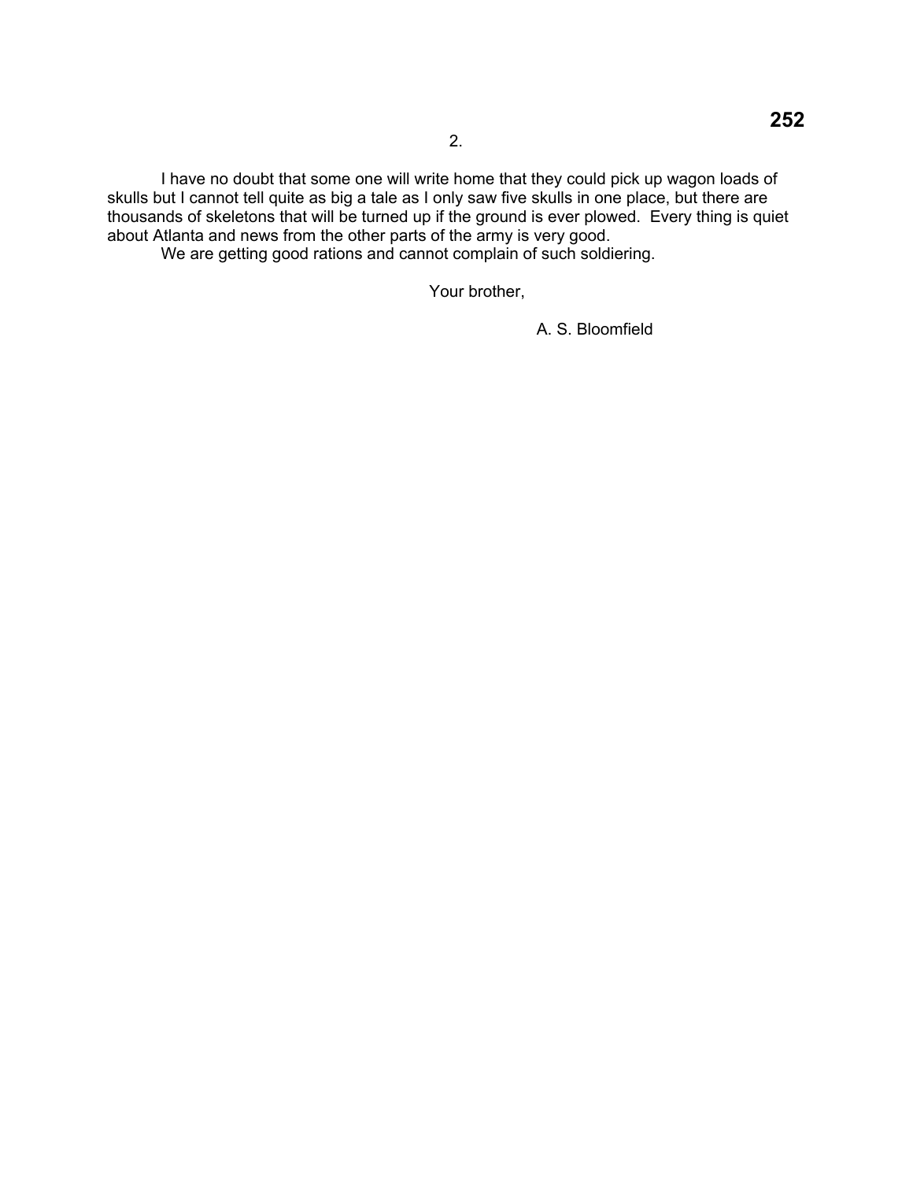I have no doubt that some one will write home that they could pick up wagon loads of skulls but I cannot tell quite as big a tale as I only saw five skulls in one place, but there are thousands of skeletons that will be turned up if the ground is ever plowed. Every thing is quiet about Atlanta and news from the other parts of the army is very good.

We are getting good rations and cannot complain of such soldiering.

Your brother,

A. S. Bloomfield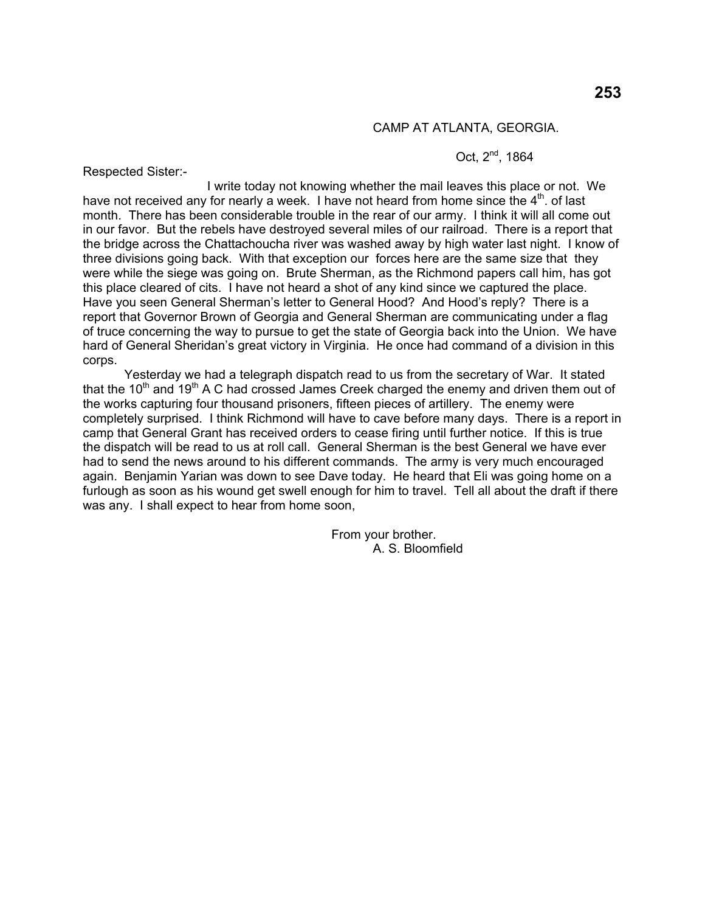CAMP AT ATLANTA, GEORGIA.

Oct, 2nd, 1864

Respected Sister:-

I write today not knowing whether the mail leaves this place or not. We have not received any for nearly a week. I have not heard from home since the 4th. of last month. There has been considerable trouble in the rear of our army. I think it will all come out in our favor. But the rebels have destroyed several miles of our railroad. There is a report that the bridge across the Chattachoucha river was washed away by high water last night. I know of three divisions going back. With that exception our forces here are the same size that they were while the siege was going on. Brute Sherman, as the Richmond papers call him, has got this place cleared of cits. I have not heard a shot of any kind since we captured the place. Have you seen General Sherman's letter to General Hood? And Hood's reply? There is a report that Governor Brown of Georgia and General Sherman are communicating under a flag of truce concerning the way to pursue to get the state of Georgia back into the Union. We have hard of General Sheridan's great victory in Virginia. He once had command of a division in this corps.

Yesterday we had a telegraph dispatch read to us from the secretary of War. It stated that the 10th and 19th A C had crossed James Creek charged the enemy and driven them out of the works capturing four thousand prisoners, fifteen pieces of artillery. The enemy were completely surprised. I think Richmond will have to cave before many days. There is a report in camp that General Grant has received orders to cease firing until further notice. If this is true the dispatch will be read to us at roll call. General Sherman is the best General we have ever had to send the news around to his different commands. The army is very much encouraged again. Benjamin Yarian was down to see Dave today. He heard that Eli was going home on a furlough as soon as his wound get swell enough for him to travel. Tell all about the draft if there was any. I shall expect to hear from home soon,

From your brother.
A. S. Bloomfield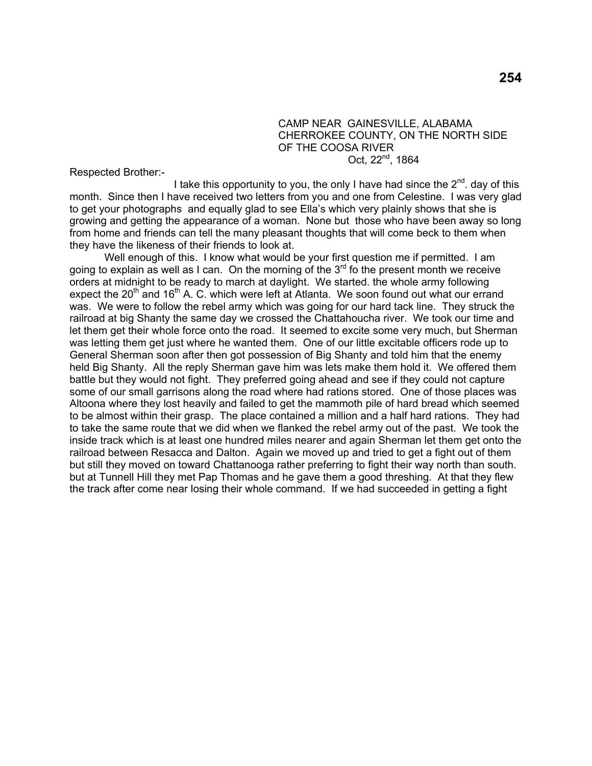CAMP NEAR GAINESVILLE, ALABAMA
CHERROKEE COUNTY, ON THE NORTH SIDE
OF THE COOSA RIVER
Oct, 22nd, 1864

Respected Brother:-

I take this opportunity to you, the only I have had since the 2nd. day of this month. Since then I have received two letters from you and one from Celestine. I was very glad to get your photographs and equally glad to see Ella's which very plainly shows that she is growing and getting the appearance of a woman. None but those who have been away so long from home and friends can tell the many pleasant thoughts that will come beck to them when they have the likeness of their friends to look at.

Well enough of this. I know what would be your first question me if permitted. I am going to explain as well as I can. On the morning of the 3rd fo the present month we receive orders at midnight to be ready to march at daylight. We started. the whole army following expect the 20th and 16th A. C. which were left at Atlanta. We soon found out what our errand was. We were to follow the rebel army which was going for our hard tack line. They struck the railroad at big Shanty the same day we crossed the Chattahoucha river. We took our time and let them get their whole force onto the road. It seemed to excite some very much, but Sherman was letting them get just where he wanted them. One of our little excitable officers rode up to General Sherman soon after then got possession of Big Shanty and told him that the enemy held Big Shanty. All the reply Sherman gave him was lets make them hold it. We offered them battle but they would not fight. They preferred going ahead and see if they could not capture some of our small garrisons along the road where had rations stored. One of those places was Altoona where they lost heavily and failed to get the mammoth pile of hard bread which seemed to be almost within their grasp. The place contained a million and a half hard rations. They had to take the same route that we did when we flanked the rebel army out of the past. We took the inside track which is at least one hundred miles nearer and again Sherman let them get onto the railroad between Resacca and Dalton. Again we moved up and tried to get a fight out of them but still they moved on toward Chattanooga rather preferring to fight their way north than south. but at Tunnell Hill they met Pap Thomas and he gave them a good threshing. At that they flew the track after come near losing their whole command. If we had succeeded in getting a fight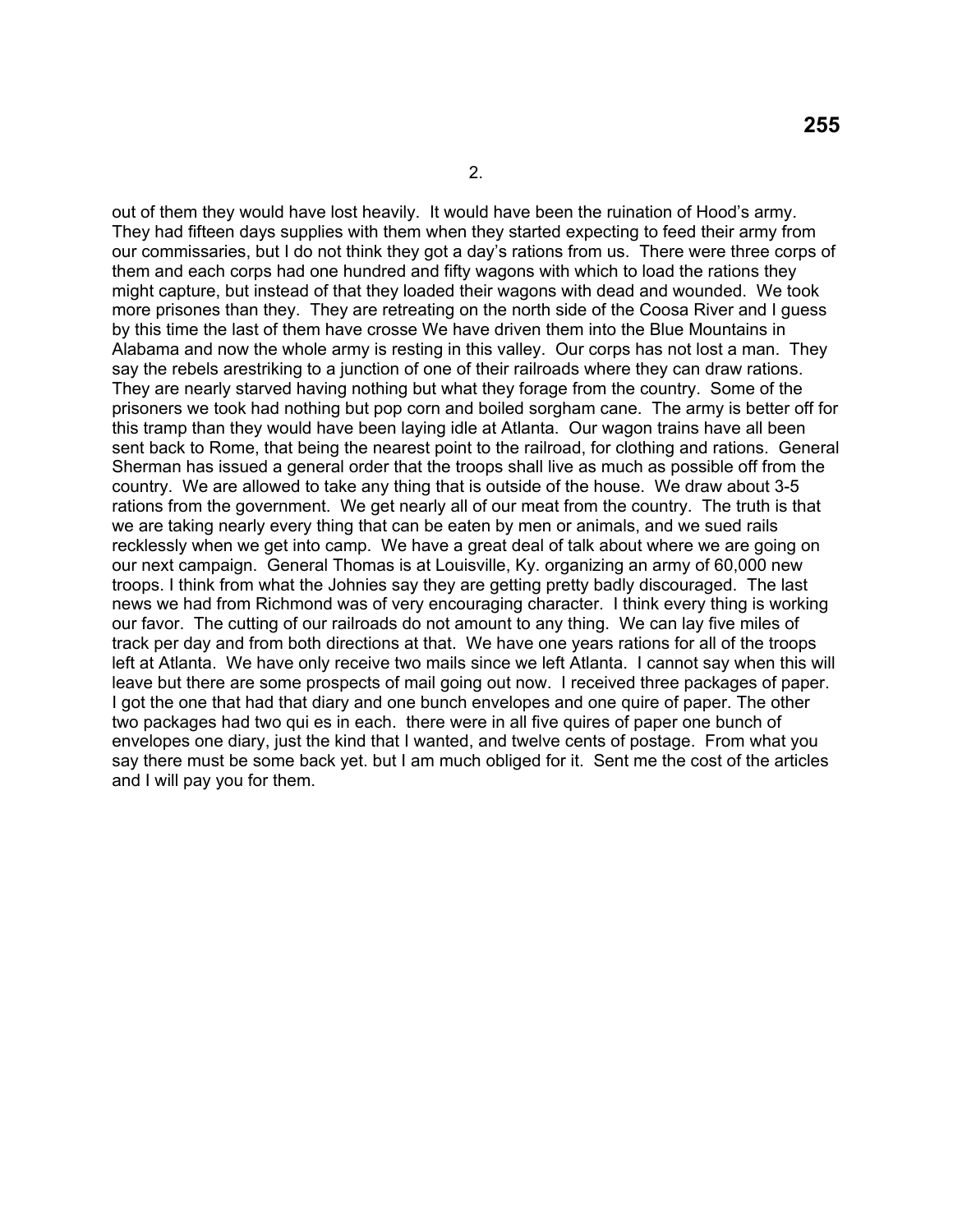2.

out of them they would have lost heavily. It would have been the ruination of Hood's army. They had fifteen days supplies with them when they started expecting to feed their army from our commissaries, but I do not think they got a day's rations from us. There were three corps of them and each corps had one hundred and fifty wagons with which to load the rations they might capture, but instead of that they loaded their wagons with dead and wounded. We took more prisones than they. They are retreating on the north side of the Coosa River and I guess by this time the last of them have crosse We have driven them into the Blue Mountains in Alabama and now the whole army is resting in this valley. Our corps has not lost a man. They say the rebels arestriking to a junction of one of their railroads where they can draw rations. They are nearly starved having nothing but what they forage from the country. Some of the prisoners we took had nothing but pop corn and boiled sorghum cane. The army is better off for this tramp than they would have been laying idle at Atlanta. Our wagon trains have all been sent back to Rome, that being the nearest point to the railroad, for clothing and rations. General Sherman has issued a general order that the troops shall live as much as possible off from the country. We are allowed to take any thing that is outside of the house. We draw about 3-5 rations from the government. We get nearly all of our meat from the country. The truth is that we are taking nearly every thing that can be eaten by men or animals, and we sued rails recklessly when we get into camp. We have a great deal of talk about where we are going on our next campaign. General Thomas is at Louisville, Ky. organizing an army of 60,000 new troops. I think from what the Johnies say they are getting pretty badly discouraged. The last news we had from Richmond was of very encouraging character. I think every thing is working our favor. The cutting of our railroads do not amount to any thing. We can lay five miles of track per day and from both directions at that. We have one years rations for all of the troops left at Atlanta. We have only receive two mails since we left Atlanta. I cannot say when this will leave but there are some prospects of mail going out now. I received three packages of paper. I got the one that had that diary and one bunch envelopes and one quire of paper. The other two packages had two qui es in each. there were in all five quires of paper one bunch of envelopes one diary, just the kind that I wanted, and twelve cents of postage. From what you say there must be some back yet. but I am much obliged for it. Sent me the cost of the articles and I will pay you for them.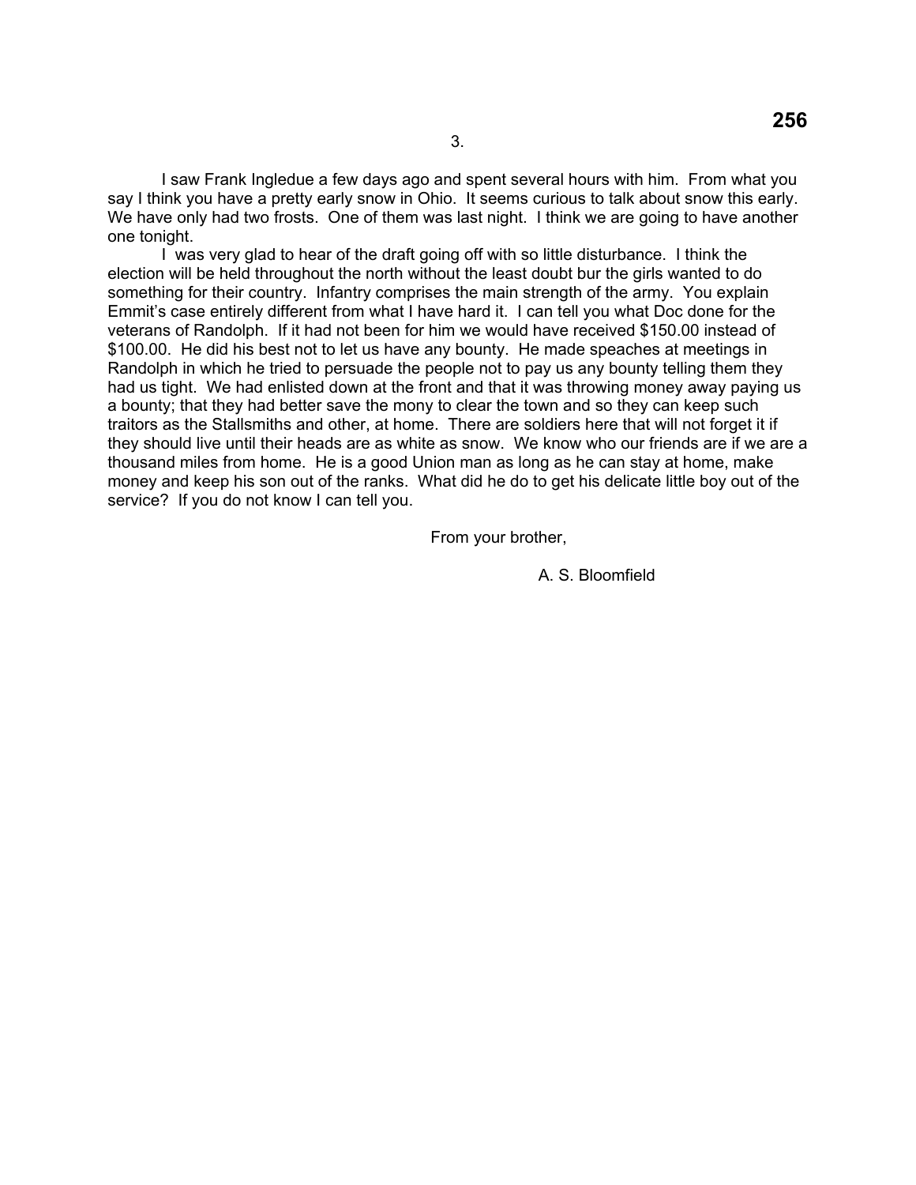I saw Frank Ingledue a few days ago and spent several hours with him. From what you say I think you have a pretty early snow in Ohio. It seems curious to talk about snow this early. We have only had two frosts. One of them was last night. I think we are going to have another one tonight.

I was very glad to hear of the draft going off with so little disturbance. I think the election will be held throughout the north without the least doubt bur the girls wanted to do something for their country. Infantry comprises the main strength of the army. You explain Emmit's case entirely different from what I have hard it. I can tell you what Doc done for the veterans of Randolph. If it had not been for him we would have received $150.00 instead of $100.00. He did his best not to let us have any bounty. He made speaches at meetings in Randolph in which he tried to persuade the people not to pay us any bounty telling them they had us tight. We had enlisted down at the front and that it was throwing money away paying us a bounty; that they had better save the mony to clear the town and so they can keep such traitors as the Stallsmiths and other, at home. There are soldiers here that will not forget it if they should live until their heads are as white as snow. We know who our friends are if we are a thousand miles from home. He is a good Union man as long as he can stay at home, make money and keep his son out of the ranks. What did he do to get his delicate little boy out of the service? If you do not know I can tell you.

From your brother,

A. S. Bloomfield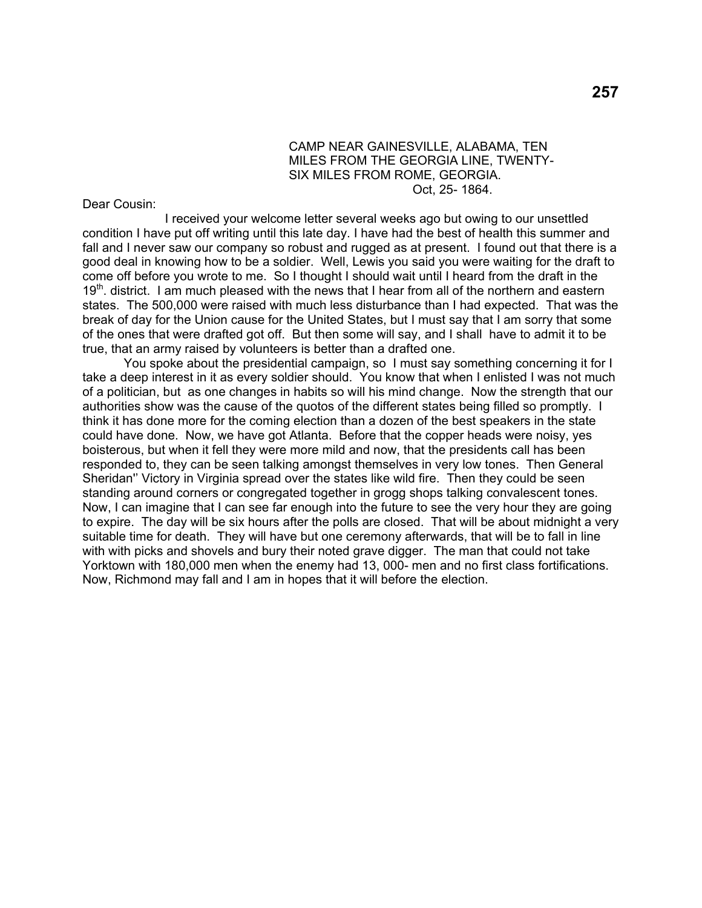CAMP NEAR GAINESVILLE, ALABAMA, TEN MILES FROM THE GEORGIA LINE, TWENTY-SIX MILES FROM ROME, GEORGIA.
Oct, 25- 1864.

Dear Cousin:

I received your welcome letter several weeks ago but owing to our unsettled condition I have put off writing until this late day. I have had the best of health this summer and fall and I never saw our company so robust and rugged as at present. I found out that there is a good deal in knowing how to be a soldier. Well, Lewis you said you were waiting for the draft to come off before you wrote to me. So I thought I should wait until I heard from the draft in the 19th. district. I am much pleased with the news that I hear from all of the northern and eastern states. The 500,000 were raised with much less disturbance than I had expected. That was the break of day for the Union cause for the United States, but I must say that I am sorry that some of the ones that were drafted got off. But then some will say, and I shall have to admit it to be true, that an army raised by volunteers is better than a drafted one.

You spoke about the presidential campaign, so I must say something concerning it for I take a deep interest in it as every soldier should. You know that when I enlisted I was not much of a politician, but as one changes in habits so will his mind change. Now the strength that our authorities show was the cause of the quotos of the different states being filled so promptly. I think it has done more for the coming election than a dozen of the best speakers in the state could have done. Now, we have got Atlanta. Before that the copper heads were noisy, yes boisterous, but when it fell they were more mild and now, that the presidents call has been responded to, they can be seen talking amongst themselves in very low tones. Then General Sheridan'' Victory in Virginia spread over the states like wild fire. Then they could be seen standing around corners or congregated together in grogg shops talking convalescent tones. Now, I can imagine that I can see far enough into the future to see the very hour they are going to expire. The day will be six hours after the polls are closed. That will be about midnight a very suitable time for death. They will have but one ceremony afterwards, that will be to fall in line with with picks and shovels and bury their noted grave digger. The man that could not take Yorktown with 180,000 men when the enemy had 13, 000- men and no first class fortifications. Now, Richmond may fall and I am in hopes that it will before the election.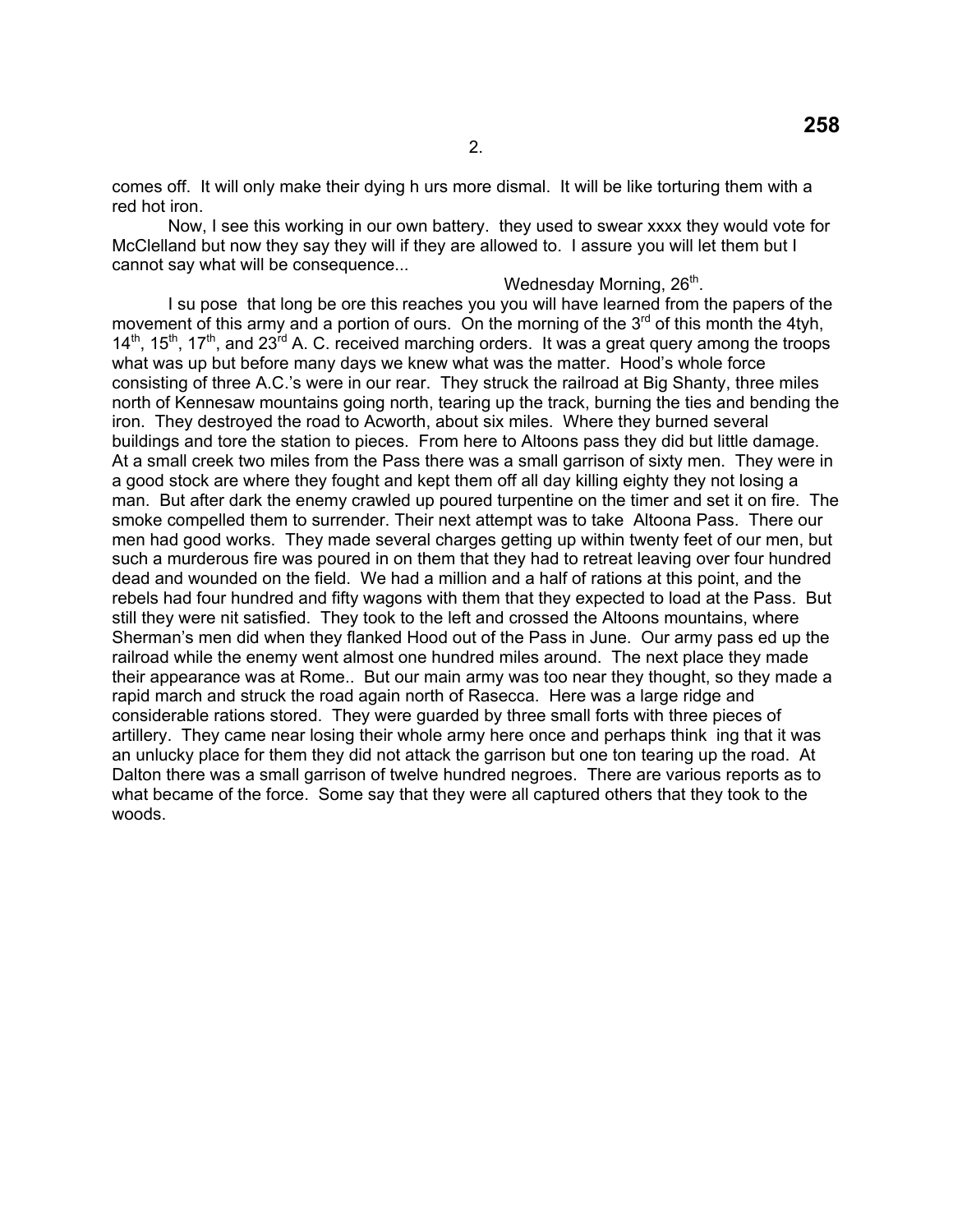comes off. It will only make their dying h urs more dismal. It will be like torturing them with a red hot iron.

Now, I see this working in our own battery. they used to swear xxxx they would vote for McClelland but now they say they will if they are allowed to. I assure you will let them but I cannot say what will be consequence...

Wednesday Morning, 26th.

I su pose that long be ore this reaches you you will have learned from the papers of the movement of this army and a portion of ours. On the morning of the 3rd of this month the 4tyh, 14th, 15th, 17th, and 23rd A. C. received marching orders. It was a great query among the troops what was up but before many days we knew what was the matter. Hood's whole force consisting of three A.C.'s were in our rear. They struck the railroad at Big Shanty, three miles north of Kennesaw mountains going north, tearing up the track, burning the ties and bending the iron. They destroyed the road to Acworth, about six miles. Where they burned several buildings and tore the station to pieces. From here to Altoons pass they did but little damage. At a small creek two miles from the Pass there was a small garrison of sixty men. They were in a good stock are where they fought and kept them off all day killing eighty they not losing a man. But after dark the enemy crawled up poured turpentine on the timer and set it on fire. The smoke compelled them to surrender. Their next attempt was to take Altoona Pass. There our men had good works. They made several charges getting up within twenty feet of our men, but such a murderous fire was poured in on them that they had to retreat leaving over four hundred dead and wounded on the field. We had a million and a half of rations at this point, and the rebels had four hundred and fifty wagons with them that they expected to load at the Pass. But still they were nit satisfied. They took to the left and crossed the Altoons mountains, where Sherman's men did when they flanked Hood out of the Pass in June. Our army pass ed up the railroad while the enemy went almost one hundred miles around. The next place they made their appearance was at Rome.. But our main army was too near they thought, so they made a rapid march and struck the road again north of Rasecca. Here was a large ridge and considerable rations stored. They were guarded by three small forts with three pieces of artillery. They came near losing their whole army here once and perhaps think ing that it was an unlucky place for them they did not attack the garrison but one ton tearing up the road. At Dalton there was a small garrison of twelve hundred negroes. There are various reports as to what became of the force. Some say that they were all captured others that they took to the woods.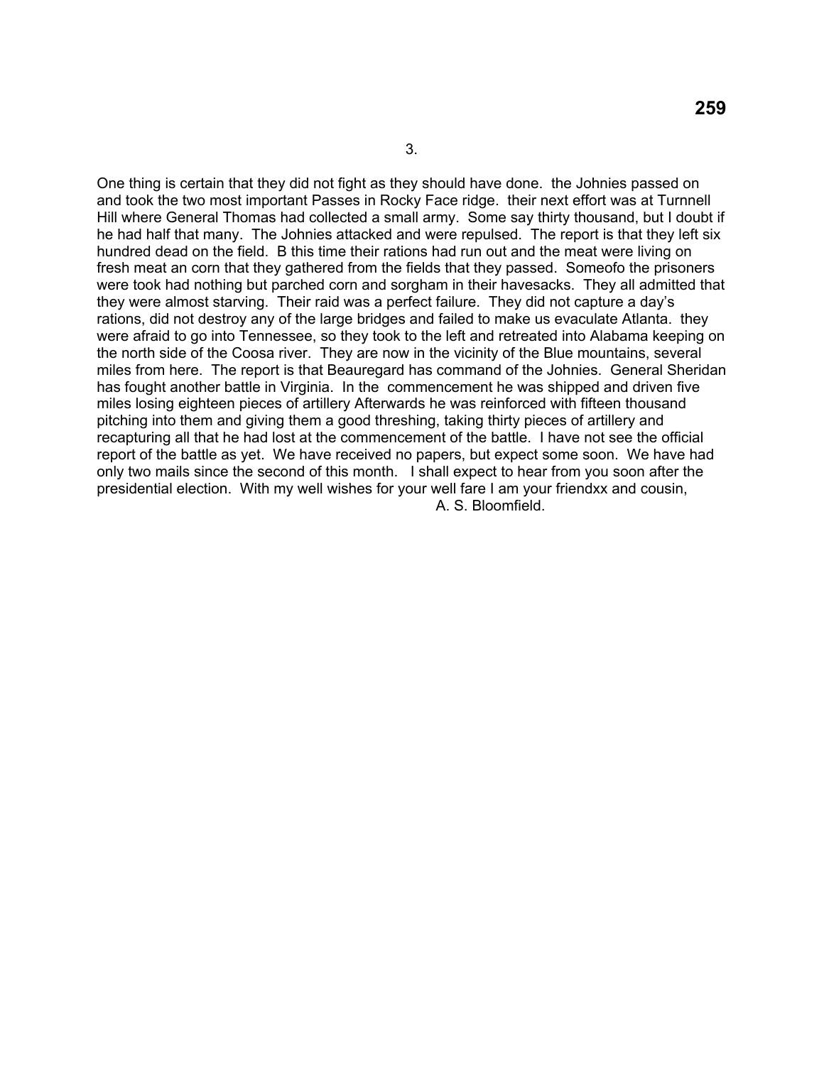3.

One thing is certain that they did not fight as they should have done. the Johnies passed on and took the two most important Passes in Rocky Face ridge. their next effort was at Turnnell Hill where General Thomas had collected a small army. Some say thirty thousand, but I doubt if he had half that many. The Johnies attacked and were repulsed. The report is that they left six hundred dead on the field. B this time their rations had run out and the meat were living on fresh meat an corn that they gathered from the fields that they passed. Someofo the prisoners were took had nothing but parched corn and sorgham in their havesacks. They all admitted that they were almost starving. Their raid was a perfect failure. They did not capture a day's rations, did not destroy any of the large bridges and failed to make us evaculate Atlanta. they were afraid to go into Tennessee, so they took to the left and retreated into Alabama keeping on the north side of the Coosa river. They are now in the vicinity of the Blue mountains, several miles from here. The report is that Beauregard has command of the Johnies. General Sheridan has fought another battle in Virginia. In the commencement he was shipped and driven five miles losing eighteen pieces of artillery Afterwards he was reinforced with fifteen thousand pitching into them and giving them a good threshing, taking thirty pieces of artillery and recapturing all that he had lost at the commencement of the battle. I have not see the official report of the battle as yet. We have received no papers, but expect some soon. We have had only two mails since the second of this month. I shall expect to hear from you soon after the presidential election. With my well wishes for your well fare I am your friendxx and cousin,

A. S. Bloomfield.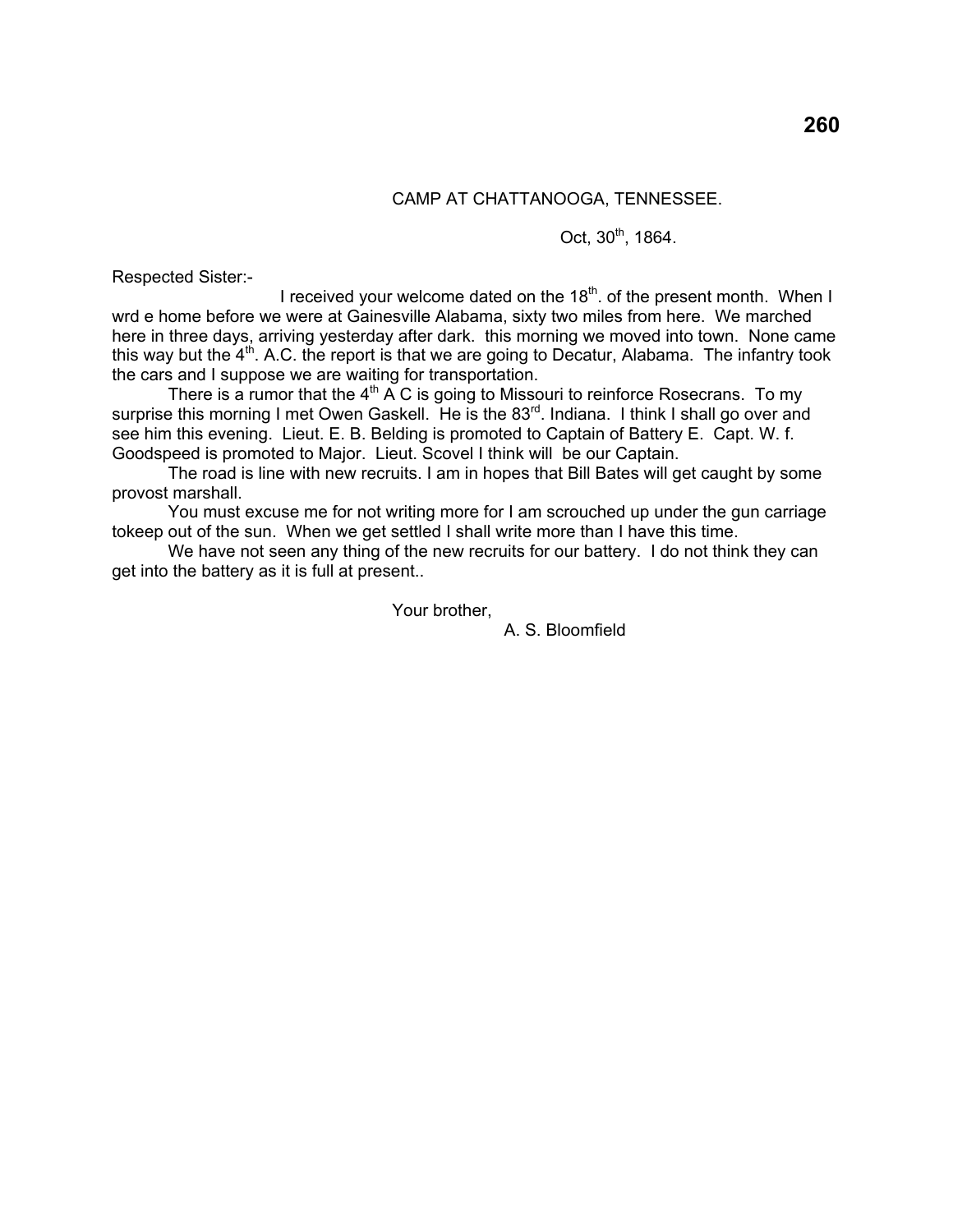CAMP AT CHATTANOOGA, TENNESSEE.

Oct, 30th, 1864.

Respected Sister:-

I received your welcome dated on the 18th. of the present month. When I wrd e home before we were at Gainesville Alabama, sixty two miles from here. We marched here in three days, arriving yesterday after dark. this morning we moved into town. None came this way but the 4th. A.C. the report is that we are going to Decatur, Alabama. The infantry took the cars and I suppose we are waiting for transportation.

There is a rumor that the 4th A C is going to Missouri to reinforce Rosecrans. To my surprise this morning I met Owen Gaskell. He is the 83rd. Indiana. I think I shall go over and see him this evening. Lieut. E. B. Belding is promoted to Captain of Battery E. Capt. W. f. Goodspeed is promoted to Major. Lieut. Scovel I think will be our Captain.

The road is line with new recruits. I am in hopes that Bill Bates will get caught by some provost marshall.

You must excuse me for not writing more for I am scrouched up under the gun carriage tokeep out of the sun. When we get settled I shall write more than I have this time.

We have not seen any thing of the new recruits for our battery. I do not think they can get into the battery as it is full at present..

Your brother,

A. S. Bloomfield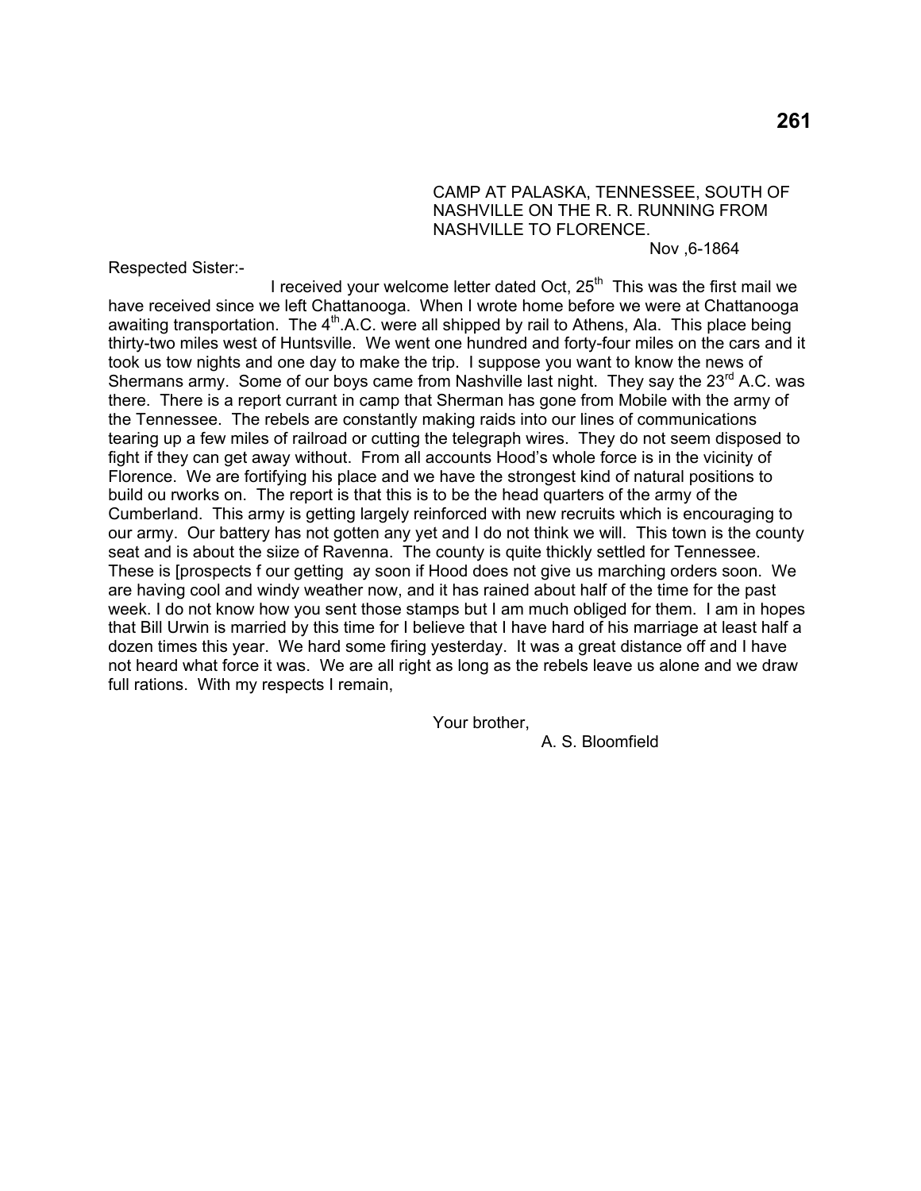CAMP AT PALASKA, TENNESSEE, SOUTH OF NASHVILLE ON THE R. R. RUNNING FROM NASHVILLE TO FLORENCE.

Nov ,6-1864

Respected Sister:-

I received your welcome letter dated Oct, 25th This was the first mail we have received since we left Chattanooga. When I wrote home before we were at Chattanooga awaiting transportation. The 4th.A.C. were all shipped by rail to Athens, Ala. This place being thirty-two miles west of Huntsville. We went one hundred and forty-four miles on the cars and it took us tow nights and one day to make the trip. I suppose you want to know the news of Shermans army. Some of our boys came from Nashville last night. They say the 23rd A.C. was there. There is a report currant in camp that Sherman has gone from Mobile with the army of the Tennessee. The rebels are constantly making raids into our lines of communications tearing up a few miles of railroad or cutting the telegraph wires. They do not seem disposed to fight if they can get away without. From all accounts Hood's whole force is in the vicinity of Florence. We are fortifying his place and we have the strongest kind of natural positions to build ou rworks on. The report is that this is to be the head quarters of the army of the Cumberland. This army is getting largely reinforced with new recruits which is encouraging to our army. Our battery has not gotten any yet and I do not think we will. This town is the county seat and is about the siize of Ravenna. The county is quite thickly settled for Tennessee. These is [prospects f our getting ay soon if Hood does not give us marching orders soon. We are having cool and windy weather now, and it has rained about half of the time for the past week. I do not know how you sent those stamps but I am much obliged for them. I am in hopes that Bill Urwin is married by this time for I believe that I have hard of his marriage at least half a dozen times this year. We hard some firing yesterday. It was a great distance off and I have not heard what force it was. We are all right as long as the rebels leave us alone and we draw full rations. With my respects I remain,

Your brother,

A. S. Bloomfield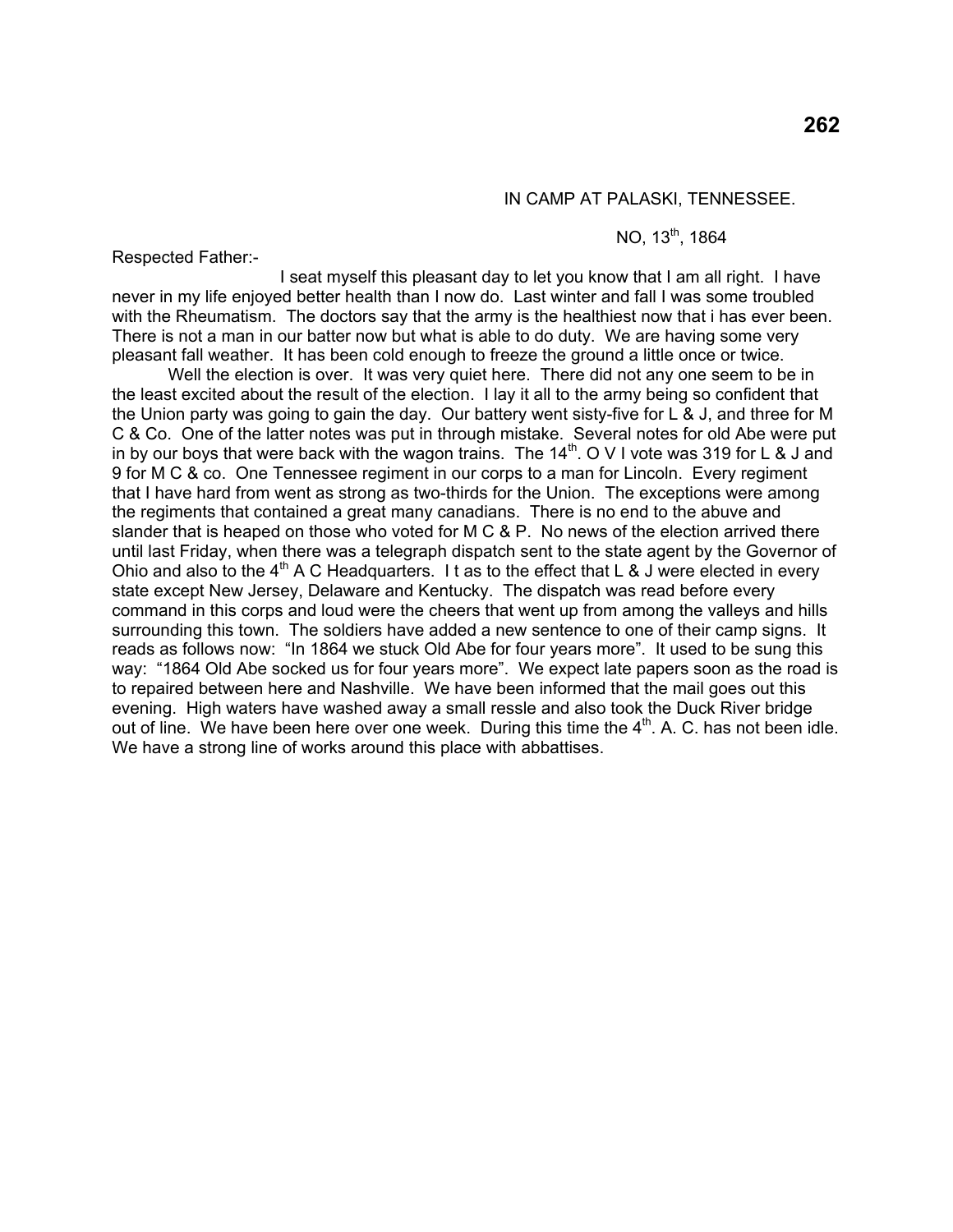IN CAMP AT PALASKI, TENNESSEE.

NO, 13th, 1864

Respected Father:-

I seat myself this pleasant day to let you know that I am all right. I have never in my life enjoyed better health than I now do. Last winter and fall I was some troubled with the Rheumatism. The doctors say that the army is the healthiest now that i has ever been. There is not a man in our batter now but what is able to do duty. We are having some very pleasant fall weather. It has been cold enough to freeze the ground a little once or twice.

Well the election is over. It was very quiet here. There did not any one seem to be in the least excited about the result of the election. I lay it all to the army being so confident that the Union party was going to gain the day. Our battery went sisty-five for L & J, and three for M C & Co. One of the latter notes was put in through mistake. Several notes for old Abe were put in by our boys that were back with the wagon trains. The 14th. O V I vote was 319 for L & J and 9 for M C & co. One Tennessee regiment in our corps to a man for Lincoln. Every regiment that I have hard from went as strong as two-thirds for the Union. The exceptions were among the regiments that contained a great many canadians. There is no end to the abuve and slander that is heaped on those who voted for M C & P. No news of the election arrived there until last Friday, when there was a telegraph dispatch sent to the state agent by the Governor of Ohio and also to the 4th A C Headquarters. I t as to the effect that L & J were elected in every state except New Jersey, Delaware and Kentucky. The dispatch was read before every command in this corps and loud were the cheers that went up from among the valleys and hills surrounding this town. The soldiers have added a new sentence to one of their camp signs. It reads as follows now: "In 1864 we stuck Old Abe for four years more". It used to be sung this way: "1864 Old Abe socked us for four years more". We expect late papers soon as the road is to repaired between here and Nashville. We have been informed that the mail goes out this evening. High waters have washed away a small ressle and also took the Duck River bridge out of line. We have been here over one week. During this time the 4th. A. C. has not been idle. We have a strong line of works around this place with abbattises.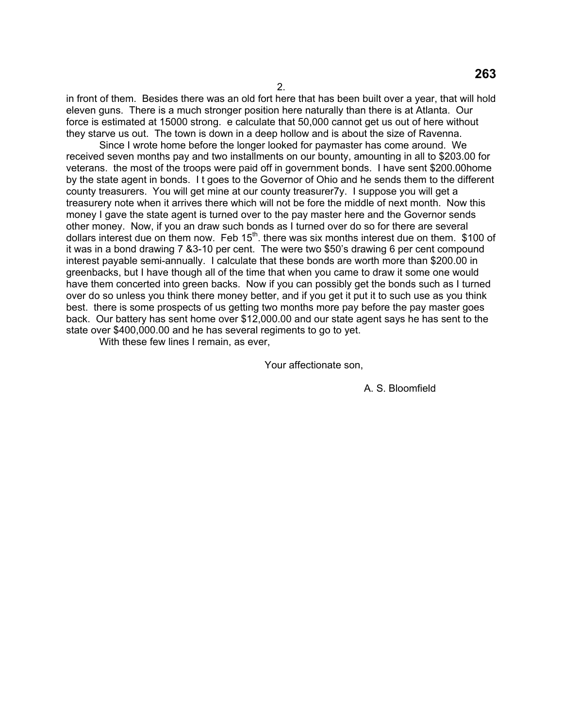in front of them. Besides there was an old fort here that has been built over a year, that will hold eleven guns. There is a much stronger position here naturally than there is at Atlanta. Our force is estimated at 15000 strong. e calculate that 50,000 cannot get us out of here without they starve us out. The town is down in a deep hollow and is about the size of Ravenna.

Since I wrote home before the longer looked for paymaster has come around. We received seven months pay and two installments on our bounty, amounting in all to $203.00 for veterans. the most of the troops were paid off in government bonds. I have sent $200.00home by the state agent in bonds. I t goes to the Governor of Ohio and he sends them to the different county treasurers. You will get mine at our county treasurer7y. I suppose you will get a treasurery note when it arrives there which will not be fore the middle of next month. Now this money I gave the state agent is turned over to the pay master here and the Governor sends other money. Now, if you an draw such bonds as I turned over do so for there are several dollars interest due on them now. Feb 15th. there was six months interest due on them. $100 of it was in a bond drawing 7 &3-10 per cent. The were two $50's drawing 6 per cent compound interest payable semi-annually. I calculate that these bonds are worth more than $200.00 in greenbacks, but I have though all of the time that when you came to draw it some one would have them concerted into green backs. Now if you can possibly get the bonds such as I turned over do so unless you think there money better, and if you get it put it to such use as you think best. there is some prospects of us getting two months more pay before the pay master goes back. Our battery has sent home over $12,000.00 and our state agent says he has sent to the state over $400,000.00 and he has several regiments to go to yet.

With these few lines I remain, as ever,

Your affectionate son,

A. S. Bloomfield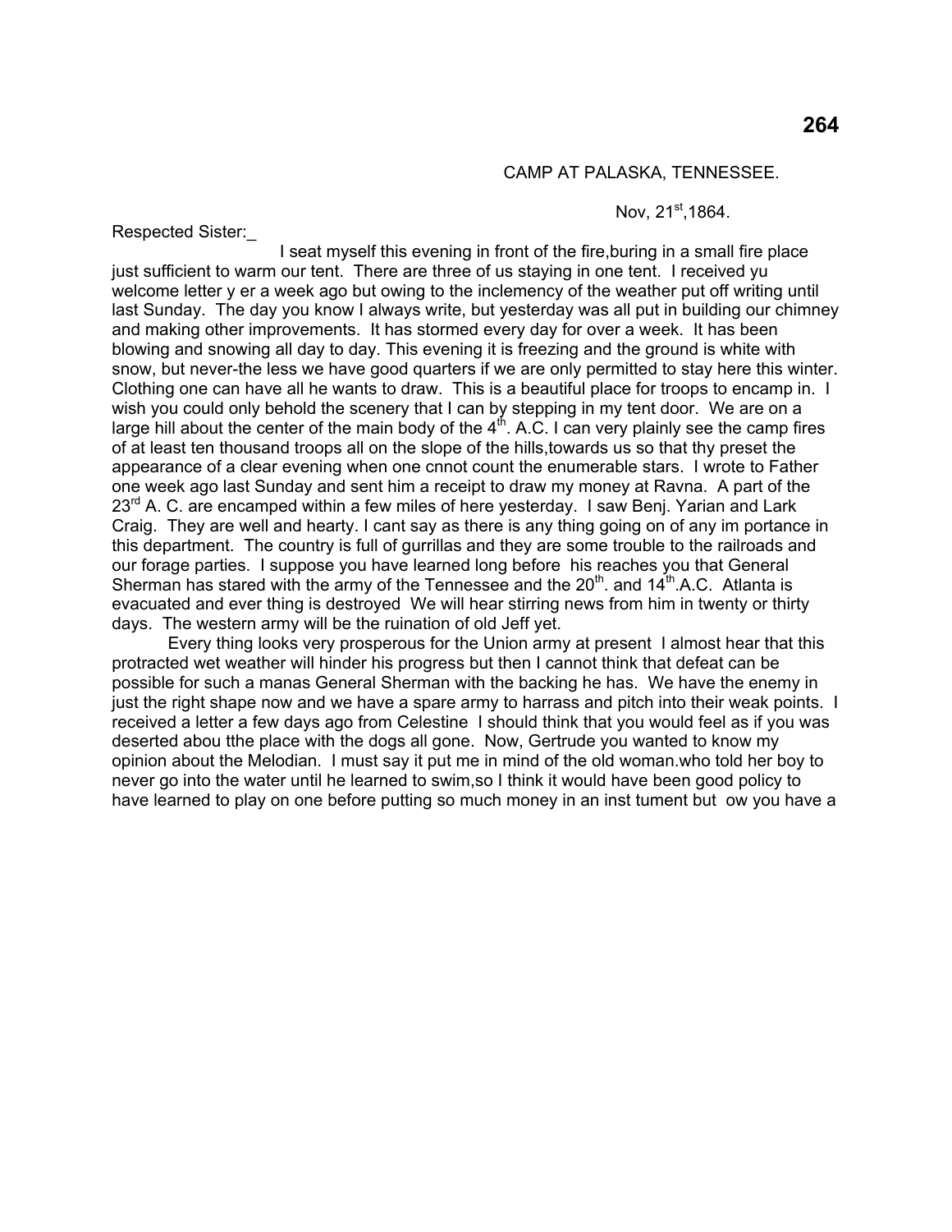CAMP AT PALASKA, TENNESSEE.

Nov, 21st,1864.

Respected Sister:_

I seat myself this evening in front of the fire,buring in a small fire place just sufficient to warm our tent. There are three of us staying in one tent. I received yu welcome letter y er a week ago but owing to the inclemency of the weather put off writing until last Sunday. The day you know I always write, but yesterday was all put in building our chimney and making other improvements. It has stormed every day for over a week. It has been blowing and snowing all day to day. This evening it is freezing and the ground is white with snow, but never-the less we have good quarters if we are only permitted to stay here this winter. Clothing one can have all he wants to draw. This is a beautiful place for troops to encamp in. I wish you could only behold the scenery that I can by stepping in my tent door. We are on a large hill about the center of the main body of the 4th. A.C. I can very plainly see the camp fires of at least ten thousand troops all on the slope of the hills,towards us so that thy preset the appearance of a clear evening when one cnnot count the enumerable stars. I wrote to Father one week ago last Sunday and sent him a receipt to draw my money at Ravna. A part of the 23rd A. C. are encamped within a few miles of here yesterday. I saw Benj. Yarian and Lark Craig. They are well and hearty. I cant say as there is any thing going on of any im portance in this department. The country is full of gurrillas and they are some trouble to the railroads and our forage parties. I suppose you have learned long before his reaches you that General Sherman has stared with the army of the Tennessee and the 20th. and 14th.A.C. Atlanta is evacuated and ever thing is destroyed We will hear stirring news from him in twenty or thirty days. The western army will be the ruination of old Jeff yet.

Every thing looks very prosperous for the Union army at present I almost hear that this protracted wet weather will hinder his progress but then I cannot think that defeat can be possible for such a manas General Sherman with the backing he has. We have the enemy in just the right shape now and we have a spare army to harrass and pitch into their weak points. I received a letter a few days ago from Celestine I should think that you would feel as if you was deserted abou tthe place with the dogs all gone. Now, Gertrude you wanted to know my opinion about the Melodian. I must say it put me in mind of the old woman.who told her boy to never go into the water until he learned to swim,so I think it would have been good policy to have learned to play on one before putting so much money in an inst tument but ow you have a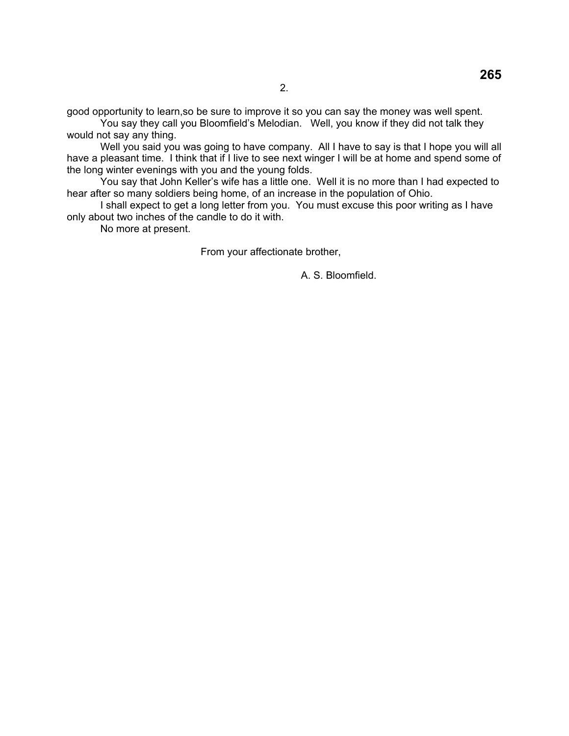good opportunity to learn,so be sure to improve it so you can say the money was well spent.

You say they call you Bloomfield's Melodian. Well, you know if they did not talk they would not say any thing.

Well you said you was going to have company. All I have to say is that I hope you will all have a pleasant time. I think that if I live to see next winger I will be at home and spend some of the long winter evenings with you and the young folds.

You say that John Keller's wife has a little one. Well it is no more than I had expected to hear after so many soldiers being home, of an increase in the population of Ohio.

I shall expect to get a long letter from you. You must excuse this poor writing as I have only about two inches of the candle to do it with.

No more at present.

From your affectionate brother,

A. S. Bloomfield.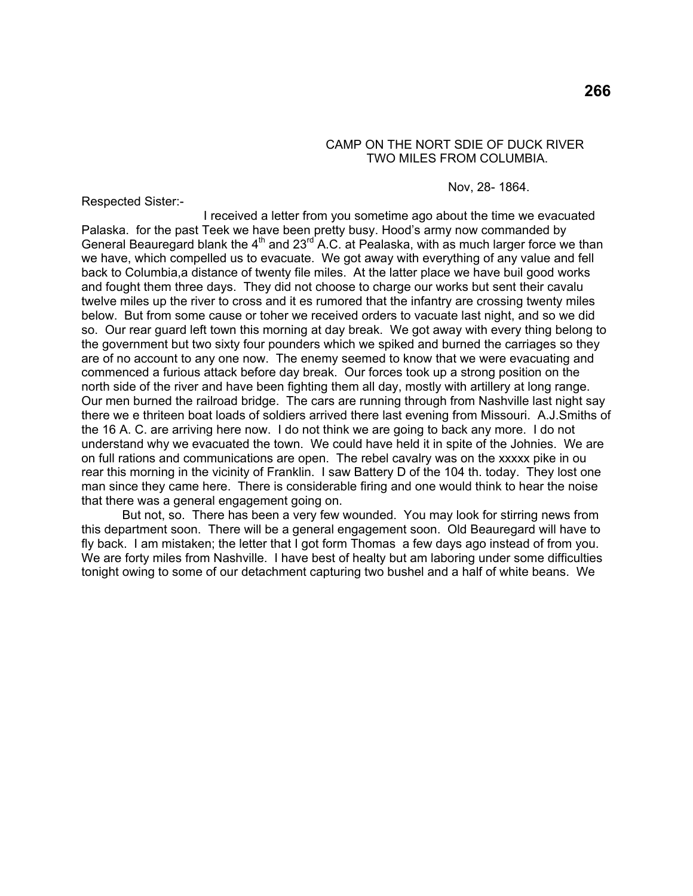CAMP ON THE NORT SDIE OF DUCK RIVER
TWO MILES FROM COLUMBIA.

Nov, 28- 1864.

Respected Sister:-

I received a letter from you sometime ago about the time we evacuated Palaska. for the past Teek we have been pretty busy. Hood's army now commanded by General Beauregard blank the 4th and 23rd A.C. at Pealaska, with as much larger force we than we have, which compelled us to evacuate. We got away with everything of any value and fell back to Columbia,a distance of twenty file miles. At the latter place we have buil good works and fought them three days. They did not choose to charge our works but sent their cavalu twelve miles up the river to cross and it es rumored that the infantry are crossing twenty miles below. But from some cause or toher we received orders to vacuate last night, and so we did so. Our rear guard left town this morning at day break. We got away with every thing belong to the government but two sixty four pounders which we spiked and burned the carriages so they are of no account to any one now. The enemy seemed to know that we were evacuating and commenced a furious attack before day break. Our forces took up a strong position on the north side of the river and have been fighting them all day, mostly with artillery at long range. Our men burned the railroad bridge. The cars are running through from Nashville last night say there we e thriteen boat loads of soldiers arrived there last evening from Missouri. A.J.Smiths of the 16 A. C. are arriving here now. I do not think we are going to back any more. I do not understand why we evacuated the town. We could have held it in spite of the Johnies. We are on full rations and communications are open. The rebel cavalry was on the xxxxx pike in ou rear this morning in the vicinity of Franklin. I saw Battery D of the 104 th. today. They lost one man since they came here. There is considerable firing and one would think to hear the noise that there was a general engagement going on.

But not, so. There has been a very few wounded. You may look for stirring news from this department soon. There will be a general engagement soon. Old Beauregard will have to fly back. I am mistaken; the letter that I got form Thomas a few days ago instead of from you. We are forty miles from Nashville. I have best of healty but am laboring under some difficulties tonight owing to some of our detachment capturing two bushel and a half of white beans. We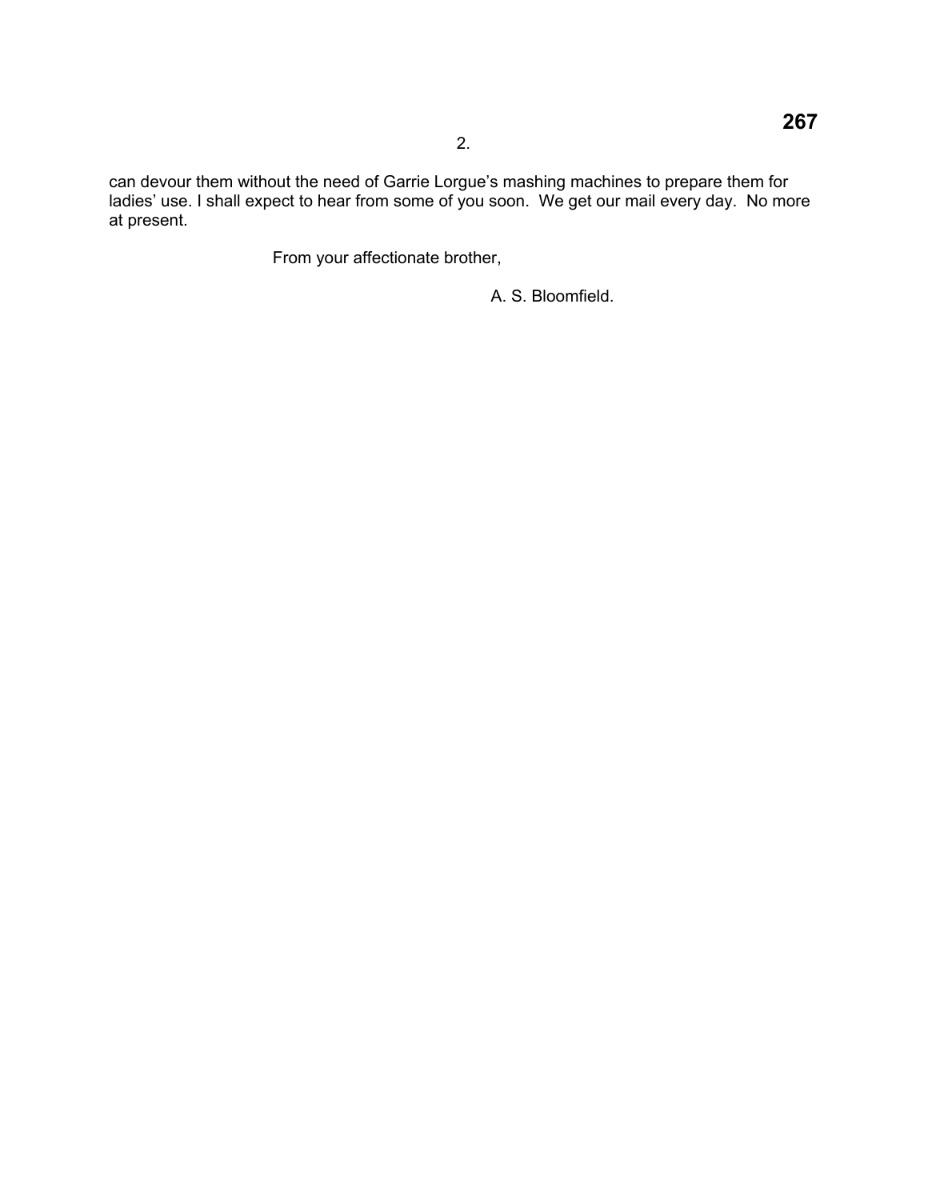can devour them without the need of Garrie Lorgue's mashing machines to prepare them for ladies' use. I shall expect to hear from some of you soon. We get our mail every day. No more at present.

From your affectionate brother,

A. S. Bloomfield.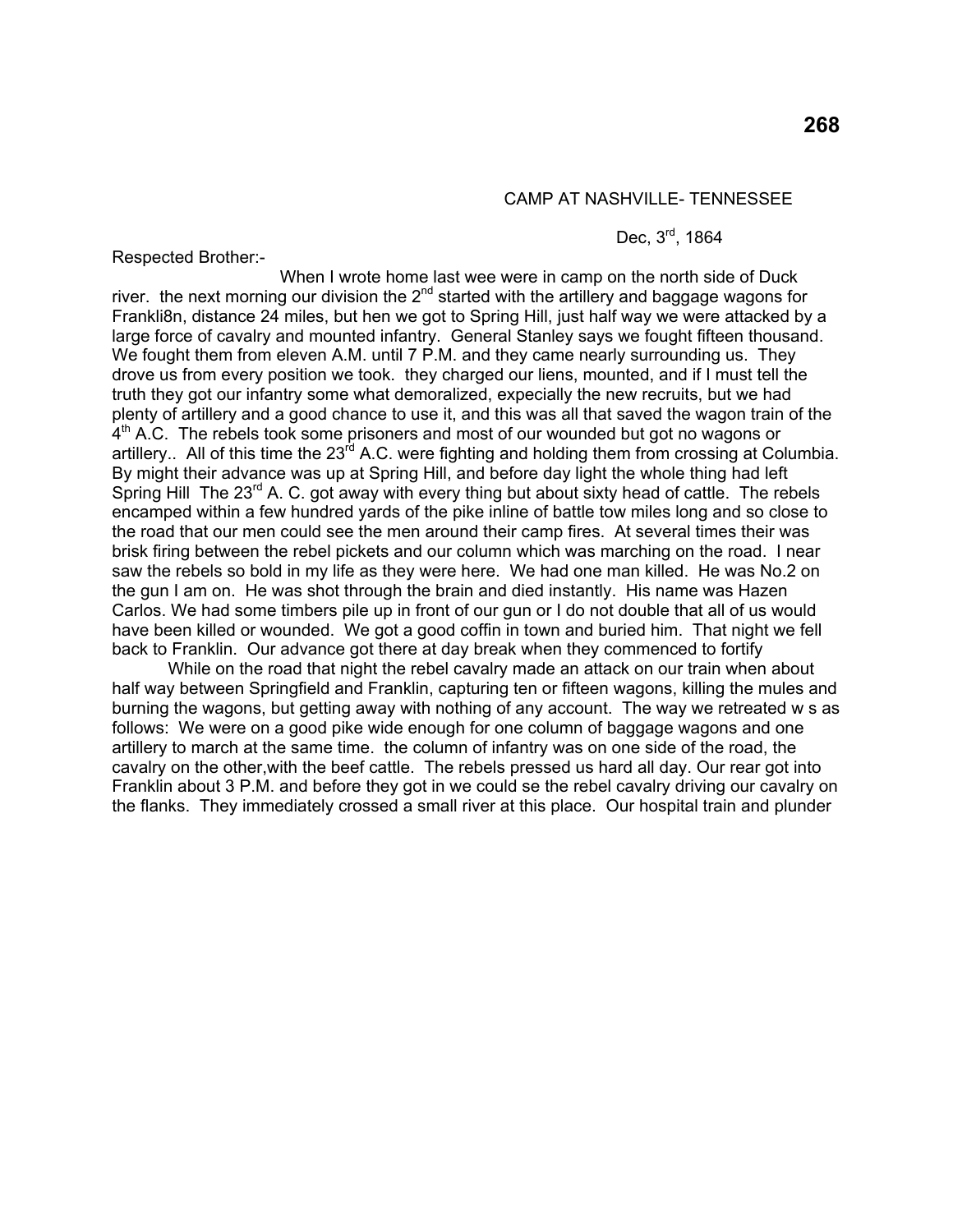CAMP AT NASHVILLE- TENNESSEE

Dec, 3rd, 1864

Respected Brother:-

When I wrote home last wee were in camp on the north side of Duck river. the next morning our division the 2nd started with the artillery and baggage wagons for Frankli8n, distance 24 miles, but hen we got to Spring Hill, just half way we were attacked by a large force of cavalry and mounted infantry. General Stanley says we fought fifteen thousand. We fought them from eleven A.M. until 7 P.M. and they came nearly surrounding us. They drove us from every position we took. they charged our liens, mounted, and if I must tell the truth they got our infantry some what demoralized, expecially the new recruits, but we had plenty of artillery and a good chance to use it, and this was all that saved the wagon train of the 4th A.C. The rebels took some prisoners and most of our wounded but got no wagons or artillery.. All of this time the 23rd A.C. were fighting and holding them from crossing at Columbia. By might their advance was up at Spring Hill, and before day light the whole thing had left Spring Hill The 23rd A. C. got away with every thing but about sixty head of cattle. The rebels encamped within a few hundred yards of the pike inline of battle tow miles long and so close to the road that our men could see the men around their camp fires. At several times their was brisk firing between the rebel pickets and our column which was marching on the road. I near saw the rebels so bold in my life as they were here. We had one man killed. He was No.2 on the gun I am on. He was shot through the brain and died instantly. His name was Hazen Carlos. We had some timbers pile up in front of our gun or I do not double that all of us would have been killed or wounded. We got a good coffin in town and buried him. That night we fell back to Franklin. Our advance got there at day break when they commenced to fortify

While on the road that night the rebel cavalry made an attack on our train when about half way between Springfield and Franklin, capturing ten or fifteen wagons, killing the mules and burning the wagons, but getting away with nothing of any account. The way we retreated w s as follows: We were on a good pike wide enough for one column of baggage wagons and one artillery to march at the same time. the column of infantry was on one side of the road, the cavalry on the other,with the beef cattle. The rebels pressed us hard all day. Our rear got into Franklin about 3 P.M. and before they got in we could se the rebel cavalry driving our cavalry on the flanks. They immediately crossed a small river at this place. Our hospital train and plunder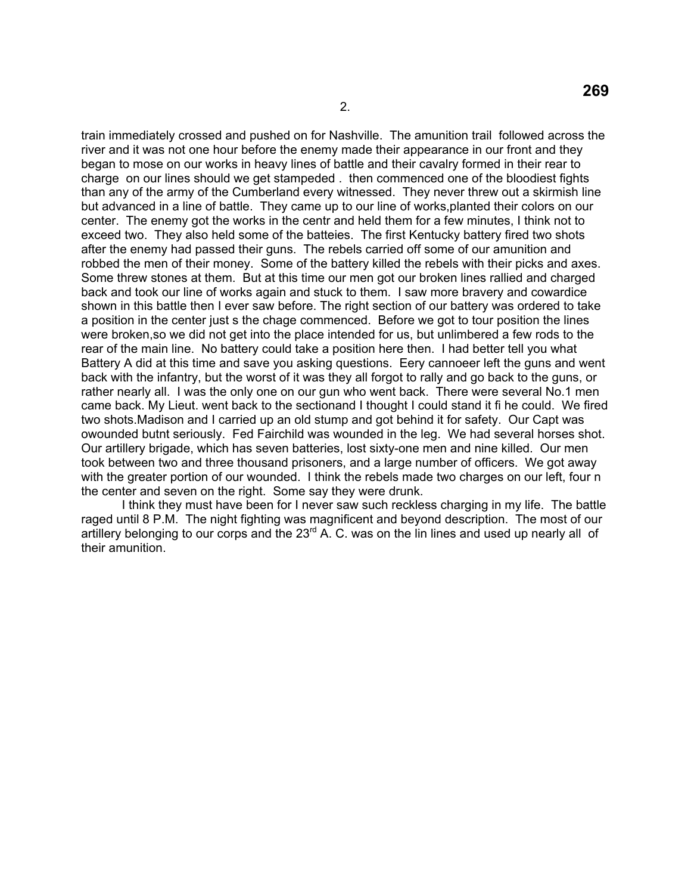train immediately crossed and pushed on for Nashville. The amunition trail followed across the river and it was not one hour before the enemy made their appearance in our front and they began to mose on our works in heavy lines of battle and their cavalry formed in their rear to charge on our lines should we get stampeded . then commenced one of the bloodiest fights than any of the army of the Cumberland every witnessed. They never threw out a skirmish line but advanced in a line of battle. They came up to our line of works,planted their colors on our center. The enemy got the works in the centr and held them for a few minutes, I think not to exceed two. They also held some of the batteies. The first Kentucky battery fired two shots after the enemy had passed their guns. The rebels carried off some of our amunition and robbed the men of their money. Some of the battery killed the rebels with their picks and axes. Some threw stones at them. But at this time our men got our broken lines rallied and charged back and took our line of works again and stuck to them. I saw more bravery and cowardice shown in this battle then I ever saw before. The right section of our battery was ordered to take a position in the center just s the chage commenced. Before we got to tour position the lines were broken,so we did not get into the place intended for us, but unlimbered a few rods to the rear of the main line. No battery could take a position here then. I had better tell you what Battery A did at this time and save you asking questions. Eery cannoeer left the guns and went back with the infantry, but the worst of it was they all forgot to rally and go back to the guns, or rather nearly all. I was the only one on our gun who went back. There were several No.1 men came back. My Lieut. went back to the sectionand I thought I could stand it fi he could. We fired two shots.Madison and I carried up an old stump and got behind it for safety. Our Capt was owounded butnt seriously. Fed Fairchild was wounded in the leg. We had several horses shot. Our artillery brigade, which has seven batteries, lost sixty-one men and nine killed. Our men took between two and three thousand prisoners, and a large number of officers. We got away with the greater portion of our wounded. I think the rebels made two charges on our left, four n the center and seven on the right. Some say they were drunk.

I think they must have been for I never saw such reckless charging in my life. The battle raged until 8 P.M. The night fighting was magnificent and beyond description. The most of our artillery belonging to our corps and the 23rd A. C. was on the lin lines and used up nearly all of their amunition.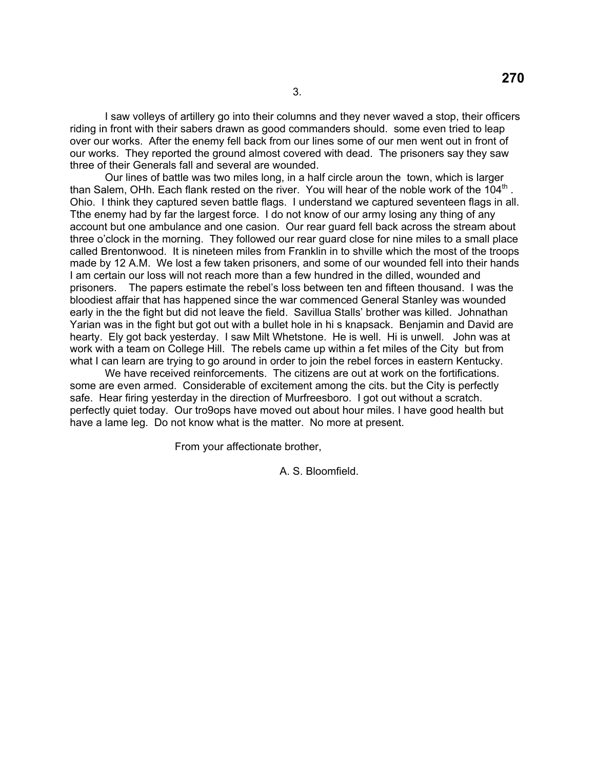3.

I saw volleys of artillery go into their columns and they never waved a stop, their officers riding in front with their sabers drawn as good commanders should. some even tried to leap over our works. After the enemy fell back from our lines some of our men went out in front of our works. They reported the ground almost covered with dead. The prisoners say they saw three of their Generals fall and several are wounded.

Our lines of battle was two miles long, in a half circle aroun the town, which is larger than Salem, OHh. Each flank rested on the river. You will hear of the noble work of the 104th . Ohio. I think they captured seven battle flags. I understand we captured seventeen flags in all. Tthe enemy had by far the largest force. I do not know of our army losing any thing of any account but one ambulance and one casion. Our rear guard fell back across the stream about three o'clock in the morning. They followed our rear guard close for nine miles to a small place called Brentonwood. It is nineteen miles from Franklin in to shville which the most of the troops made by 12 A.M. We lost a few taken prisoners, and some of our wounded fell into their hands I am certain our loss will not reach more than a few hundred in the dilled, wounded and prisoners. The papers estimate the rebel's loss between ten and fifteen thousand. I was the bloodiest affair that has happened since the war commenced General Stanley was wounded early in the the fight but did not leave the field. Savillua Stalls' brother was killed. Johnathan Yarian was in the fight but got out with a bullet hole in hi s knapsack. Benjamin and David are hearty. Ely got back yesterday. I saw Milt Whetstone. He is well. Hi is unwell. John was at work with a team on College Hill. The rebels came up within a fet miles of the City but from what I can learn are trying to go around in order to join the rebel forces in eastern Kentucky.

We have received reinforcements. The citizens are out at work on the fortifications. some are even armed. Considerable of excitement among the cits. but the City is perfectly safe. Hear firing yesterday in the direction of Murfreesboro. I got out without a scratch. perfectly quiet today. Our tro9ops have moved out about hour miles. I have good health but have a lame leg. Do not know what is the matter. No more at present.

From your affectionate brother,

A. S. Bloomfield.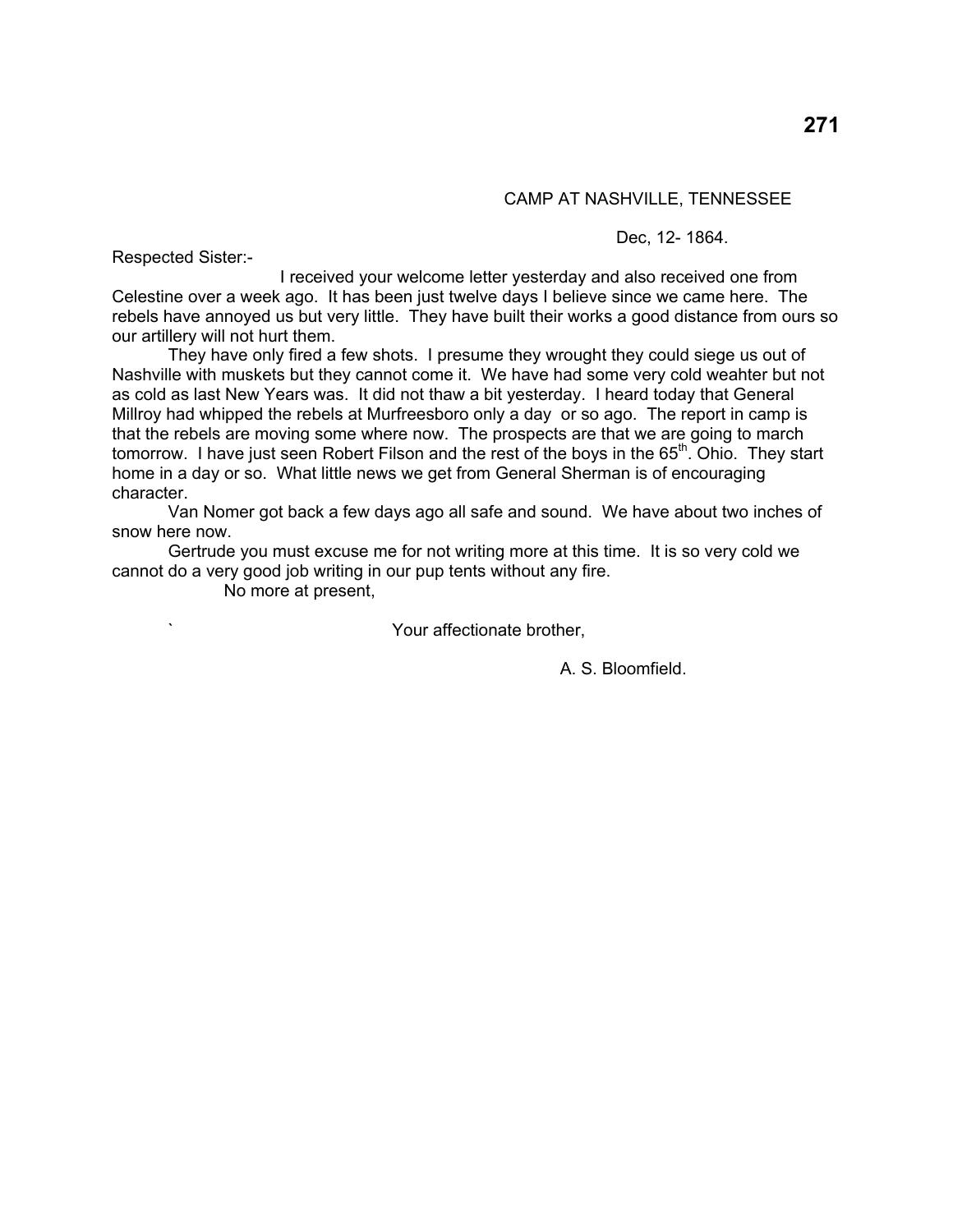CAMP AT NASHVILLE, TENNESSEE

Dec, 12- 1864.

Respected Sister:-

I received your welcome letter yesterday and also received one from Celestine over a week ago. It has been just twelve days I believe since we came here. The rebels have annoyed us but very little. They have built their works a good distance from ours so our artillery will not hurt them.

They have only fired a few shots. I presume they wrought they could siege us out of Nashville with muskets but they cannot come it. We have had some very cold weahter but not as cold as last New Years was. It did not thaw a bit yesterday. I heard today that General Millroy had whipped the rebels at Murfreesboro only a day or so ago. The report in camp is that the rebels are moving some where now. The prospects are that we are going to march tomorrow. I have just seen Robert Filson and the rest of the boys in the 65th. Ohio. They start home in a day or so. What little news we get from General Sherman is of encouraging character.

Van Nomer got back a few days ago all safe and sound. We have about two inches of snow here now.

Gertrude you must excuse me for not writing more at this time. It is so very cold we cannot do a very good job writing in our pup tents without any fire.

No more at present,

` Your affectionate brother,

A. S. Bloomfield.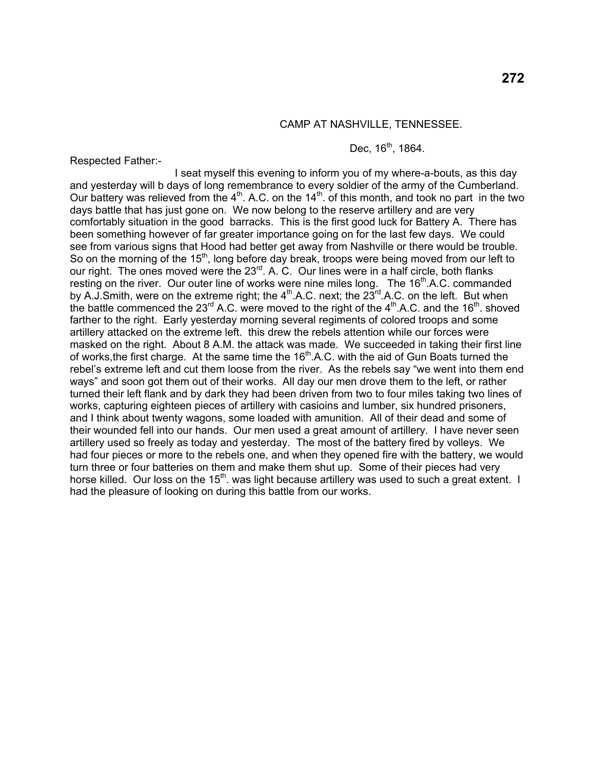CAMP AT NASHVILLE, TENNESSEE.

Dec, 16th, 1864.

Respected Father:-

I seat myself this evening to inform you of my where-a-bouts, as this day and yesterday will b days of long remembrance to every soldier of the army of the Cumberland. Our battery was relieved from the 4th. A.C. on the 14th. of this month, and took no part in the two days battle that has just gone on. We now belong to the reserve artillery and are very comfortably situation in the good barracks. This is the first good luck for Battery A. There has been something however of far greater importance going on for the last few days. We could see from various signs that Hood had better get away from Nashville or there would be trouble. So on the morning of the 15th, long before day break, troops were being moved from our left to our right. The ones moved were the 23rd. A. C. Our lines were in a half circle, both flanks resting on the river. Our outer line of works were nine miles long. The 16th.A.C. commanded by A.J.Smith, were on the extreme right; the 4th.A.C. next; the 23rd.A.C. on the left. But when the battle commenced the 23rd A.C. were moved to the right of the 4th.A.C. and the 16th. shoved farther to the right. Early yesterday morning several regiments of colored troops and some artillery attacked on the extreme left. this drew the rebels attention while our forces were masked on the right. About 8 A.M. the attack was made. We succeeded in taking their first line of works,the first charge. At the same time the 16th.A.C. with the aid of Gun Boats turned the rebel's extreme left and cut them loose from the river. As the rebels say "we went into them end ways" and soon got them out of their works. All day our men drove them to the left, or rather turned their left flank and by dark they had been driven from two to four miles taking two lines of works, capturing eighteen pieces of artillery with casioins and lumber, six hundred prisoners, and I think about twenty wagons, some loaded with amunition. All of their dead and some of their wounded fell into our hands. Our men used a great amount of artillery. I have never seen artillery used so freely as today and yesterday. The most of the battery fired by volleys. We had four pieces or more to the rebels one, and when they opened fire with the battery, we would turn three or four batteries on them and make them shut up. Some of their pieces had very horse killed. Our loss on the 15th. was light because artillery was used to such a great extent. I had the pleasure of looking on during this battle from our works.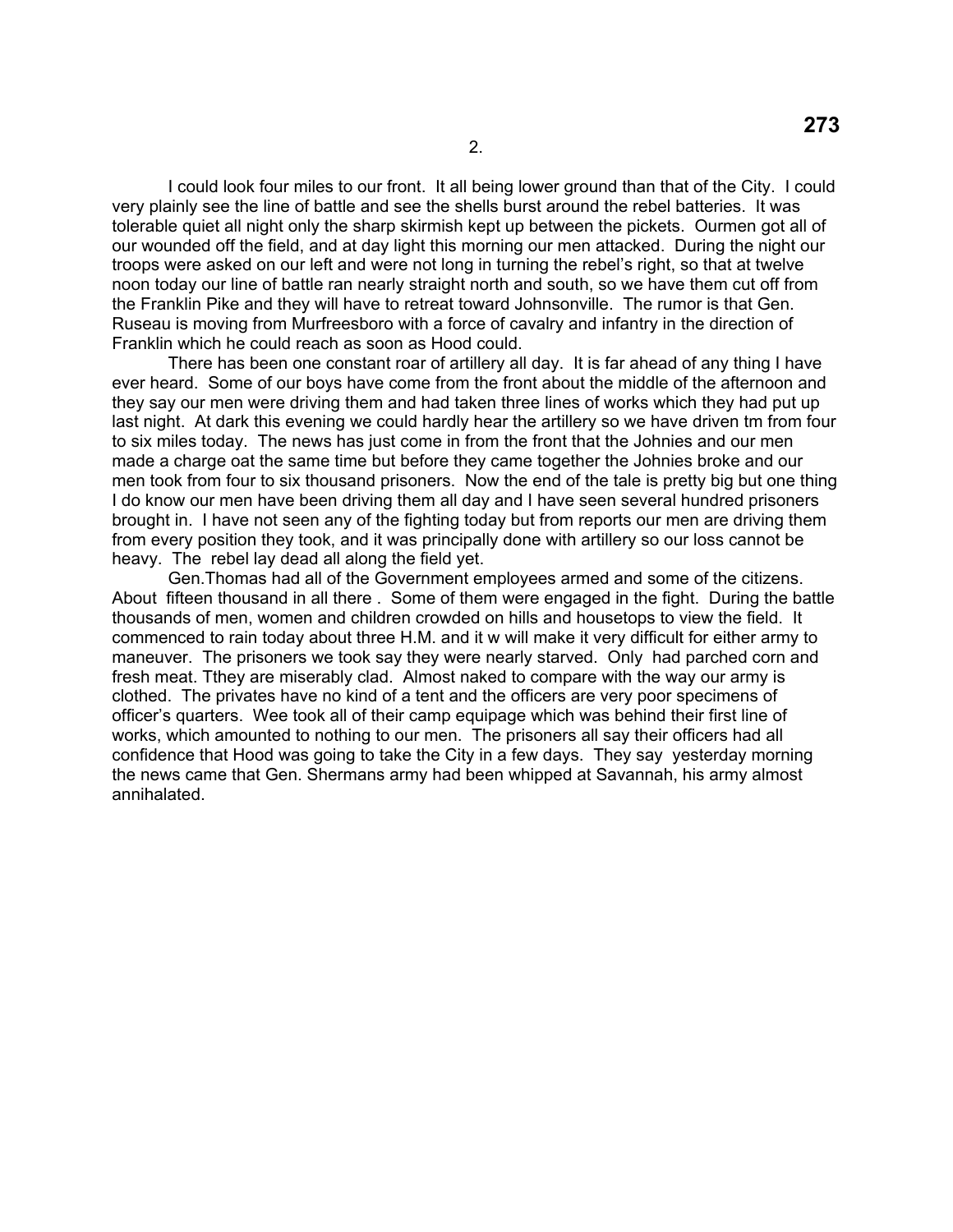I could look four miles to our front. It all being lower ground than that of the City. I could very plainly see the line of battle and see the shells burst around the rebel batteries. It was tolerable quiet all night only the sharp skirmish kept up between the pickets. Ourmen got all of our wounded off the field, and at day light this morning our men attacked. During the night our troops were asked on our left and were not long in turning the rebel's right, so that at twelve noon today our line of battle ran nearly straight north and south, so we have them cut off from the Franklin Pike and they will have to retreat toward Johnsonville. The rumor is that Gen. Ruseau is moving from Murfreesboro with a force of cavalry and infantry in the direction of Franklin which he could reach as soon as Hood could.

There has been one constant roar of artillery all day. It is far ahead of any thing I have ever heard. Some of our boys have come from the front about the middle of the afternoon and they say our men were driving them and had taken three lines of works which they had put up last night. At dark this evening we could hardly hear the artillery so we have driven tm from four to six miles today. The news has just come in from the front that the Johnies and our men made a charge oat the same time but before they came together the Johnies broke and our men took from four to six thousand prisoners. Now the end of the tale is pretty big but one thing I do know our men have been driving them all day and I have seen several hundred prisoners brought in. I have not seen any of the fighting today but from reports our men are driving them from every position they took, and it was principally done with artillery so our loss cannot be heavy. The rebel lay dead all along the field yet.

Gen.Thomas had all of the Government employees armed and some of the citizens. About fifteen thousand in all there . Some of them were engaged in the fight. During the battle thousands of men, women and children crowded on hills and housetops to view the field. It commenced to rain today about three H.M. and it w will make it very difficult for either army to maneuver. The prisoners we took say they were nearly starved. Only had parched corn and fresh meat. Tthey are miserably clad. Almost naked to compare with the way our army is clothed. The privates have no kind of a tent and the officers are very poor specimens of officer's quarters. Wee took all of their camp equipage which was behind their first line of works, which amounted to nothing to our men. The prisoners all say their officers had all confidence that Hood was going to take the City in a few days. They say yesterday morning the news came that Gen. Shermans army had been whipped at Savannah, his army almost annihalated.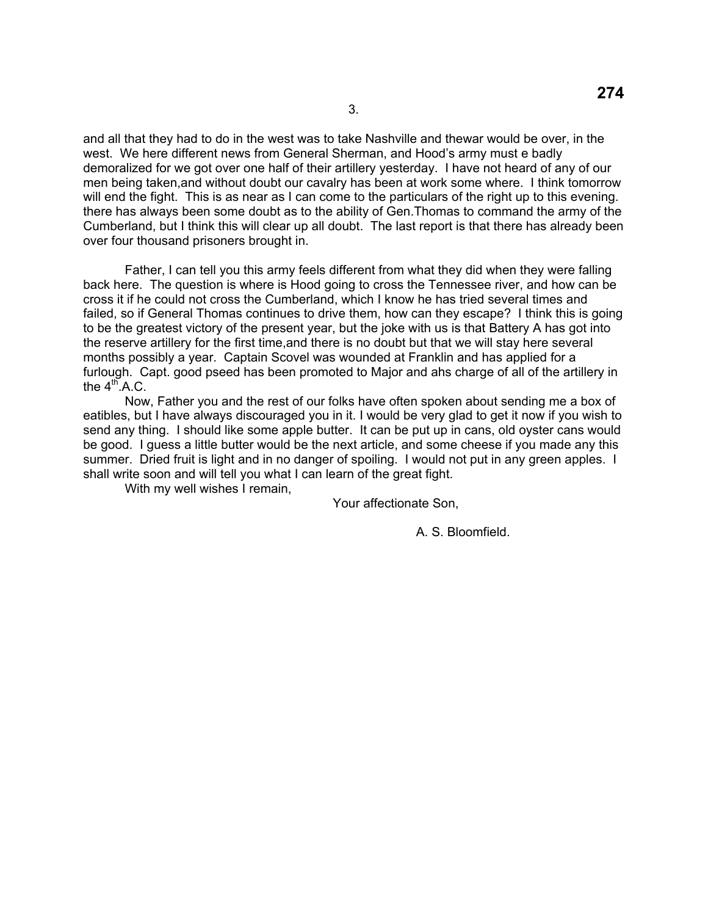and all that they had to do in the west was to take Nashville and thewar would be over, in the west. We here different news from General Sherman, and Hood's army must e badly demoralized for we got over one half of their artillery yesterday. I have not heard of any of our men being taken,and without doubt our cavalry has been at work some where. I think tomorrow will end the fight. This is as near as I can come to the particulars of the right up to this evening. there has always been some doubt as to the ability of Gen.Thomas to command the army of the Cumberland, but I think this will clear up all doubt. The last report is that there has already been over four thousand prisoners brought in.

Father, I can tell you this army feels different from what they did when they were falling back here. The question is where is Hood going to cross the Tennessee river, and how can be cross it if he could not cross the Cumberland, which I know he has tried several times and failed, so if General Thomas continues to drive them, how can they escape? I think this is going to be the greatest victory of the present year, but the joke with us is that Battery A has got into the reserve artillery for the first time,and there is no doubt but that we will stay here several months possibly a year. Captain Scovel was wounded at Franklin and has applied for a furlough. Capt. good pseed has been promoted to Major and ahs charge of all of the artillery in the 4th.A.C.

Now, Father you and the rest of our folks have often spoken about sending me a box of eatibles, but I have always discouraged you in it. I would be very glad to get it now if you wish to send any thing. I should like some apple butter. It can be put up in cans, old oyster cans would be good. I guess a little butter would be the next article, and some cheese if you made any this summer. Dried fruit is light and in no danger of spoiling. I would not put in any green apples. I shall write soon and will tell you what I can learn of the great fight.

With my well wishes I remain,

Your affectionate Son,

A. S. Bloomfield.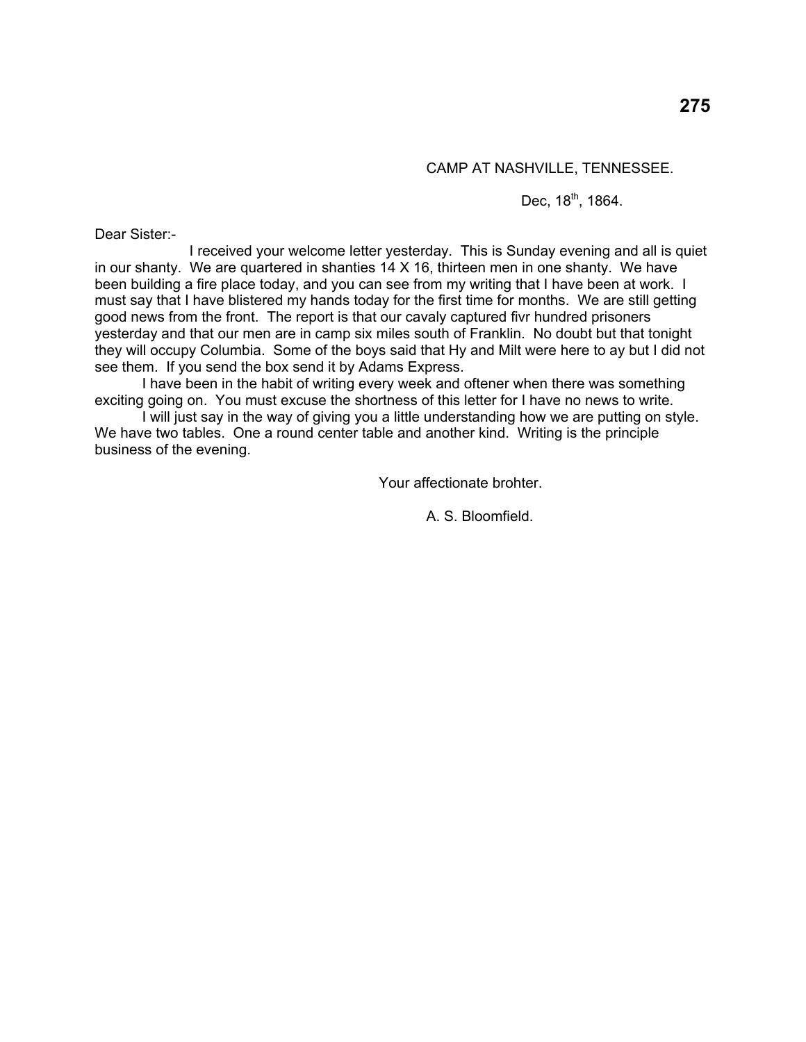CAMP AT NASHVILLE, TENNESSEE.

Dec, 18th, 1864.

Dear Sister:-

I received your welcome letter yesterday. This is Sunday evening and all is quiet in our shanty. We are quartered in shanties 14 X 16, thirteen men in one shanty. We have been building a fire place today, and you can see from my writing that I have been at work. I must say that I have blistered my hands today for the first time for months. We are still getting good news from the front. The report is that our cavaly captured fivr hundred prisoners yesterday and that our men are in camp six miles south of Franklin. No doubt but that tonight they will occupy Columbia. Some of the boys said that Hy and Milt were here to ay but I did not see them. If you send the box send it by Adams Express.

I have been in the habit of writing every week and oftener when there was something exciting going on. You must excuse the shortness of this letter for I have no news to write.

I will just say in the way of giving you a little understanding how we are putting on style. We have two tables. One a round center table and another kind. Writing is the principle business of the evening.

Your affectionate brohter.

A. S. Bloomfield.